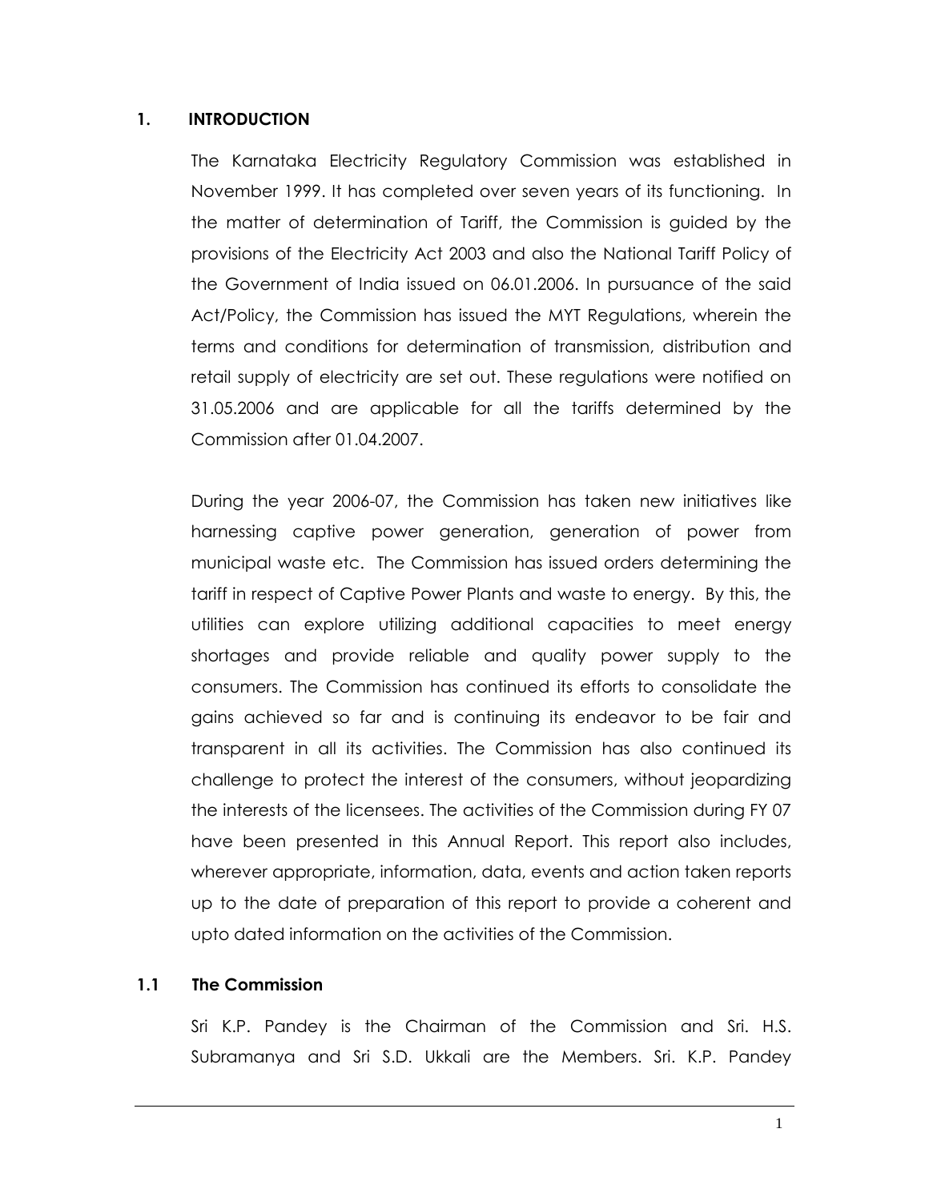# 1. INTRODUCTION

The Karnataka Electricity Regulatory Commission was established in November 1999. It has completed over seven years of its functioning. In the matter of determination of Tariff, the Commission is guided by the provisions of the Electricity Act 2003 and also the National Tariff Policy of the Government of India issued on 06.01.2006. In pursuance of the said Act/Policy, the Commission has issued the MYT Regulations, wherein the terms and conditions for determination of transmission, distribution and retail supply of electricity are set out. These regulations were notified on 31.05.2006 and are applicable for all the tariffs determined by the Commission after 01.04.2007.

During the year 2006-07, the Commission has taken new initiatives like harnessing captive power generation, generation of power from municipal waste etc. The Commission has issued orders determining the tariff in respect of Captive Power Plants and waste to energy. By this, the utilities can explore utilizing additional capacities to meet energy shortages and provide reliable and quality power supply to the consumers. The Commission has continued its efforts to consolidate the gains achieved so far and is continuing its endeavor to be fair and transparent in all its activities. The Commission has also continued its challenge to protect the interest of the consumers, without jeopardizing the interests of the licensees. The activities of the Commission during FY 07 have been presented in this Annual Report. This report also includes, wherever appropriate, information, data, events and action taken reports up to the date of preparation of this report to provide a coherent and upto dated information on the activities of the Commission.

## 1.1 The Commission

Sri K.P. Pandey is the Chairman of the Commission and Sri. H.S. Subramanya and Sri S.D. Ukkali are the Members. Sri. K.P. Pandey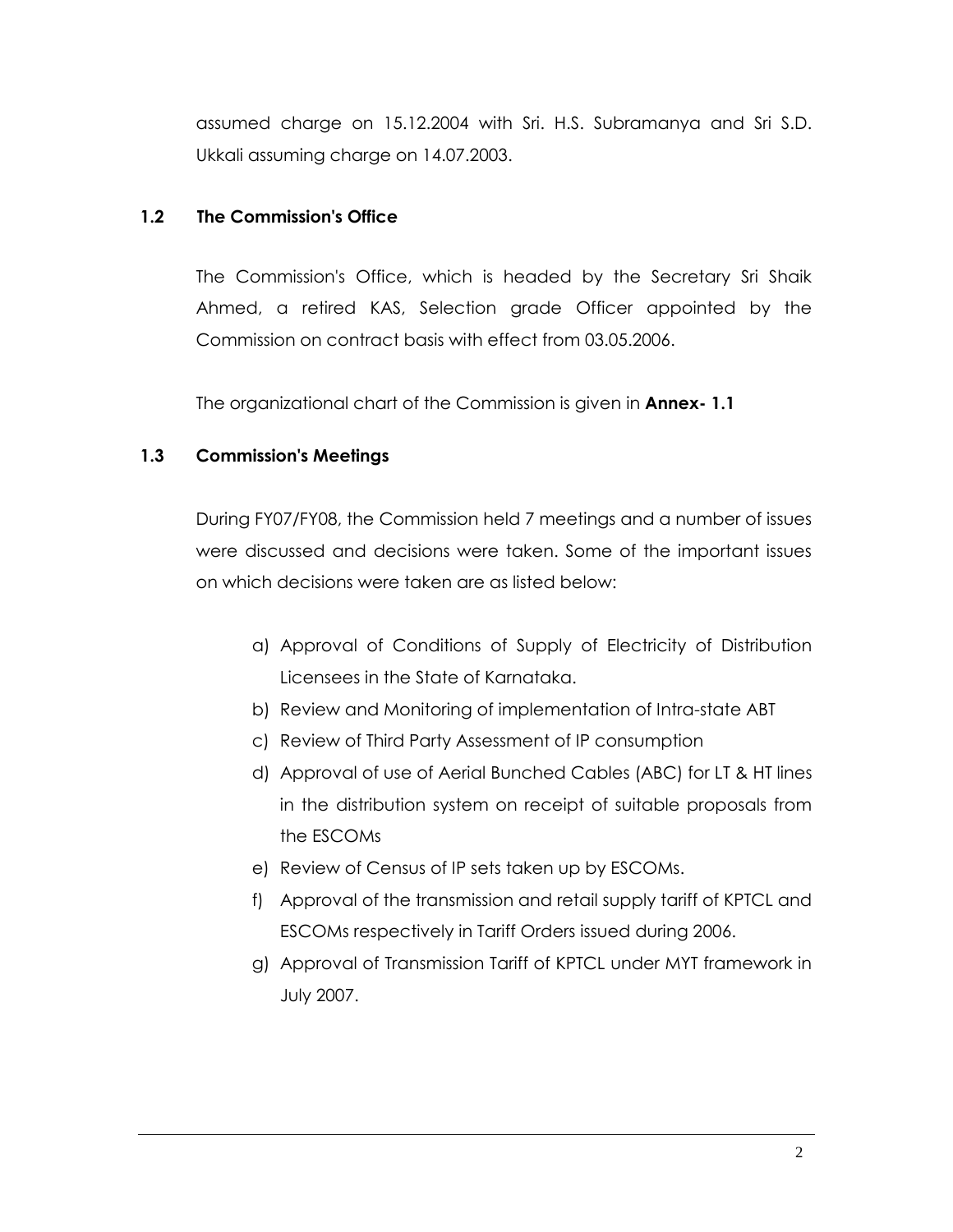assumed charge on 15.12.2004 with Sri. H.S. Subramanya and Sri S.D. Ukkali assuming charge on 14.07.2003.

### 1.2 The Commission's Office

The Commission's Office, which is headed by the Secretary Sri Shaik Ahmed, a retired KAS, Selection grade Officer appointed by the Commission on contract basis with effect from 03.05.2006.

The organizational chart of the Commission is given in **Annex- 1.1**

### 1.3 Commission's Meetings

During FY07/FY08, the Commission held 7 meetings and a number of issues were discussed and decisions were taken. Some of the important issues on which decisions were taken are as listed below:

a) Approval of Conditions of Supply of Electricity of Distribution Licensees in the State of Karnataka.
b) Review and Monitoring of implementation of Intra-state ABT
c) Review of Third Party Assessment of IP consumption
d) Approval of use of Aerial Bunched Cables (ABC) for LT & HT lines in the distribution system on receipt of suitable proposals from the ESCOMs
e) Review of Census of IP sets taken up by ESCOMs.
f) Approval of the transmission and retail supply tariff of KPTCL and ESCOMs respectively in Tariff Orders issued during 2006.
g) Approval of Transmission Tariff of KPTCL under MYT framework in July 2007.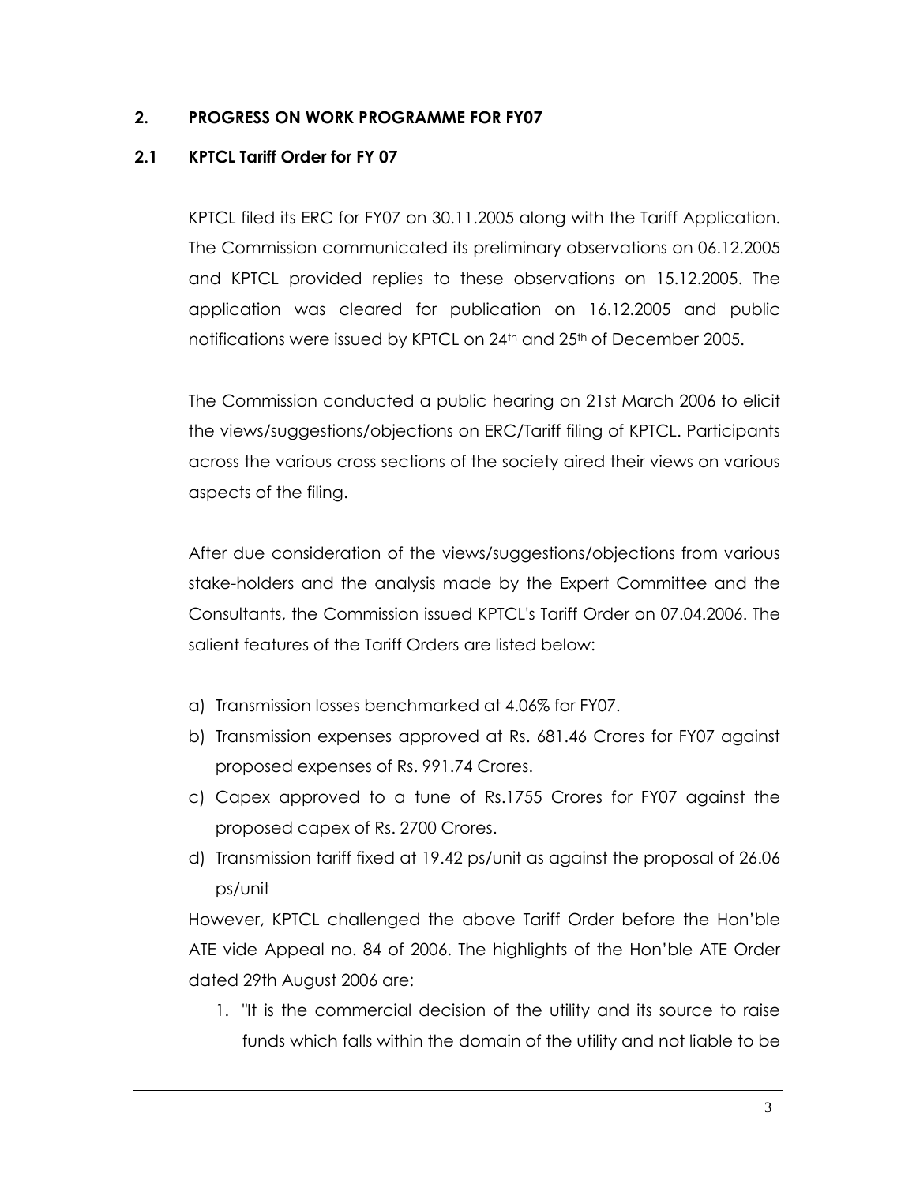## 2. PROGRESS ON WORK PROGRAMME FOR FY07

### 2.1 KPTCL Tariff Order for FY 07

KPTCL filed its ERC for FY07 on 30.11.2005 along with the Tariff Application. The Commission communicated its preliminary observations on 06.12.2005 and KPTCL provided replies to these observations on 15.12.2005. The application was cleared for publication on 16.12.2005 and public notifications were issued by KPTCL on 24th and 25th of December 2005.

The Commission conducted a public hearing on 21st March 2006 to elicit the views/suggestions/objections on ERC/Tariff filing of KPTCL. Participants across the various cross sections of the society aired their views on various aspects of the filing.

After due consideration of the views/suggestions/objections from various stake-holders and the analysis made by the Expert Committee and the Consultants, the Commission issued KPTCL's Tariff Order on 07.04.2006. The salient features of the Tariff Orders are listed below:

a) Transmission losses benchmarked at 4.06% for FY07.
b) Transmission expenses approved at Rs. 681.46 Crores for FY07 against proposed expenses of Rs. 991.74 Crores.
c) Capex approved to a tune of Rs.1755 Crores for FY07 against the proposed capex of Rs. 2700 Crores.
d) Transmission tariff fixed at 19.42 ps/unit as against the proposal of 26.06 ps/unit

However, KPTCL challenged the above Tariff Order before the Hon'ble ATE vide Appeal no. 84 of 2006. The highlights of the Hon'ble ATE Order dated 29th August 2006 are:

1. "It is the commercial decision of the utility and its source to raise funds which falls within the domain of the utility and not liable to be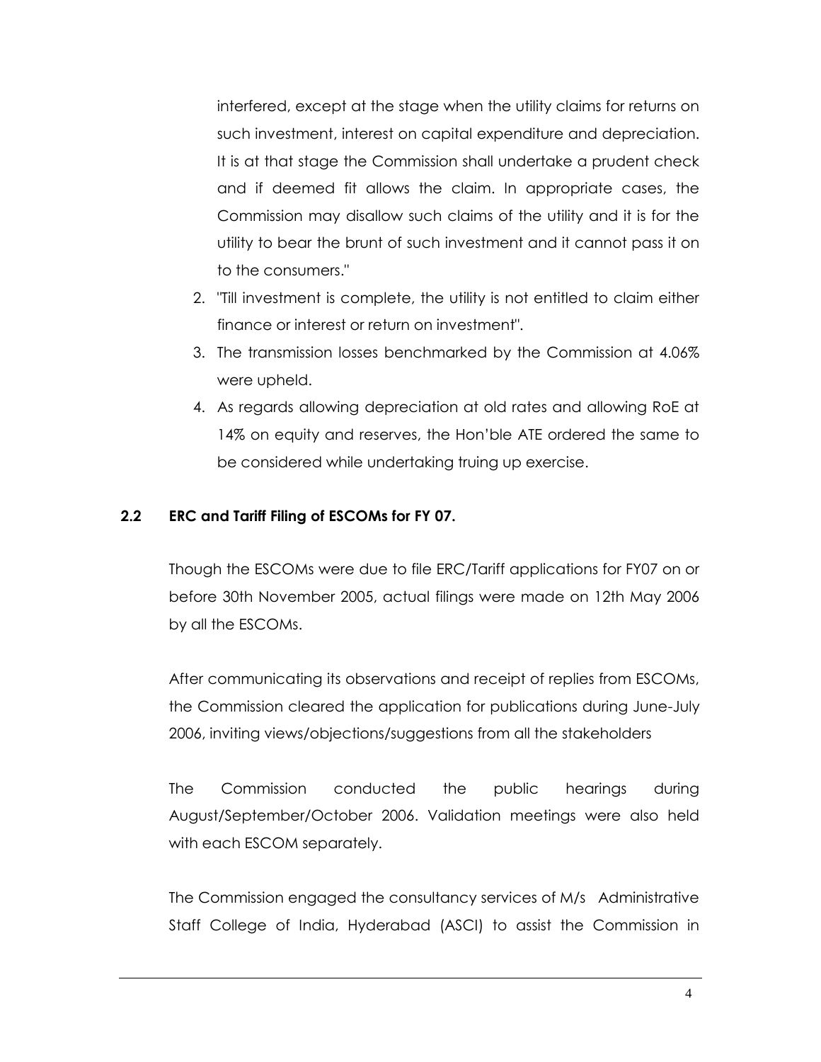interfered, except at the stage when the utility claims for returns on such investment, interest on capital expenditure and depreciation. It is at that stage the Commission shall undertake a prudent check and if deemed fit allows the claim. In appropriate cases, the Commission may disallow such claims of the utility and it is for the utility to bear the brunt of such investment and it cannot pass it on to the consumers."

2. "Till investment is complete, the utility is not entitled to claim either finance or interest or return on investment".
3. The transmission losses benchmarked by the Commission at 4.06% were upheld.
4. As regards allowing depreciation at old rates and allowing RoE at 14% on equity and reserves, the Hon'ble ATE ordered the same to be considered while undertaking truing up exercise.

### 2.2 ERC and Tariff Filing of ESCOMs for FY 07.

Though the ESCOMs were due to file ERC/Tariff applications for FY07 on or before 30th November 2005, actual filings were made on 12th May 2006 by all the ESCOMs.

After communicating its observations and receipt of replies from ESCOMs, the Commission cleared the application for publications during June-July 2006, inviting views/objections/suggestions from all the stakeholders

The Commission conducted the public hearings during August/September/October 2006. Validation meetings were also held with each ESCOM separately.

The Commission engaged the consultancy services of M/s Administrative Staff College of India, Hyderabad (ASCI) to assist the Commission in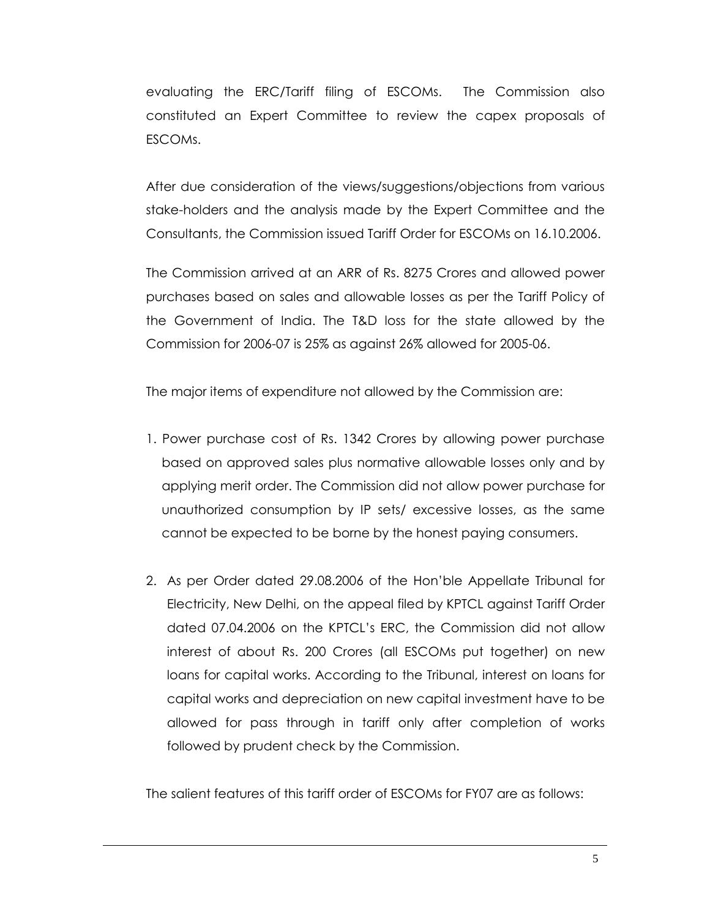evaluating the ERC/Tariff filing of ESCOMs. The Commission also constituted an Expert Committee to review the capex proposals of ESCOMs.

After due consideration of the views/suggestions/objections from various stake-holders and the analysis made by the Expert Committee and the Consultants, the Commission issued Tariff Order for ESCOMs on 16.10.2006.

The Commission arrived at an ARR of Rs. 8275 Crores and allowed power purchases based on sales and allowable losses as per the Tariff Policy of the Government of India. The T&D loss for the state allowed by the Commission for 2006-07 is 25% as against 26% allowed for 2005-06.

The major items of expenditure not allowed by the Commission are:

1. Power purchase cost of Rs. 1342 Crores by allowing power purchase based on approved sales plus normative allowable losses only and by applying merit order. The Commission did not allow power purchase for unauthorized consumption by IP sets/ excessive losses, as the same cannot be expected to be borne by the honest paying consumers.

2. As per Order dated 29.08.2006 of the Hon'ble Appellate Tribunal for Electricity, New Delhi, on the appeal filed by KPTCL against Tariff Order dated 07.04.2006 on the KPTCL's ERC, the Commission did not allow interest of about Rs. 200 Crores (all ESCOMs put together) on new loans for capital works. According to the Tribunal, interest on loans for capital works and depreciation on new capital investment have to be allowed for pass through in tariff only after completion of works followed by prudent check by the Commission.

The salient features of this tariff order of ESCOMs for FY07 are as follows: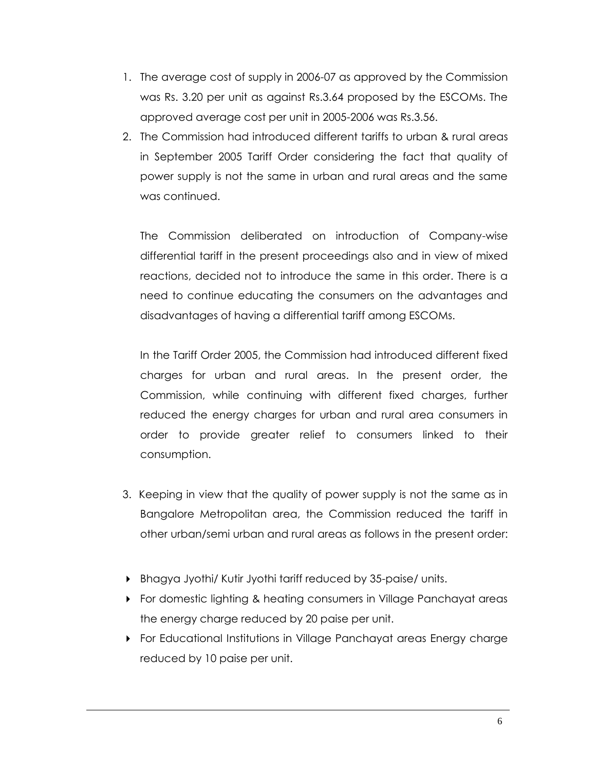1. The average cost of supply in 2006-07 as approved by the Commission was Rs. 3.20 per unit as against Rs.3.64 proposed by the ESCOMs. The approved average cost per unit in 2005-2006 was Rs.3.56.
2. The Commission had introduced different tariffs to urban & rural areas in September 2005 Tariff Order considering the fact that quality of power supply is not the same in urban and rural areas and the same was continued.

   The Commission deliberated on introduction of Company-wise differential tariff in the present proceedings also and in view of mixed reactions, decided not to introduce the same in this order. There is a need to continue educating the consumers on the advantages and disadvantages of having a differential tariff among ESCOMs.

   In the Tariff Order 2005, the Commission had introduced different fixed charges for urban and rural areas. In the present order, the Commission, while continuing with different fixed charges, further reduced the energy charges for urban and rural area consumers in order to provide greater relief to consumers linked to their consumption.

3. Keeping in view that the quality of power supply is not the same as in Bangalore Metropolitan area, the Commission reduced the tariff in other urban/semi urban and rural areas as follows in the present order:

- Bhagya Jyothi/ Kutir Jyothi tariff reduced by 35-paise/ units.
- For domestic lighting & heating consumers in Village Panchayat areas the energy charge reduced by 20 paise per unit.
- For Educational Institutions in Village Panchayat areas Energy charge reduced by 10 paise per unit.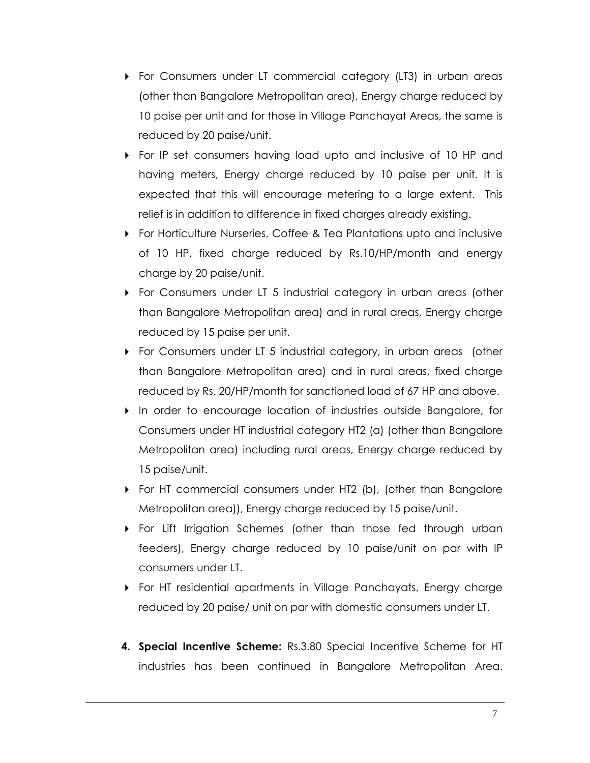- For Consumers under LT commercial category (LT3) in urban areas (other than Bangalore Metropolitan area), Energy charge reduced by 10 paise per unit and for those in Village Panchayat Areas, the same is reduced by 20 paise/unit.
- For IP set consumers having load upto and inclusive of 10 HP and having meters, Energy charge reduced by 10 paise per unit. It is expected that this will encourage metering to a large extent. This relief is in addition to difference in fixed charges already existing.
- For Horticulture Nurseries, Coffee & Tea Plantations upto and inclusive of 10 HP, fixed charge reduced by Rs.10/HP/month and energy charge by 20 paise/unit.
- For Consumers under LT 5 industrial category in urban areas (other than Bangalore Metropolitan area) and in rural areas, Energy charge reduced by 15 paise per unit.
- For Consumers under LT 5 industrial category, in urban areas (other than Bangalore Metropolitan area) and in rural areas, fixed charge reduced by Rs. 20/HP/month for sanctioned load of 67 HP and above.
- In order to encourage location of industries outside Bangalore, for Consumers under HT industrial category HT2 (a) (other than Bangalore Metropolitan area) including rural areas, Energy charge reduced by 15 paise/unit.
- For HT commercial consumers under HT2 (b), (other than Bangalore Metropolitan area)), Energy charge reduced by 15 paise/unit.
- For Lift Irrigation Schemes (other than those fed through urban feeders), Energy charge reduced by 10 paise/unit on par with IP consumers under LT.
- For HT residential apartments in Village Panchayats, Energy charge reduced by 20 paise/ unit on par with domestic consumers under LT.

4. **Special Incentive Scheme:** Rs.3.80 Special Incentive Scheme for HT industries has been continued in Bangalore Metropolitan Area.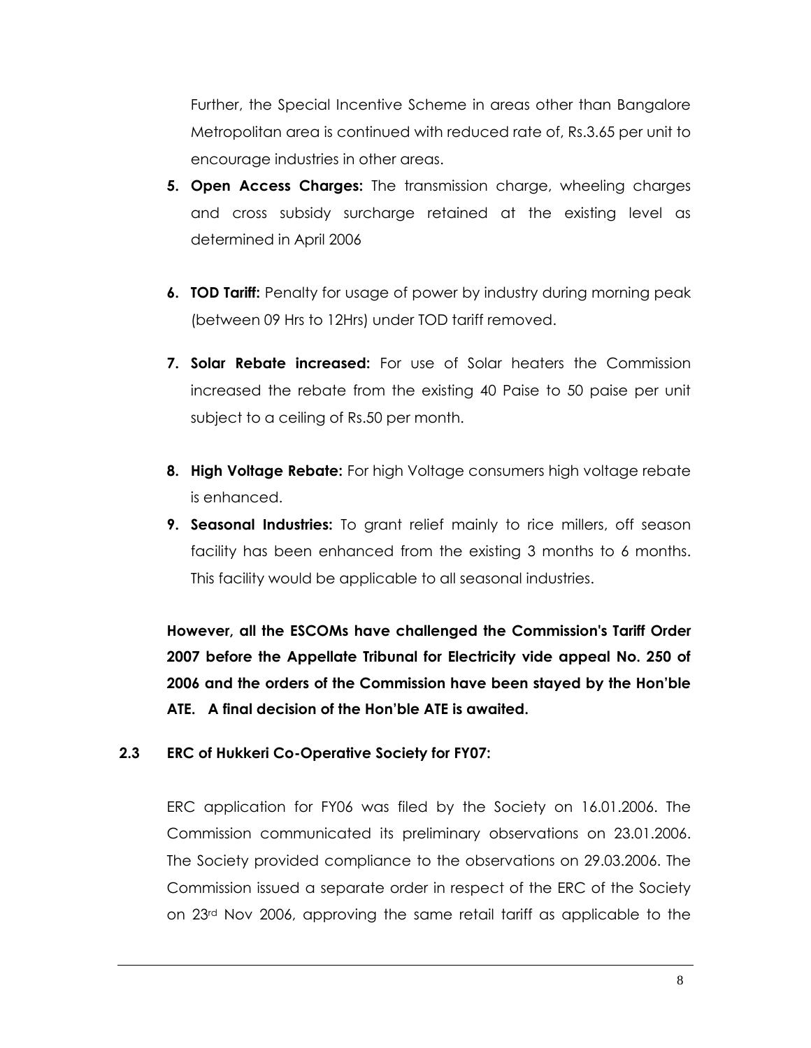Further, the Special Incentive Scheme in areas other than Bangalore Metropolitan area is continued with reduced rate of, Rs.3.65 per unit to encourage industries in other areas.

5. **Open Access Charges:** The transmission charge, wheeling charges and cross subsidy surcharge retained at the existing level as determined in April 2006

6. **TOD Tariff:** Penalty for usage of power by industry during morning peak (between 09 Hrs to 12Hrs) under TOD tariff removed.

7. **Solar Rebate increased:** For use of Solar heaters the Commission increased the rebate from the existing 40 Paise to 50 paise per unit subject to a ceiling of Rs.50 per month.

8. **High Voltage Rebate:** For high Voltage consumers high voltage rebate is enhanced.

9. **Seasonal Industries:** To grant relief mainly to rice millers, off season facility has been enhanced from the existing 3 months to 6 months. This facility would be applicable to all seasonal industries.

**However, all the ESCOMs have challenged the Commission's Tariff Order 2007 before the Appellate Tribunal for Electricity vide appeal No. 250 of 2006 and the orders of the Commission have been stayed by the Hon'ble ATE. A final decision of the Hon'ble ATE is awaited.**

### 2.3 ERC of Hukkeri Co-Operative Society for FY07:

ERC application for FY06 was filed by the Society on 16.01.2006. The Commission communicated its preliminary observations on 23.01.2006. The Society provided compliance to the observations on 29.03.2006. The Commission issued a separate order in respect of the ERC of the Society on 23rd Nov 2006, approving the same retail tariff as applicable to the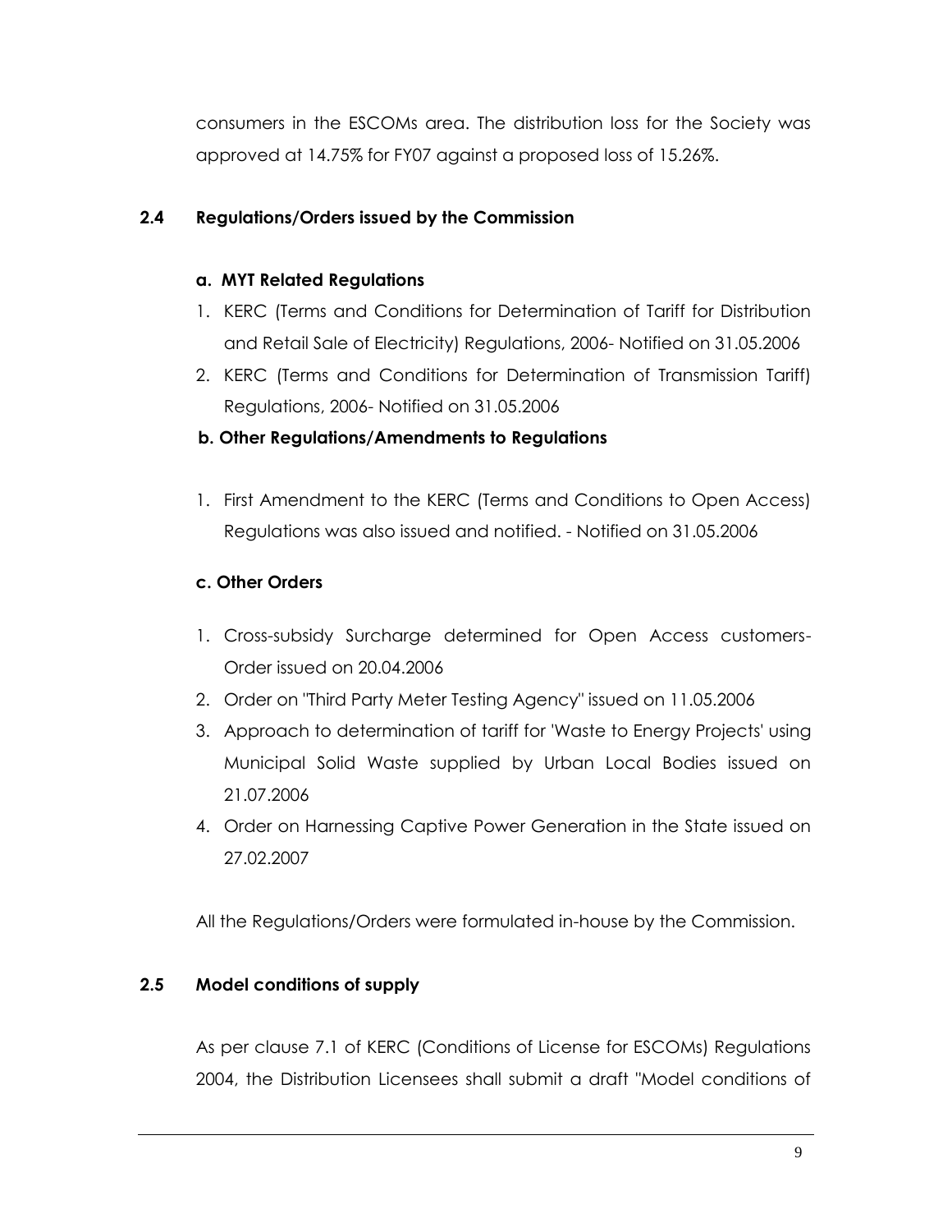consumers in the ESCOMs area. The distribution loss for the Society was approved at 14.75% for FY07 against a proposed loss of 15.26%.

## 2.4 Regulations/Orders issued by the Commission

### a. MYT Related Regulations

1. KERC (Terms and Conditions for Determination of Tariff for Distribution and Retail Sale of Electricity) Regulations, 2006- Notified on 31.05.2006
2. KERC (Terms and Conditions for Determination of Transmission Tariff) Regulations, 2006- Notified on 31.05.2006

### b. Other Regulations/Amendments to Regulations

1. First Amendment to the KERC (Terms and Conditions to Open Access) Regulations was also issued and notified. - Notified on 31.05.2006

### c. Other Orders

1. Cross-subsidy Surcharge determined for Open Access customers- Order issued on 20.04.2006
2. Order on "Third Party Meter Testing Agency" issued on 11.05.2006
3. Approach to determination of tariff for 'Waste to Energy Projects' using Municipal Solid Waste supplied by Urban Local Bodies issued on 21.07.2006
4. Order on Harnessing Captive Power Generation in the State issued on 27.02.2007

All the Regulations/Orders were formulated in-house by the Commission.

## 2.5 Model conditions of supply

As per clause 7.1 of KERC (Conditions of License for ESCOMs) Regulations 2004, the Distribution Licensees shall submit a draft "Model conditions of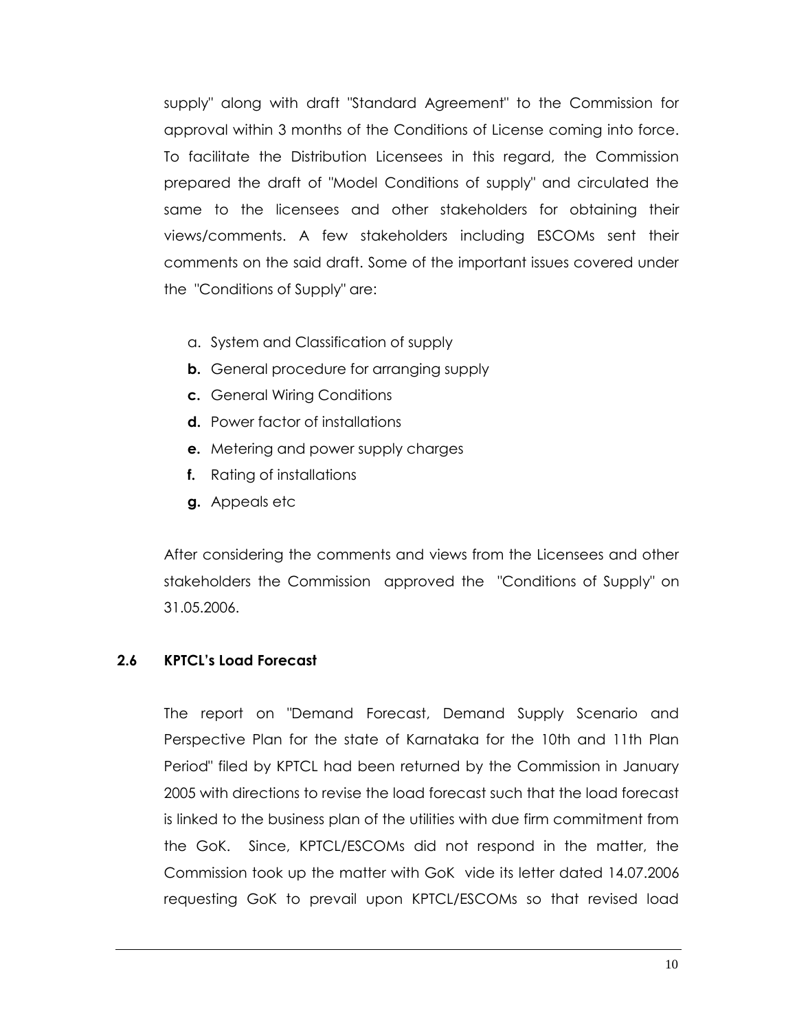supply" along with draft "Standard Agreement" to the Commission for approval within 3 months of the Conditions of License coming into force. To facilitate the Distribution Licensees in this regard, the Commission prepared the draft of "Model Conditions of supply" and circulated the same to the licensees and other stakeholders for obtaining their views/comments. A few stakeholders including ESCOMs sent their comments on the said draft. Some of the important issues covered under the "Conditions of Supply" are:

a. System and Classification of supply
**b.** General procedure for arranging supply
**c.** General Wiring Conditions
**d.** Power factor of installations
**e.** Metering and power supply charges
**f.** Rating of installations
**g.** Appeals etc

After considering the comments and views from the Licensees and other stakeholders the Commission approved the "Conditions of Supply" on 31.05.2006.

### 2.6 KPTCL's Load Forecast

The report on "Demand Forecast, Demand Supply Scenario and Perspective Plan for the state of Karnataka for the 10th and 11th Plan Period" filed by KPTCL had been returned by the Commission in January 2005 with directions to revise the load forecast such that the load forecast is linked to the business plan of the utilities with due firm commitment from the GoK. Since, KPTCL/ESCOMs did not respond in the matter, the Commission took up the matter with GoK vide its letter dated 14.07.2006 requesting GoK to prevail upon KPTCL/ESCOMs so that revised load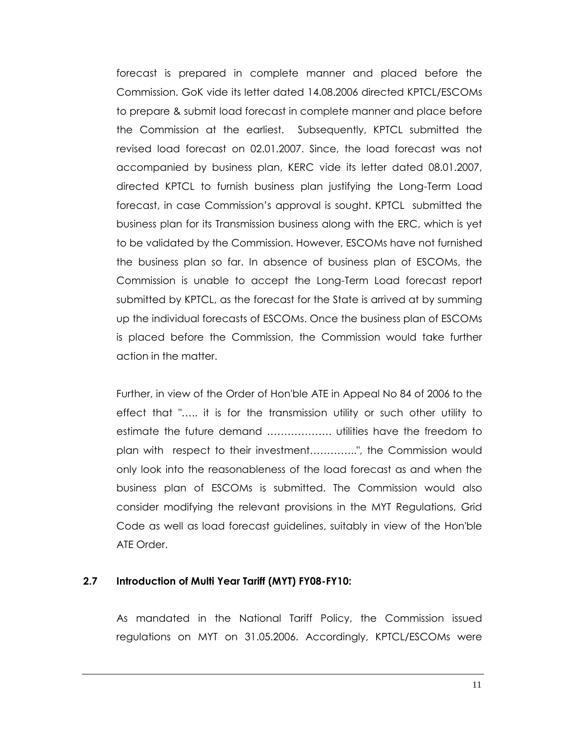forecast is prepared in complete manner and placed before the Commission. GoK vide its letter dated 14.08.2006 directed KPTCL/ESCOMs to prepare & submit load forecast in complete manner and place before the Commission at the earliest. Subsequently, KPTCL submitted the revised load forecast on 02.01.2007. Since, the load forecast was not accompanied by business plan, KERC vide its letter dated 08.01.2007, directed KPTCL to furnish business plan justifying the Long-Term Load forecast, in case Commission's approval is sought. KPTCL submitted the business plan for its Transmission business along with the ERC, which is yet to be validated by the Commission. However, ESCOMs have not furnished the business plan so far. In absence of business plan of ESCOMs, the Commission is unable to accept the Long-Term Load forecast report submitted by KPTCL, as the forecast for the State is arrived at by summing up the individual forecasts of ESCOMs. Once the business plan of ESCOMs is placed before the Commission, the Commission would take further action in the matter.

Further, in view of the Order of Hon'ble ATE in Appeal No 84 of 2006 to the effect that "….. it is for the transmission utility or such other utility to estimate the future demand ………………. utilities have the freedom to plan with respect to their investment…………..", the Commission would only look into the reasonableness of the load forecast as and when the business plan of ESCOMs is submitted. The Commission would also consider modifying the relevant provisions in the MYT Regulations, Grid Code as well as load forecast guidelines, suitably in view of the Hon'ble ATE Order.

### 2.7 Introduction of Multi Year Tariff (MYT) FY08-FY10:

As mandated in the National Tariff Policy, the Commission issued regulations on MYT on 31.05.2006. Accordingly, KPTCL/ESCOMs were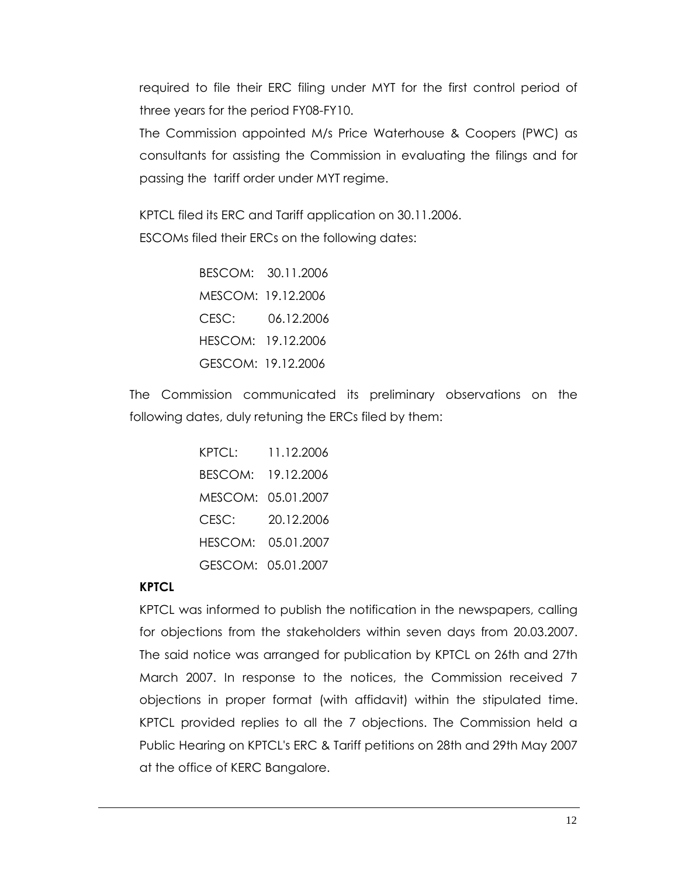required to file their ERC filing under MYT for the first control period of three years for the period FY08-FY10.

The Commission appointed M/s Price Waterhouse & Coopers (PWC) as consultants for assisting the Commission in evaluating the filings and for passing the tariff order under MYT regime.

KPTCL filed its ERC and Tariff application on 30.11.2006.

ESCOMs filed their ERCs on the following dates:

BESCOM: 30.11.2006
MESCOM: 19.12.2006
CESC: 06.12.2006
HESCOM: 19.12.2006
GESCOM: 19.12.2006

The Commission communicated its preliminary observations on the following dates, duly retuning the ERCs filed by them:

KPTCL: 11.12.2006
BESCOM: 19.12.2006
MESCOM: 05.01.2007
CESC: 20.12.2006
HESCOM: 05.01.2007
GESCOM: 05.01.2007

**KPTCL**

KPTCL was informed to publish the notification in the newspapers, calling for objections from the stakeholders within seven days from 20.03.2007. The said notice was arranged for publication by KPTCL on 26th and 27th March 2007. In response to the notices, the Commission received 7 objections in proper format (with affidavit) within the stipulated time. KPTCL provided replies to all the 7 objections. The Commission held a Public Hearing on KPTCL's ERC & Tariff petitions on 28th and 29th May 2007 at the office of KERC Bangalore.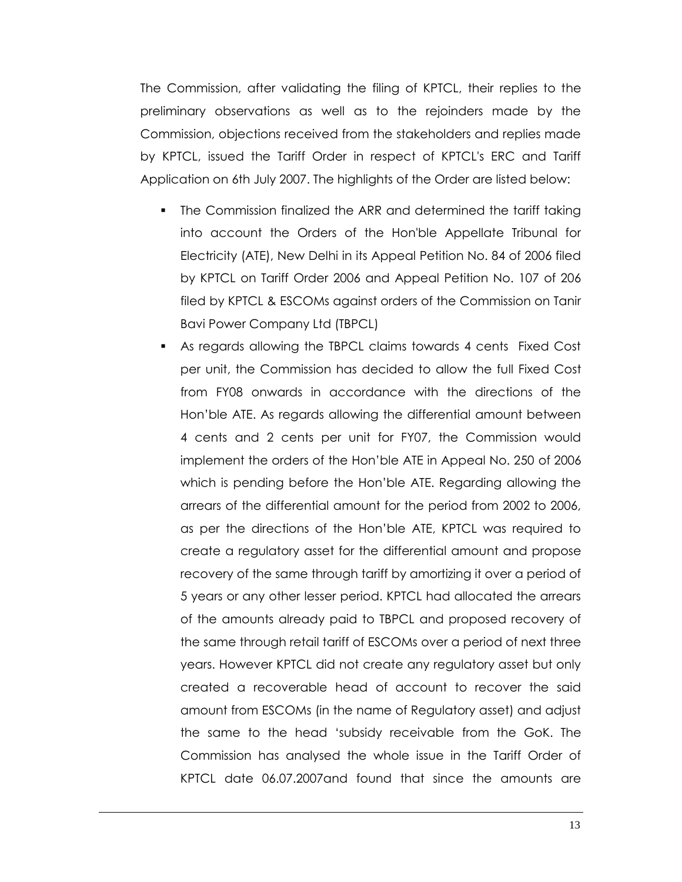The Commission, after validating the filing of KPTCL, their replies to the preliminary observations as well as to the rejoinders made by the Commission, objections received from the stakeholders and replies made by KPTCL, issued the Tariff Order in respect of KPTCL's ERC and Tariff Application on 6th July 2007. The highlights of the Order are listed below:

- The Commission finalized the ARR and determined the tariff taking into account the Orders of the Hon'ble Appellate Tribunal for Electricity (ATE), New Delhi in its Appeal Petition No. 84 of 2006 filed by KPTCL on Tariff Order 2006 and Appeal Petition No. 107 of 206 filed by KPTCL & ESCOMs against orders of the Commission on Tanir Bavi Power Company Ltd (TBPCL)
- As regards allowing the TBPCL claims towards 4 cents Fixed Cost per unit, the Commission has decided to allow the full Fixed Cost from FY08 onwards in accordance with the directions of the Hon'ble ATE. As regards allowing the differential amount between 4 cents and 2 cents per unit for FY07, the Commission would implement the orders of the Hon'ble ATE in Appeal No. 250 of 2006 which is pending before the Hon'ble ATE. Regarding allowing the arrears of the differential amount for the period from 2002 to 2006, as per the directions of the Hon'ble ATE, KPTCL was required to create a regulatory asset for the differential amount and propose recovery of the same through tariff by amortizing it over a period of 5 years or any other lesser period. KPTCL had allocated the arrears of the amounts already paid to TBPCL and proposed recovery of the same through retail tariff of ESCOMs over a period of next three years. However KPTCL did not create any regulatory asset but only created a recoverable head of account to recover the said amount from ESCOMs (in the name of Regulatory asset) and adjust the same to the head 'subsidy receivable from the GoK. The Commission has analysed the whole issue in the Tariff Order of KPTCL date 06.07.2007and found that since the amounts are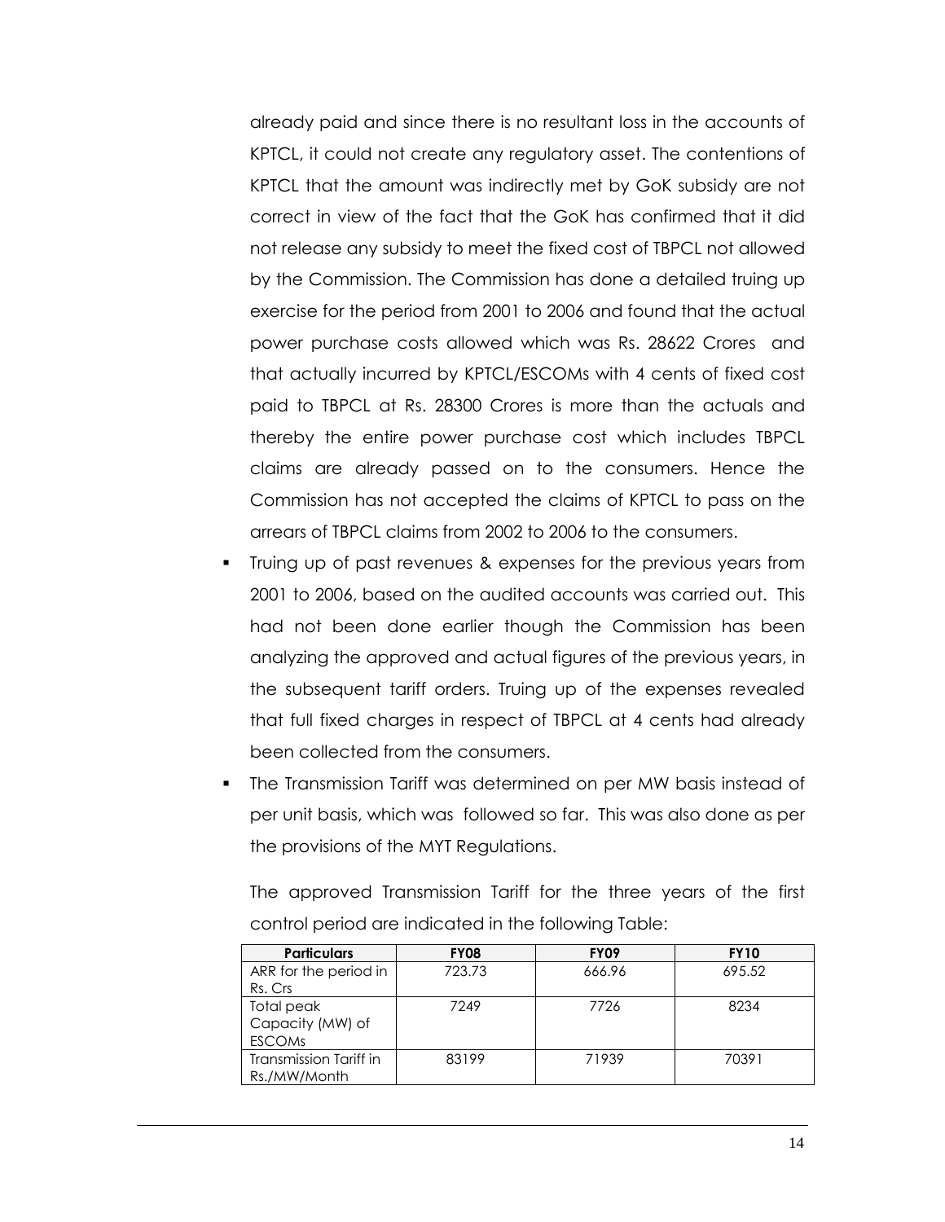already paid and since there is no resultant loss in the accounts of KPTCL, it could not create any regulatory asset. The contentions of KPTCL that the amount was indirectly met by GoK subsidy are not correct in view of the fact that the GoK has confirmed that it did not release any subsidy to meet the fixed cost of TBPCL not allowed by the Commission. The Commission has done a detailed truing up exercise for the period from 2001 to 2006 and found that the actual power purchase costs allowed which was Rs. 28622 Crores and that actually incurred by KPTCL/ESCOMs with 4 cents of fixed cost paid to TBPCL at Rs. 28300 Crores is more than the actuals and thereby the entire power purchase cost which includes TBPCL claims are already passed on to the consumers. Hence the Commission has not accepted the claims of KPTCL to pass on the arrears of TBPCL claims from 2002 to 2006 to the consumers.

- Truing up of past revenues & expenses for the previous years from 2001 to 2006, based on the audited accounts was carried out. This had not been done earlier though the Commission has been analyzing the approved and actual figures of the previous years, in the subsequent tariff orders. Truing up of the expenses revealed that full fixed charges in respect of TBPCL at 4 cents had already been collected from the consumers.
- The Transmission Tariff was determined on per MW basis instead of per unit basis, which was followed so far. This was also done as per the provisions of the MYT Regulations.

  The approved Transmission Tariff for the three years of the first control period are indicated in the following Table:

| Particulars | FY08 | FY09 | FY10 |
|---|---|---|---|
| ARR for the period in Rs. Crs | 723.73 | 666.96 | 695.52 |
| Total peak Capacity (MW) of ESCOMs | 7249 | 7726 | 8234 |
| Transmission Tariff in Rs./MW/Month | 83199 | 71939 | 70391 |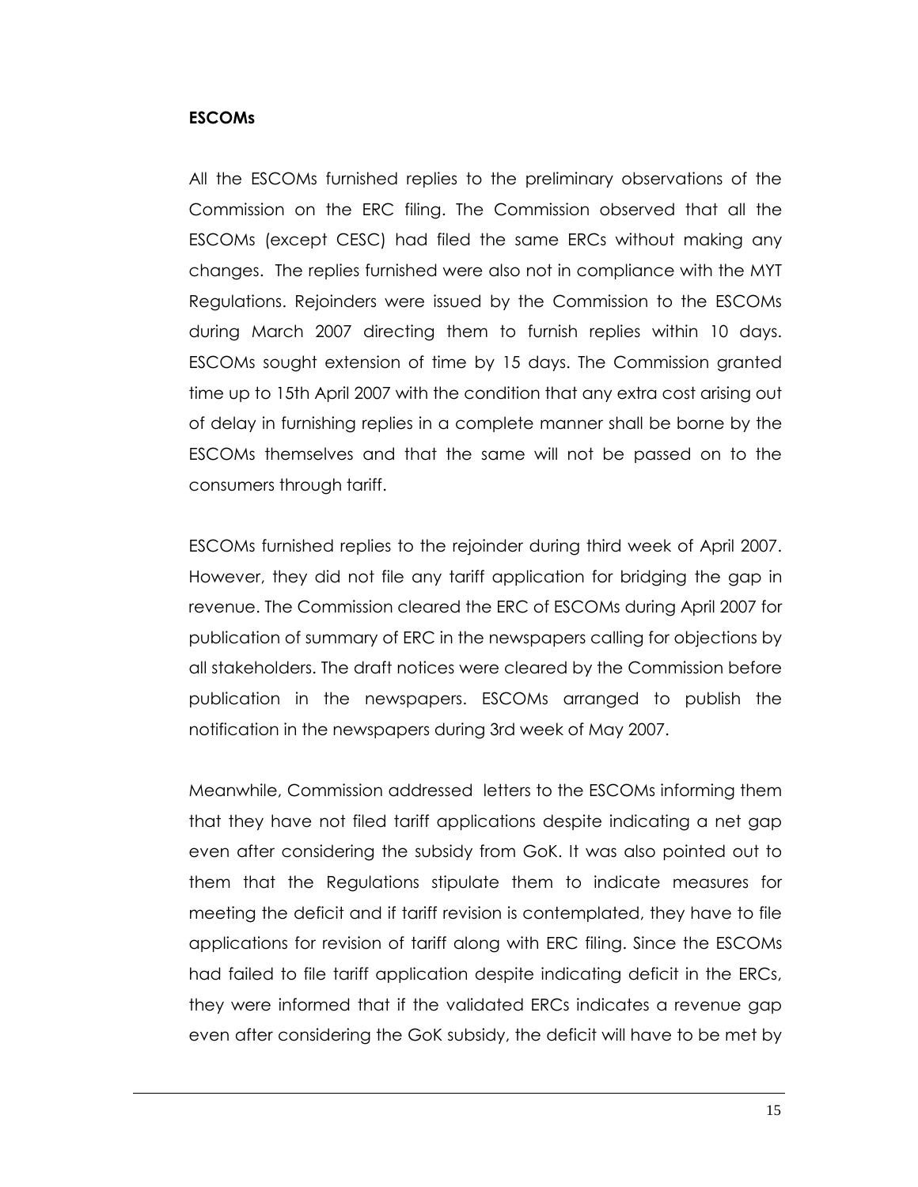**ESCOMs**

All the ESCOMs furnished replies to the preliminary observations of the Commission on the ERC filing. The Commission observed that all the ESCOMs (except CESC) had filed the same ERCs without making any changes. The replies furnished were also not in compliance with the MYT Regulations. Rejoinders were issued by the Commission to the ESCOMs during March 2007 directing them to furnish replies within 10 days. ESCOMs sought extension of time by 15 days. The Commission granted time up to 15th April 2007 with the condition that any extra cost arising out of delay in furnishing replies in a complete manner shall be borne by the ESCOMs themselves and that the same will not be passed on to the consumers through tariff.

ESCOMs furnished replies to the rejoinder during third week of April 2007. However, they did not file any tariff application for bridging the gap in revenue. The Commission cleared the ERC of ESCOMs during April 2007 for publication of summary of ERC in the newspapers calling for objections by all stakeholders. The draft notices were cleared by the Commission before publication in the newspapers. ESCOMs arranged to publish the notification in the newspapers during 3rd week of May 2007.

Meanwhile, Commission addressed letters to the ESCOMs informing them that they have not filed tariff applications despite indicating a net gap even after considering the subsidy from GoK. It was also pointed out to them that the Regulations stipulate them to indicate measures for meeting the deficit and if tariff revision is contemplated, they have to file applications for revision of tariff along with ERC filing. Since the ESCOMs had failed to file tariff application despite indicating deficit in the ERCs, they were informed that if the validated ERCs indicates a revenue gap even after considering the GoK subsidy, the deficit will have to be met by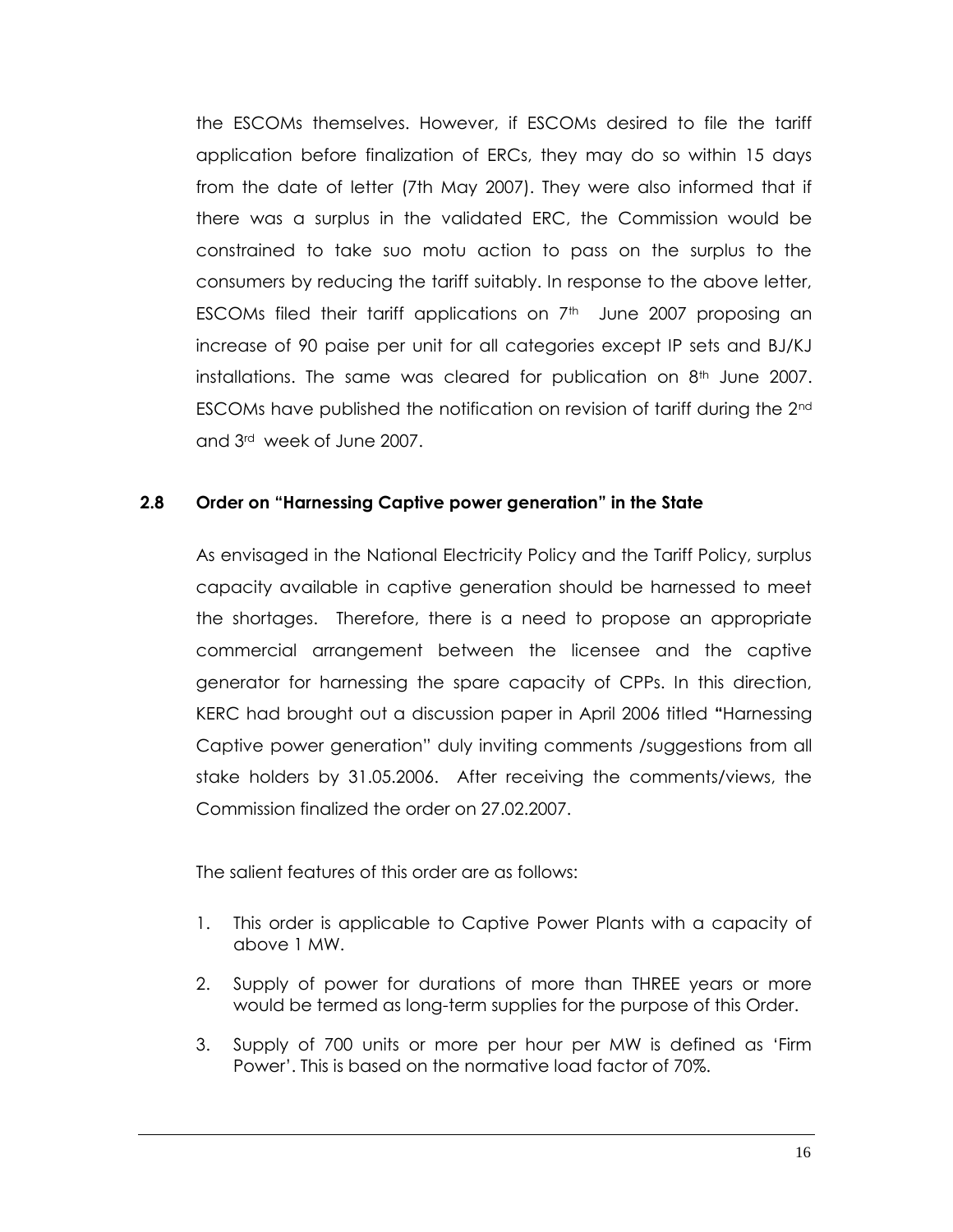the ESCOMs themselves. However, if ESCOMs desired to file the tariff application before finalization of ERCs, they may do so within 15 days from the date of letter (7th May 2007). They were also informed that if there was a surplus in the validated ERC, the Commission would be constrained to take suo motu action to pass on the surplus to the consumers by reducing the tariff suitably. In response to the above letter, ESCOMs filed their tariff applications on 7th June 2007 proposing an increase of 90 paise per unit for all categories except IP sets and BJ/KJ installations. The same was cleared for publication on 8th June 2007. ESCOMs have published the notification on revision of tariff during the 2nd and 3rd week of June 2007.

### 2.8 Order on "Harnessing Captive power generation" in the State

As envisaged in the National Electricity Policy and the Tariff Policy, surplus capacity available in captive generation should be harnessed to meet the shortages. Therefore, there is a need to propose an appropriate commercial arrangement between the licensee and the captive generator for harnessing the spare capacity of CPPs. In this direction, KERC had brought out a discussion paper in April 2006 titled **"**Harnessing Captive power generation" duly inviting comments /suggestions from all stake holders by 31.05.2006. After receiving the comments/views, the Commission finalized the order on 27.02.2007.

The salient features of this order are as follows:

1. This order is applicable to Captive Power Plants with a capacity of above 1 MW.
2. Supply of power for durations of more than THREE years or more would be termed as long-term supplies for the purpose of this Order.
3. Supply of 700 units or more per hour per MW is defined as 'Firm Power'. This is based on the normative load factor of 70%.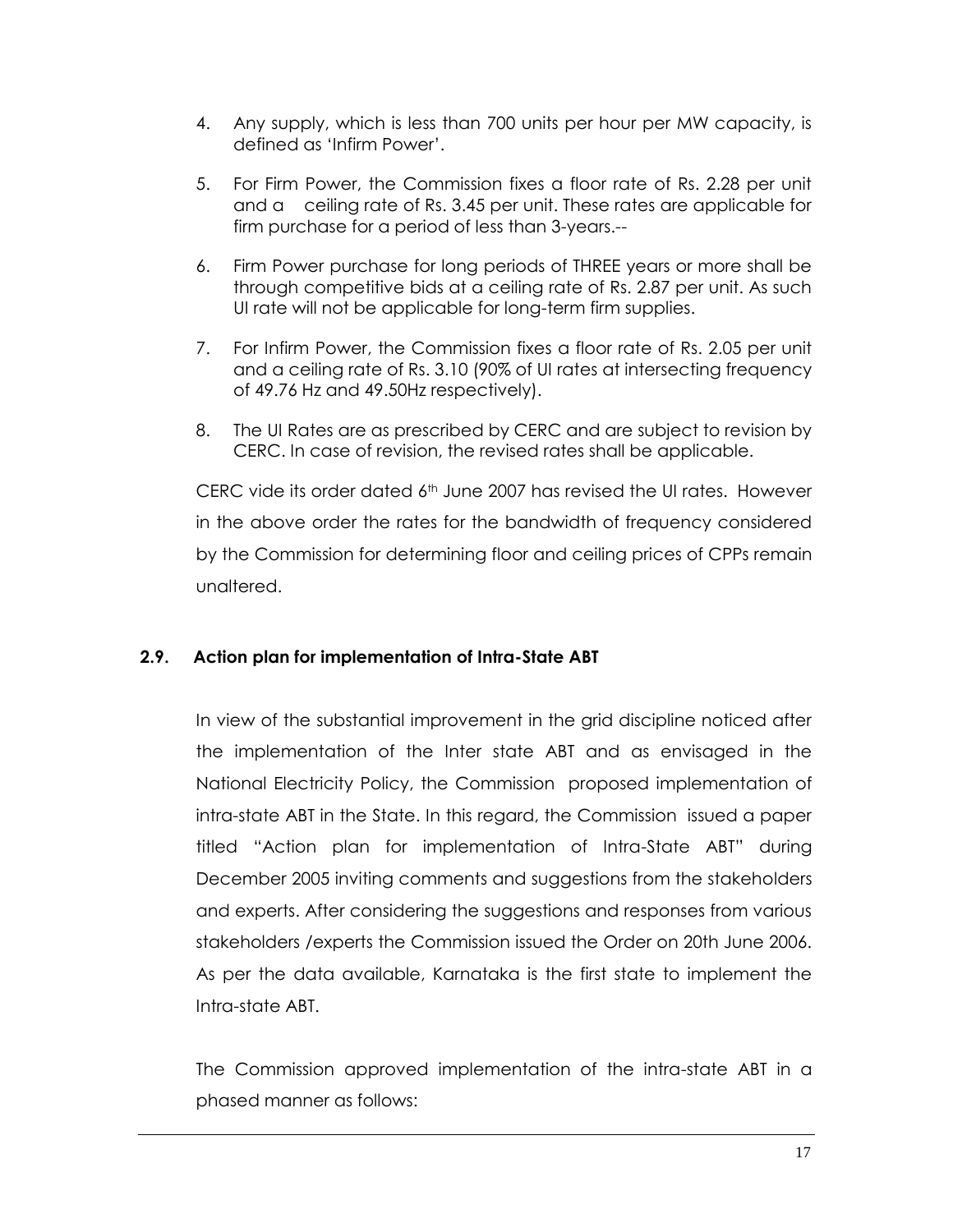4. Any supply, which is less than 700 units per hour per MW capacity, is defined as 'Infirm Power'.

5. For Firm Power, the Commission fixes a floor rate of Rs. 2.28 per unit and a ceiling rate of Rs. 3.45 per unit. These rates are applicable for firm purchase for a period of less than 3-years.--

6. Firm Power purchase for long periods of THREE years or more shall be through competitive bids at a ceiling rate of Rs. 2.87 per unit. As such UI rate will not be applicable for long-term firm supplies.

7. For Infirm Power, the Commission fixes a floor rate of Rs. 2.05 per unit and a ceiling rate of Rs. 3.10 (90% of UI rates at intersecting frequency of 49.76 Hz and 49.50Hz respectively).

8. The UI Rates are as prescribed by CERC and are subject to revision by CERC. In case of revision, the revised rates shall be applicable.

CERC vide its order dated 6th June 2007 has revised the UI rates. However in the above order the rates for the bandwidth of frequency considered by the Commission for determining floor and ceiling prices of CPPs remain unaltered.

### 2.9. Action plan for implementation of Intra-State ABT

In view of the substantial improvement in the grid discipline noticed after the implementation of the Inter state ABT and as envisaged in the National Electricity Policy, the Commission proposed implementation of intra-state ABT in the State. In this regard, the Commission issued a paper titled "Action plan for implementation of Intra-State ABT" during December 2005 inviting comments and suggestions from the stakeholders and experts. After considering the suggestions and responses from various stakeholders /experts the Commission issued the Order on 20th June 2006. As per the data available, Karnataka is the first state to implement the Intra-state ABT.

The Commission approved implementation of the intra-state ABT in a phased manner as follows: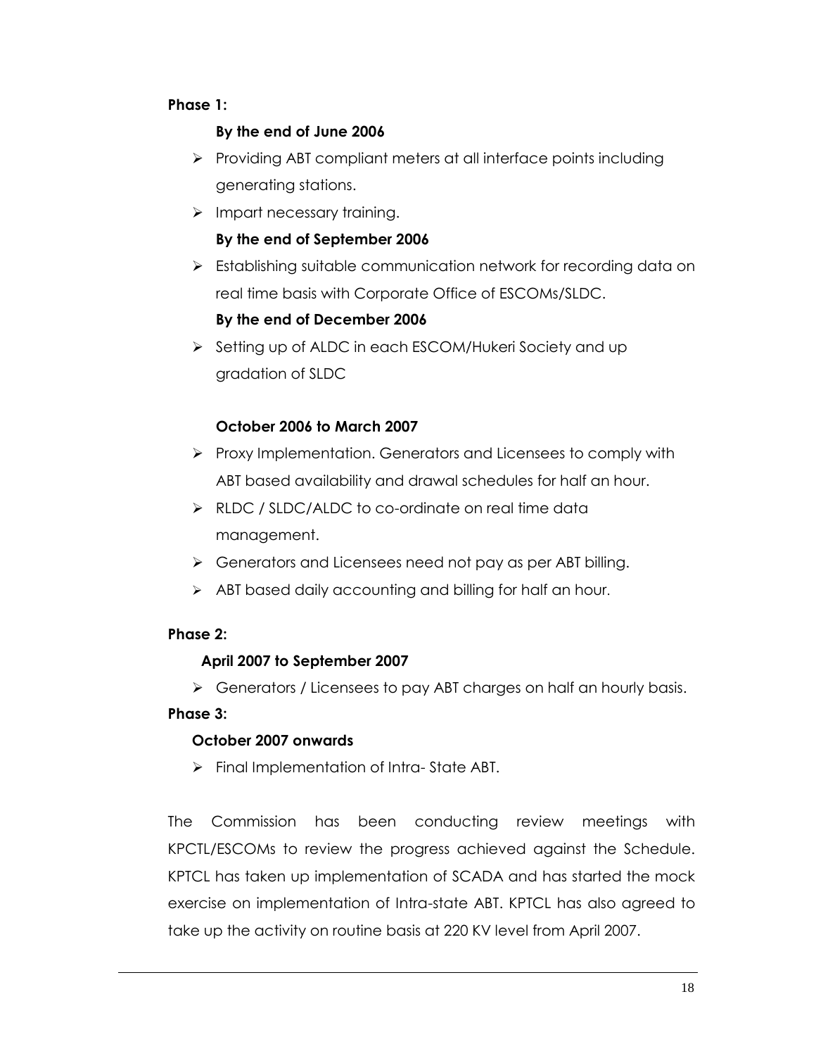**Phase 1:**

**By the end of June 2006**

- Providing ABT compliant meters at all interface points including generating stations.
- Impart necessary training.

**By the end of September 2006**

- Establishing suitable communication network for recording data on real time basis with Corporate Office of ESCOMs/SLDC.

**By the end of December 2006**

- Setting up of ALDC in each ESCOM/Hukeri Society and up gradation of SLDC

**October 2006 to March 2007**

- Proxy Implementation. Generators and Licensees to comply with ABT based availability and drawal schedules for half an hour.
- RLDC / SLDC/ALDC to co-ordinate on real time data management.
- Generators and Licensees need not pay as per ABT billing.
- ABT based daily accounting and billing for half an hour.

**Phase 2:**

**April 2007 to September 2007**

- Generators / Licensees to pay ABT charges on half an hourly basis.

**Phase 3:**

**October 2007 onwards**

- Final Implementation of Intra- State ABT.

The Commission has been conducting review meetings with KPCTL/ESCOMs to review the progress achieved against the Schedule. KPTCL has taken up implementation of SCADA and has started the mock exercise on implementation of Intra-state ABT. KPTCL has also agreed to take up the activity on routine basis at 220 KV level from April 2007.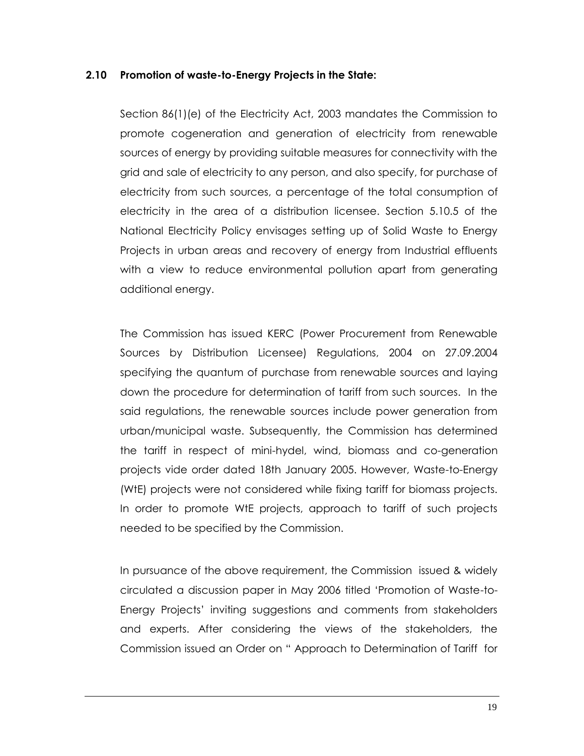### 2.10 Promotion of waste-to-Energy Projects in the State:

Section 86(1)(e) of the Electricity Act, 2003 mandates the Commission to promote cogeneration and generation of electricity from renewable sources of energy by providing suitable measures for connectivity with the grid and sale of electricity to any person, and also specify, for purchase of electricity from such sources, a percentage of the total consumption of electricity in the area of a distribution licensee. Section 5.10.5 of the National Electricity Policy envisages setting up of Solid Waste to Energy Projects in urban areas and recovery of energy from Industrial effluents with a view to reduce environmental pollution apart from generating additional energy.

The Commission has issued KERC (Power Procurement from Renewable Sources by Distribution Licensee) Regulations, 2004 on 27.09.2004 specifying the quantum of purchase from renewable sources and laying down the procedure for determination of tariff from such sources. In the said regulations, the renewable sources include power generation from urban/municipal waste. Subsequently, the Commission has determined the tariff in respect of mini-hydel, wind, biomass and co-generation projects vide order dated 18th January 2005. However, Waste-to-Energy (WtE) projects were not considered while fixing tariff for biomass projects. In order to promote WtE projects, approach to tariff of such projects needed to be specified by the Commission.

In pursuance of the above requirement, the Commission issued & widely circulated a discussion paper in May 2006 titled 'Promotion of Waste-to-Energy Projects' inviting suggestions and comments from stakeholders and experts. After considering the views of the stakeholders, the Commission issued an Order on " Approach to Determination of Tariff for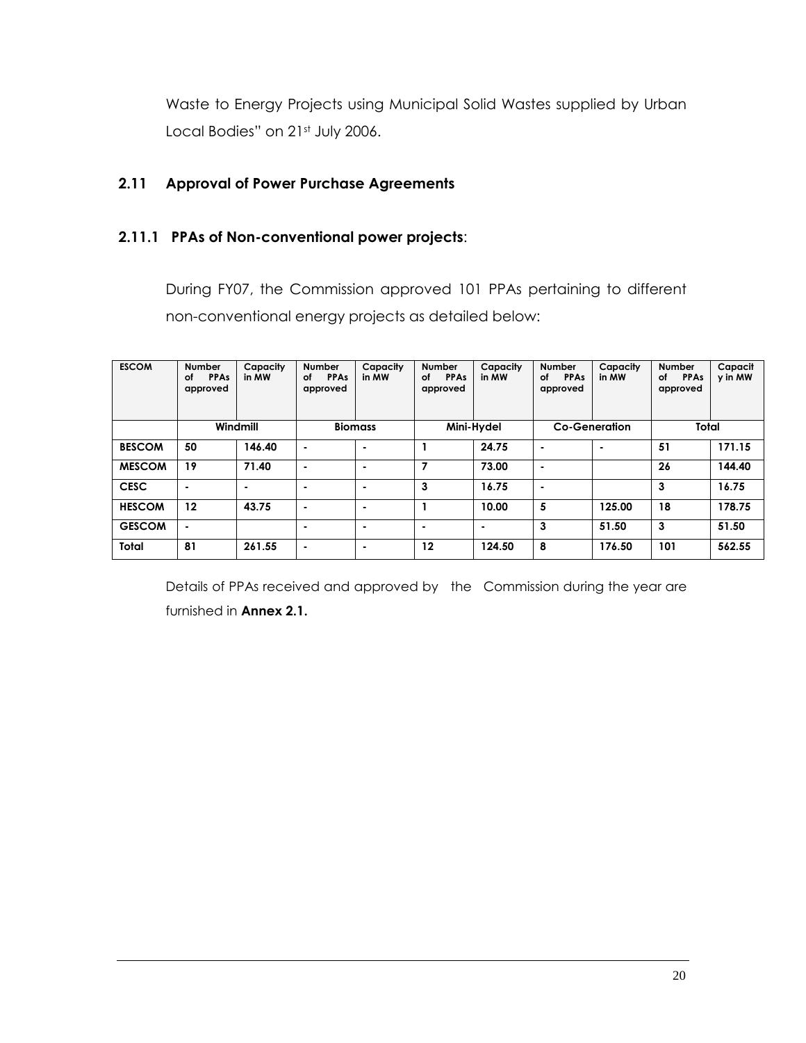Waste to Energy Projects using Municipal Solid Wastes supplied by Urban Local Bodies" on 21st July 2006.

## 2.11 Approval of Power Purchase Agreements

### 2.11.1 PPAs of Non-conventional power projects:

During FY07, the Commission approved 101 PPAs pertaining to different non-conventional energy projects as detailed below:

| ESCOM | Number of PPAs approved | Capacity in MW | Number of PPAs approved | Capacity in MW | Number of PPAs approved | Capacity in MW | Number of PPAs approved | Capacity in MW | Number of PPAs approved | Capacity in MW |
|---|---|---|---|---|---|---|---|---|---|---|
| | Windmill | | Biomass | | Mini-Hydel | | Co-Generation | | Total | |
| **BESCOM** | 50 | 146.40 | - | - | 1 | 24.75 | - | - | 51 | 171.15 |
| **MESCOM** | 19 | 71.40 | - | - | 7 | 73.00 | - | | 26 | 144.40 |
| **CESC** | - | - | - | - | 3 | 16.75 | - | | 3 | 16.75 |
| **HESCOM** | 12 | 43.75 | - | - | 1 | 10.00 | 5 | 125.00 | 18 | 178.75 |
| **GESCOM** | - | | - | - | - | - | 3 | 51.50 | 3 | 51.50 |
| **Total** | 81 | 261.55 | - | - | 12 | 124.50 | 8 | 176.50 | 101 | 562.55 |

Details of PPAs received and approved by the Commission during the year are furnished in **Annex 2.1.**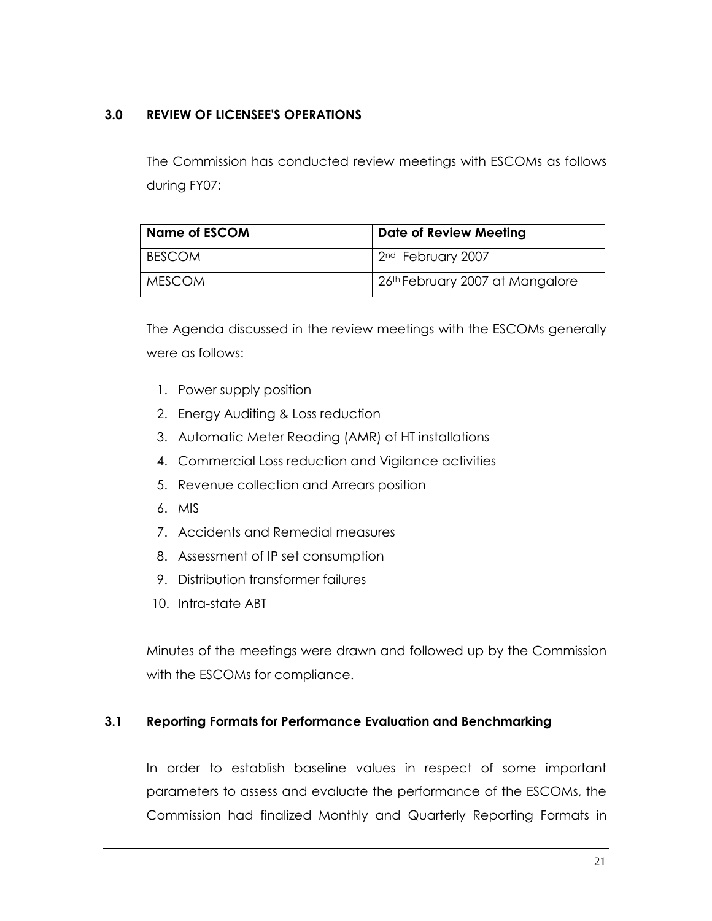## 3.0 REVIEW OF LICENSEE'S OPERATIONS

The Commission has conducted review meetings with ESCOMs as follows during FY07:

| Name of ESCOM | Date of Review Meeting |
|---|---|
| BESCOM | 2nd February 2007 |
| MESCOM | 26th February 2007 at Mangalore |

The Agenda discussed in the review meetings with the ESCOMs generally were as follows:

1. Power supply position
2. Energy Auditing & Loss reduction
3. Automatic Meter Reading (AMR) of HT installations
4. Commercial Loss reduction and Vigilance activities
5. Revenue collection and Arrears position
6. MIS
7. Accidents and Remedial measures
8. Assessment of IP set consumption
9. Distribution transformer failures
10. Intra-state ABT

Minutes of the meetings were drawn and followed up by the Commission with the ESCOMs for compliance.

### 3.1 Reporting Formats for Performance Evaluation and Benchmarking

In order to establish baseline values in respect of some important parameters to assess and evaluate the performance of the ESCOMs, the Commission had finalized Monthly and Quarterly Reporting Formats in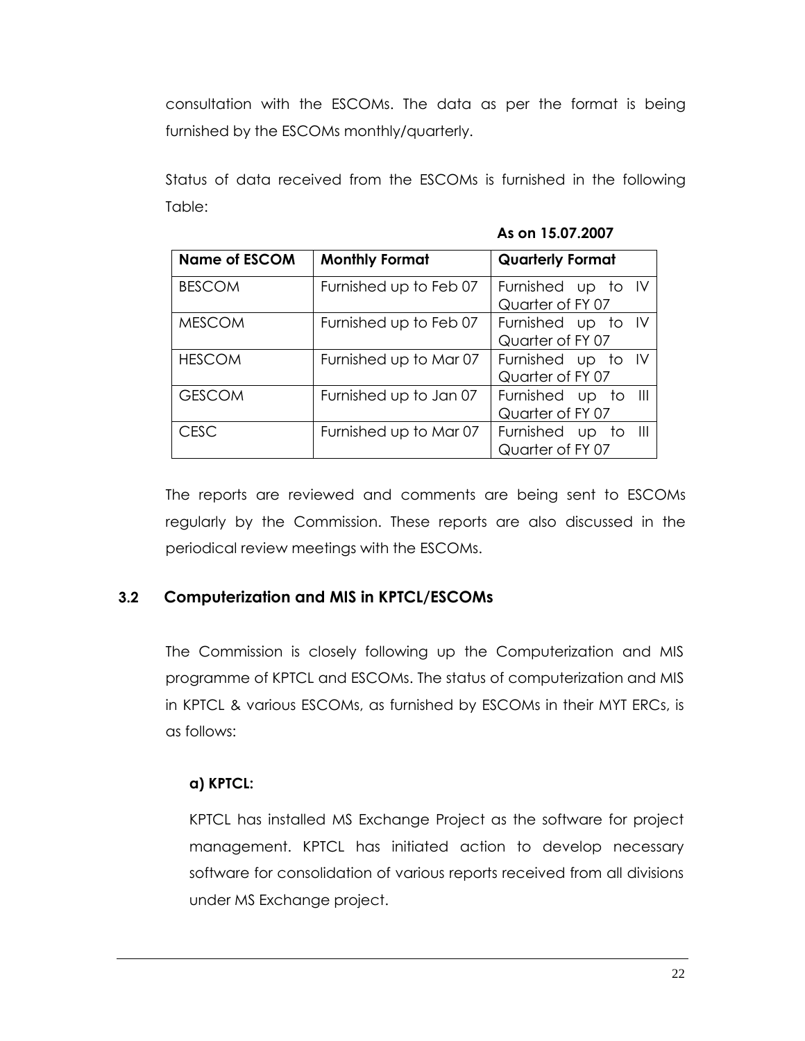consultation with the ESCOMs. The data as per the format is being furnished by the ESCOMs monthly/quarterly.

Status of data received from the ESCOMs is furnished in the following Table:

**As on 15.07.2007**

| Name of ESCOM | Monthly Format | Quarterly Format |
|---|---|---|
| BESCOM | Furnished up to Feb 07 | Furnished up to IV Quarter of FY 07 |
| MESCOM | Furnished up to Feb 07 | Furnished up to IV Quarter of FY 07 |
| HESCOM | Furnished up to Mar 07 | Furnished up to IV Quarter of FY 07 |
| GESCOM | Furnished up to Jan 07 | Furnished up to III Quarter of FY 07 |
| CESC | Furnished up to Mar 07 | Furnished up to III Quarter of FY 07 |

The reports are reviewed and comments are being sent to ESCOMs regularly by the Commission. These reports are also discussed in the periodical review meetings with the ESCOMs.

## 3.2 Computerization and MIS in KPTCL/ESCOMs

The Commission is closely following up the Computerization and MIS programme of KPTCL and ESCOMs. The status of computerization and MIS in KPTCL & various ESCOMs, as furnished by ESCOMs in their MYT ERCs, is as follows:

**a) KPTCL:**

KPTCL has installed MS Exchange Project as the software for project management. KPTCL has initiated action to develop necessary software for consolidation of various reports received from all divisions under MS Exchange project.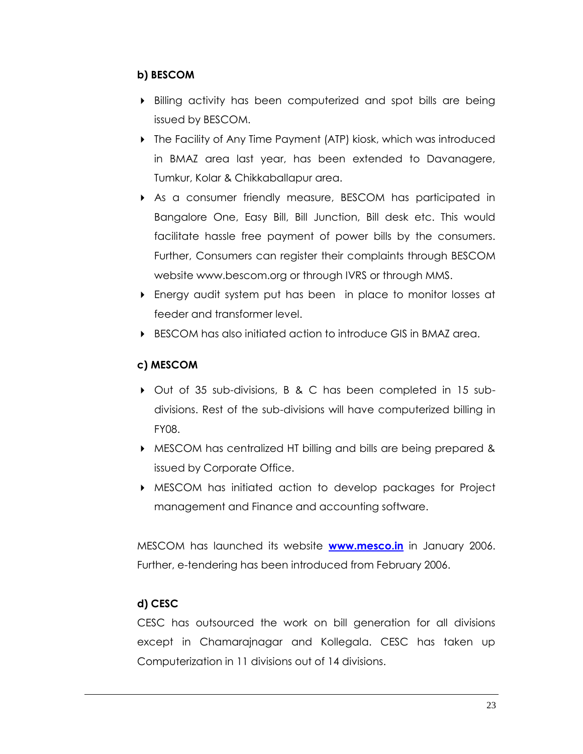**b) BESCOM**

- Billing activity has been computerized and spot bills are being issued by BESCOM.
- The Facility of Any Time Payment (ATP) kiosk, which was introduced in BMAZ area last year, has been extended to Davanagere, Tumkur, Kolar & Chikkaballapur area.
- As a consumer friendly measure, BESCOM has participated in Bangalore One, Easy Bill, Bill Junction, Bill desk etc. This would facilitate hassle free payment of power bills by the consumers. Further, Consumers can register their complaints through BESCOM website www.bescom.org or through IVRS or through MMS.
- Energy audit system put has been in place to monitor losses at feeder and transformer level.
- BESCOM has also initiated action to introduce GIS in BMAZ area.

**c) MESCOM**

- Out of 35 sub-divisions, B & C has been completed in 15 sub-divisions. Rest of the sub-divisions will have computerized billing in FY08.
- MESCOM has centralized HT billing and bills are being prepared & issued by Corporate Office.
- MESCOM has initiated action to develop packages for Project management and Finance and accounting software.

MESCOM has launched its website **www.mesco.in** in January 2006. Further, e-tendering has been introduced from February 2006.

**d) CESC**

CESC has outsourced the work on bill generation for all divisions except in Chamarajnagar and Kollegala. CESC has taken up Computerization in 11 divisions out of 14 divisions.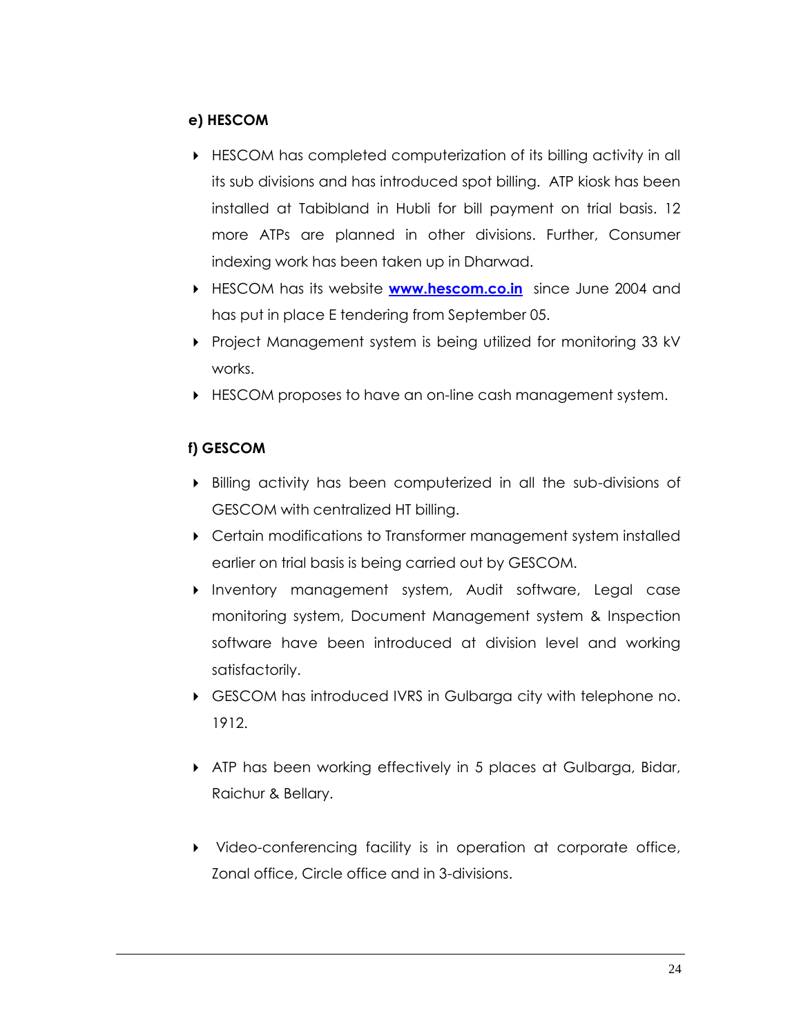**e) HESCOM**

- HESCOM has completed computerization of its billing activity in all its sub divisions and has introduced spot billing. ATP kiosk has been installed at Tabibland in Hubli for bill payment on trial basis. 12 more ATPs are planned in other divisions. Further, Consumer indexing work has been taken up in Dharwad.
- HESCOM has its website **www.hescom.co.in** since June 2004 and has put in place E tendering from September 05.
- Project Management system is being utilized for monitoring 33 kV works.
- HESCOM proposes to have an on-line cash management system.

**f) GESCOM**

- Billing activity has been computerized in all the sub-divisions of GESCOM with centralized HT billing.
- Certain modifications to Transformer management system installed earlier on trial basis is being carried out by GESCOM.
- Inventory management system, Audit software, Legal case monitoring system, Document Management system & Inspection software have been introduced at division level and working satisfactorily.
- GESCOM has introduced IVRS in Gulbarga city with telephone no. 1912.
- ATP has been working effectively in 5 places at Gulbarga, Bidar, Raichur & Bellary.
- Video-conferencing facility is in operation at corporate office, Zonal office, Circle office and in 3-divisions.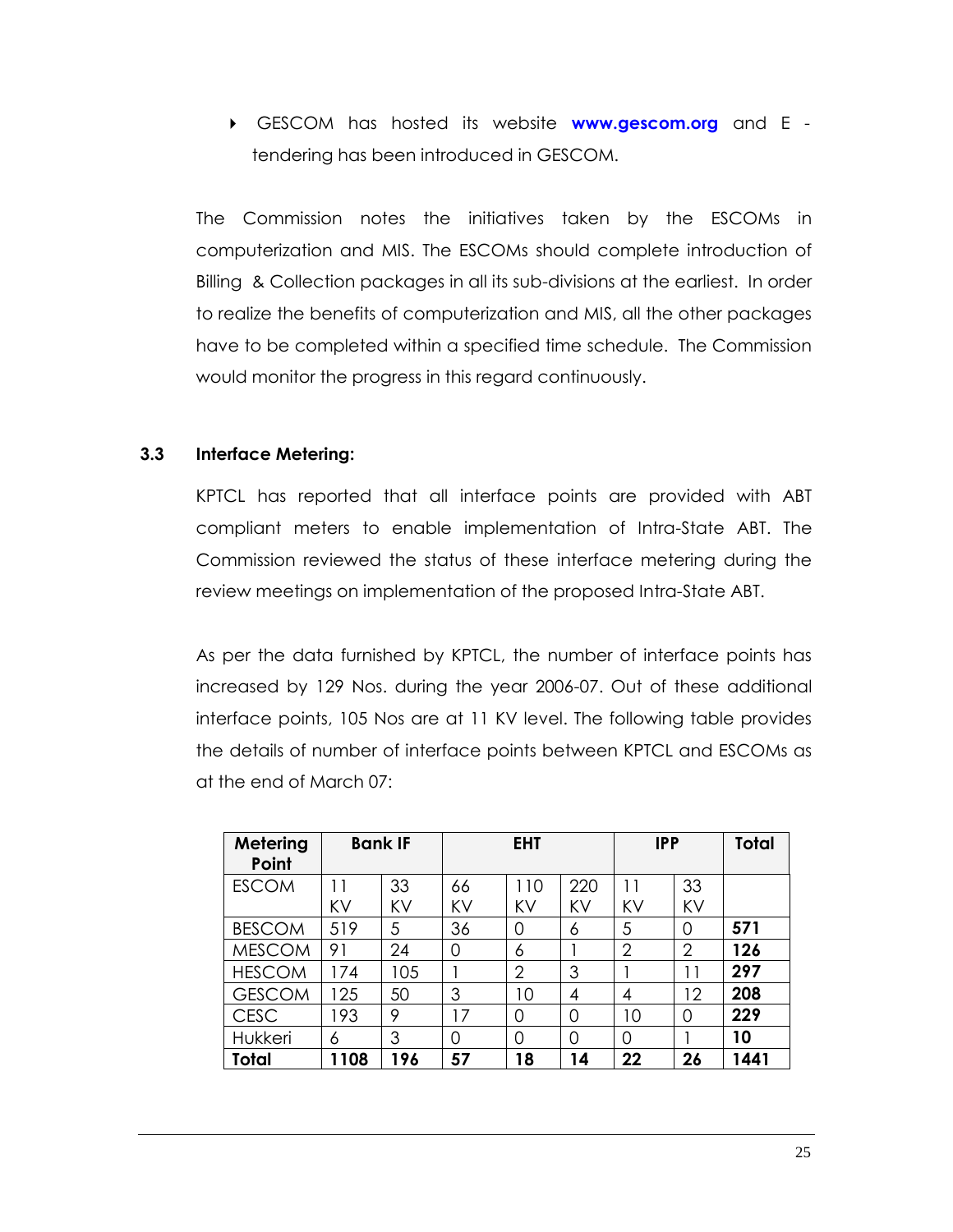- GESCOM has hosted its website **www.gescom.org** and E - tendering has been introduced in GESCOM.

The Commission notes the initiatives taken by the ESCOMs in computerization and MIS. The ESCOMs should complete introduction of Billing & Collection packages in all its sub-divisions at the earliest. In order to realize the benefits of computerization and MIS, all the other packages have to be completed within a specified time schedule. The Commission would monitor the progress in this regard continuously.

### 3.3 Interface Metering:

KPTCL has reported that all interface points are provided with ABT compliant meters to enable implementation of Intra-State ABT. The Commission reviewed the status of these interface metering during the review meetings on implementation of the proposed Intra-State ABT.

As per the data furnished by KPTCL, the number of interface points has increased by 129 Nos. during the year 2006-07. Out of these additional interface points, 105 Nos are at 11 KV level. The following table provides the details of number of interface points between KPTCL and ESCOMs as at the end of March 07:

| Metering Point | Bank IF | | EHT | | | IPP | | Total |
|---|---|---|---|---|---|---|---|---|
| ESCOM | 11 KV | 33 KV | 66 KV | 110 KV | 220 KV | 11 KV | 33 KV | |
| BESCOM | 519 | 5 | 36 | 0 | 6 | 5 | 0 | **571** |
| MESCOM | 91 | 24 | 0 | 6 | 1 | 2 | 2 | **126** |
| HESCOM | 174 | 105 | 1 | 2 | 3 | 1 | 11 | **297** |
| GESCOM | 125 | 50 | 3 | 10 | 4 | 4 | 12 | **208** |
| CESC | 193 | 9 | 17 | 0 | 0 | 10 | 0 | **229** |
| Hukkeri | 6 | 3 | 0 | 0 | 0 | 0 | 1 | **10** |
| **Total** | **1108** | **196** | **57** | **18** | **14** | **22** | **26** | **1441** |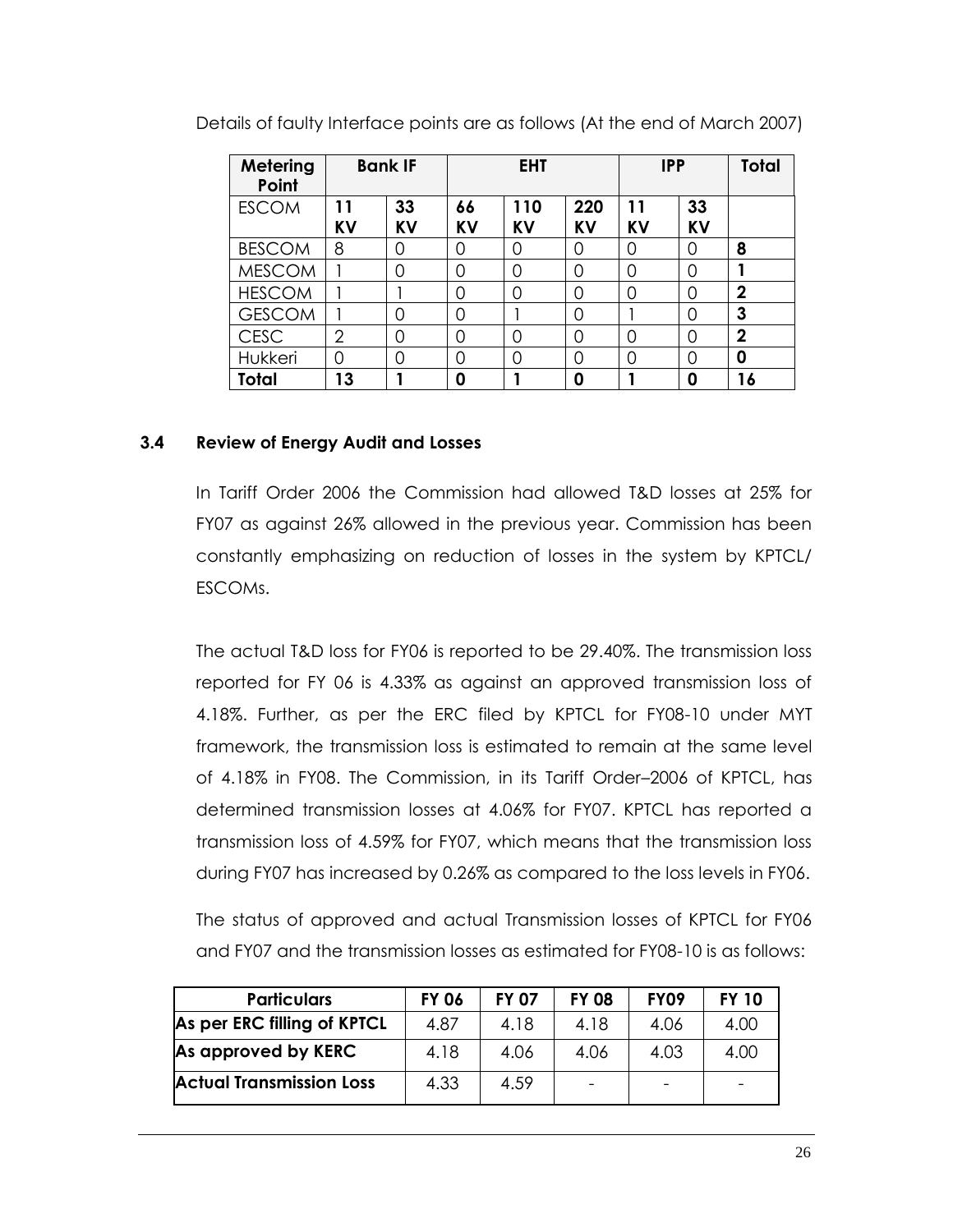Details of faulty Interface points are as follows (At the end of March 2007)

| Metering Point | Bank IF | | EHT | | | IPP | | Total |
|---|---|---|---|---|---|---|---|---|
| ESCOM | 11 KV | 33 KV | 66 KV | 110 KV | 220 KV | 11 KV | 33 KV | |
| BESCOM | 8 | 0 | 0 | 0 | 0 | 0 | 0 | **8** |
| MESCOM | 1 | 0 | 0 | 0 | 0 | 0 | 0 | **1** |
| HESCOM | 1 | 1 | 0 | 0 | 0 | 0 | 0 | **2** |
| GESCOM | 1 | 0 | 0 | 1 | 0 | 1 | 0 | **3** |
| CESC | 2 | 0 | 0 | 0 | 0 | 0 | 0 | **2** |
| Hukkeri | 0 | 0 | 0 | 0 | 0 | 0 | 0 | **0** |
| **Total** | **13** | **1** | **0** | **1** | **0** | **1** | **0** | **16** |

### 3.4 Review of Energy Audit and Losses

In Tariff Order 2006 the Commission had allowed T&D losses at 25% for FY07 as against 26% allowed in the previous year. Commission has been constantly emphasizing on reduction of losses in the system by KPTCL/ ESCOMs.

The actual T&D loss for FY06 is reported to be 29.40%. The transmission loss reported for FY 06 is 4.33% as against an approved transmission loss of 4.18%. Further, as per the ERC filed by KPTCL for FY08-10 under MYT framework, the transmission loss is estimated to remain at the same level of 4.18% in FY08. The Commission, in its Tariff Order–2006 of KPTCL, has determined transmission losses at 4.06% for FY07. KPTCL has reported a transmission loss of 4.59% for FY07, which means that the transmission loss during FY07 has increased by 0.26% as compared to the loss levels in FY06.

The status of approved and actual Transmission losses of KPTCL for FY06 and FY07 and the transmission losses as estimated for FY08-10 is as follows:

| Particulars | FY 06 | FY 07 | FY 08 | FY09 | FY 10 |
|---|---|---|---|---|---|
| **As per ERC filling of KPTCL** | 4.87 | 4.18 | 4.18 | 4.06 | 4.00 |
| **As approved by KERC** | 4.18 | 4.06 | 4.06 | 4.03 | 4.00 |
| **Actual Transmission Loss** | 4.33 | 4.59 | - | - | - |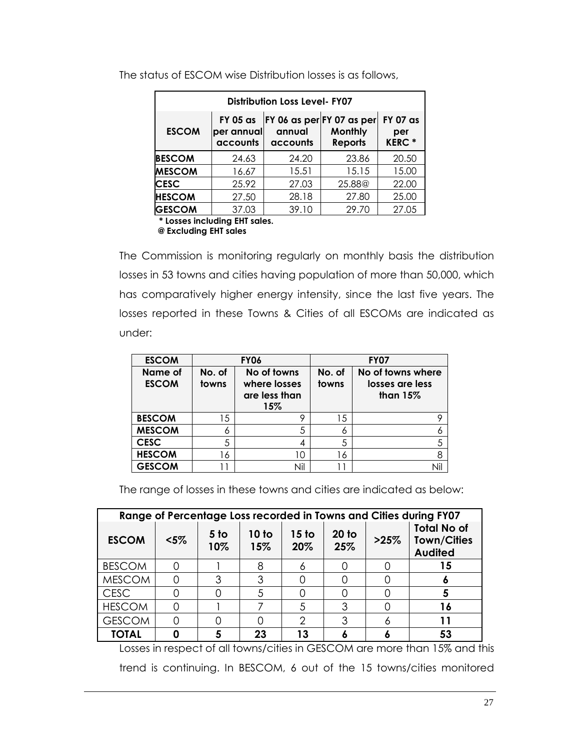The status of ESCOM wise Distribution losses is as follows,

| Distribution Loss Level- FY07 | | | | |
|---|---|---|---|---|
| ESCOM | FY 05 as per annual accounts | FY 06 as per annual accounts | FY 07 as per Monthly Reports | FY 07 as per KERC * |
| BESCOM | 24.63 | 24.20 | 23.86 | 20.50 |
| MESCOM | 16.67 | 15.51 | 15.15 | 15.00 |
| CESC | 25.92 | 27.03 | 25.88@ | 22.00 |
| HESCOM | 27.50 | 28.18 | 27.80 | 25.00 |
| GESCOM | 37.03 | 39.10 | 29.70 | 27.05 |

**\* Losses including EHT sales.**
**@ Excluding EHT sales**

The Commission is monitoring regularly on monthly basis the distribution losses in 53 towns and cities having population of more than 50,000, which has comparatively higher energy intensity, since the last five years. The losses reported in these Towns & Cities of all ESCOMs are indicated as under:

| ESCOM | FY06 | | FY07 | |
|---|---|---|---|---|
| Name of ESCOM | No. of towns | No of towns where losses are less than 15% | No. of towns | No of towns where losses are less than 15% |
| BESCOM | 15 | 9 | 15 | 9 |
| MESCOM | 6 | 5 | 6 | 6 |
| CESC | 5 | 4 | 5 | 5 |
| HESCOM | 16 | 10 | 16 | 8 |
| GESCOM | 11 | Nil | 11 | Nil |

The range of losses in these towns and cities are indicated as below:

| Range of Percentage Loss recorded in Towns and Cities during FY07 | | | | | | | |
|---|---|---|---|---|---|---|---|
| ESCOM | <5% | 5 to 10% | 10 to 15% | 15 to 20% | 20 to 25% | >25% | Total No of Town/Cities Audited |
| BESCOM | 0 | 1 | 8 | 6 | 0 | 0 | **15** |
| MESCOM | 0 | 3 | 3 | 0 | 0 | 0 | **6** |
| CESC | 0 | 0 | 5 | 0 | 0 | 0 | **5** |
| HESCOM | 0 | 1 | 7 | 5 | 3 | 0 | **16** |
| GESCOM | 0 | 0 | 0 | 2 | 3 | 6 | **11** |
| **TOTAL** | **0** | **5** | **23** | **13** | **6** | **6** | **53** |

Losses in respect of all towns/cities in GESCOM are more than 15% and this trend is continuing. In BESCOM, 6 out of the 15 towns/cities monitored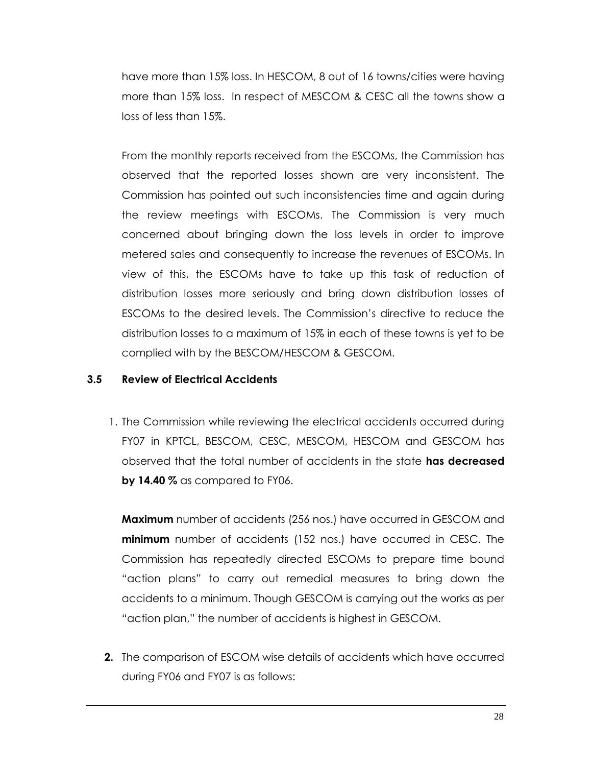have more than 15% loss. In HESCOM, 8 out of 16 towns/cities were having more than 15% loss. In respect of MESCOM & CESC all the towns show a loss of less than 15%.

From the monthly reports received from the ESCOMs, the Commission has observed that the reported losses shown are very inconsistent. The Commission has pointed out such inconsistencies time and again during the review meetings with ESCOMs. The Commission is very much concerned about bringing down the loss levels in order to improve metered sales and consequently to increase the revenues of ESCOMs. In view of this, the ESCOMs have to take up this task of reduction of distribution losses more seriously and bring down distribution losses of ESCOMs to the desired levels. The Commission's directive to reduce the distribution losses to a maximum of 15% in each of these towns is yet to be complied with by the BESCOM/HESCOM & GESCOM.

### 3.5 Review of Electrical Accidents

1. The Commission while reviewing the electrical accidents occurred during FY07 in KPTCL, BESCOM, CESC, MESCOM, HESCOM and GESCOM has observed that the total number of accidents in the state **has decreased by 14.40 %** as compared to FY06.

   **Maximum** number of accidents (256 nos.) have occurred in GESCOM and **minimum** number of accidents (152 nos.) have occurred in CESC. The Commission has repeatedly directed ESCOMs to prepare time bound "action plans" to carry out remedial measures to bring down the accidents to a minimum. Though GESCOM is carrying out the works as per "action plan," the number of accidents is highest in GESCOM.

2. The comparison of ESCOM wise details of accidents which have occurred during FY06 and FY07 is as follows: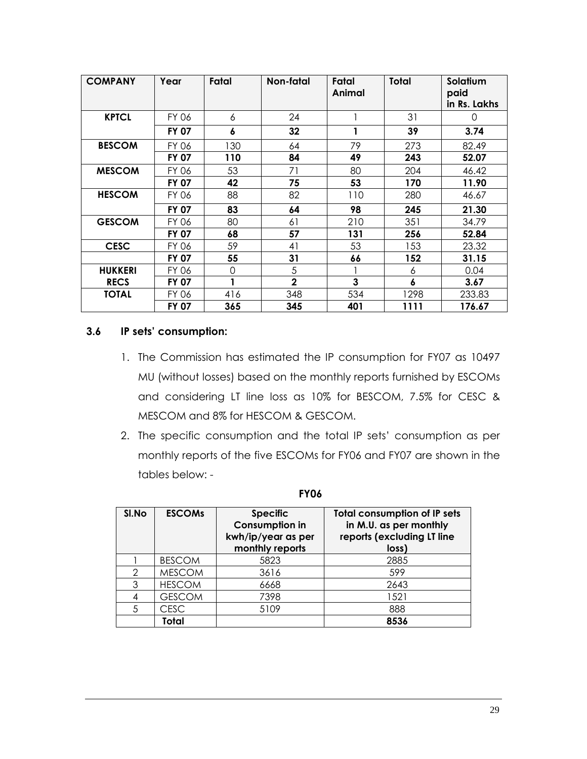| COMPANY | Year | Fatal | Non-fatal | Fatal Animal | Total | Solatium paid in Rs. Lakhs |
|---|---|---|---|---|---|---|
| **KPTCL** | FY 06 | 6 | 24 | 1 | 31 | 0 |
| | **FY 07** | **6** | **32** | **1** | **39** | **3.74** |
| **BESCOM** | FY 06 | 130 | 64 | 79 | 273 | 82.49 |
| | **FY 07** | **110** | **84** | **49** | **243** | **52.07** |
| **MESCOM** | FY 06 | 53 | 71 | 80 | 204 | 46.42 |
| | **FY 07** | **42** | **75** | **53** | **170** | **11.90** |
| **HESCOM** | FY 06 | 88 | 82 | 110 | 280 | 46.67 |
| | **FY 07** | **83** | **64** | **98** | **245** | **21.30** |
| **GESCOM** | FY 06 | 80 | 61 | 210 | 351 | 34.79 |
| | **FY 07** | **68** | **57** | **131** | **256** | **52.84** |
| **CESC** | FY 06 | 59 | 41 | 53 | 153 | 23.32 |
| | **FY 07** | **55** | **31** | **66** | **152** | **31.15** |
| **HUKKERI RECS** | FY 06 | 0 | 5 | 1 | 6 | 0.04 |
| | **FY 07** | **1** | **2** | **3** | **6** | **3.67** |
| **TOTAL** | FY 06 | 416 | 348 | 534 | 1298 | 233.83 |
| | **FY 07** | **365** | **345** | **401** | **1111** | **176.67** |

### 3.6 IP sets' consumption:

1. The Commission has estimated the IP consumption for FY07 as 10497 MU (without losses) based on the monthly reports furnished by ESCOMs and considering LT line loss as 10% for BESCOM, 7.5% for CESC & MESCOM and 8% for HESCOM & GESCOM.
2. The specific consumption and the total IP sets' consumption as per monthly reports of the five ESCOMs for FY06 and FY07 are shown in the tables below: -

**FY06**

| Sl.No | ESCOMs | Specific Consumption in kwh/ip/year as per monthly reports | Total consumption of IP sets in M.U. as per monthly reports (excluding LT line loss) |
|---|---|---|---|
| 1 | BESCOM | 5823 | 2885 |
| 2 | MESCOM | 3616 | 599 |
| 3 | HESCOM | 6668 | 2643 |
| 4 | GESCOM | 7398 | 1521 |
| 5 | CESC | 5109 | 888 |
| | **Total** | | **8536** |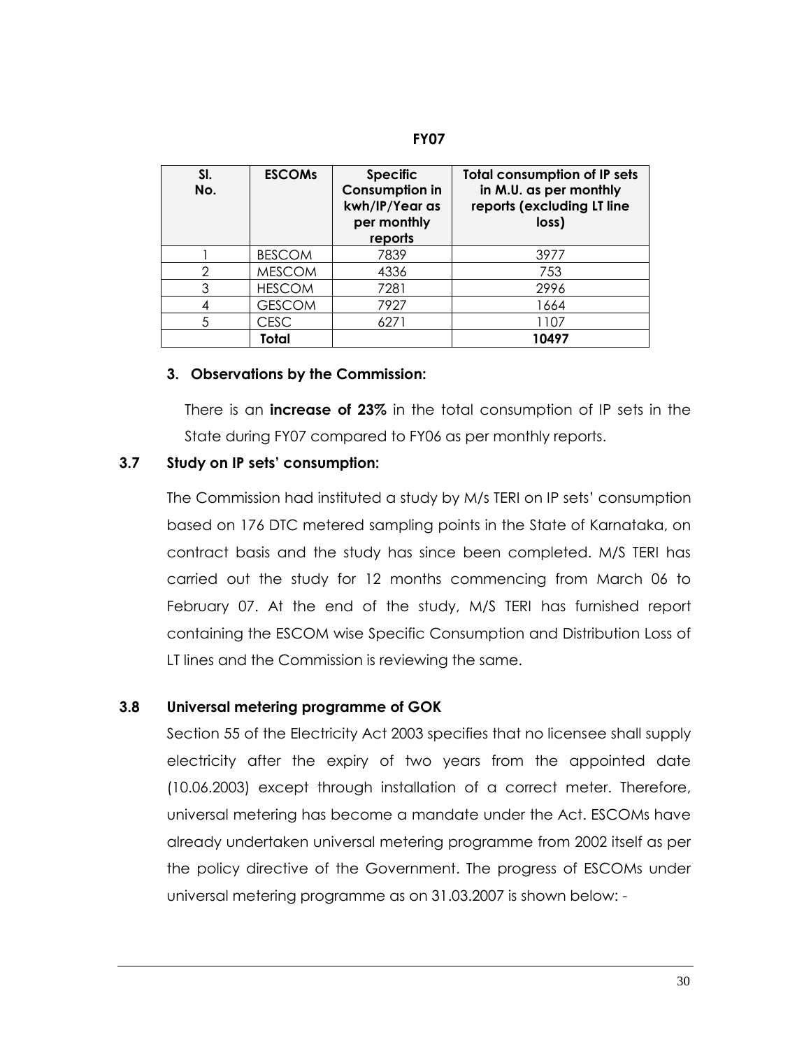**FY07**

| Sl. No. | ESCOMs | Specific Consumption in kwh/IP/Year as per monthly reports | Total consumption of IP sets in M.U. as per monthly reports (excluding LT line loss) |
|---|---|---|---|
| 1 | BESCOM | 7839 | 3977 |
| 2 | MESCOM | 4336 | 753 |
| 3 | HESCOM | 7281 | 2996 |
| 4 | GESCOM | 7927 | 1664 |
| 5 | CESC | 6271 | 1107 |
| | **Total** | | **10497** |

### 3. Observations by the Commission:

There is an **increase of 23%** in the total consumption of IP sets in the State during FY07 compared to FY06 as per monthly reports.

### 3.7 Study on IP sets' consumption:

The Commission had instituted a study by M/s TERI on IP sets' consumption based on 176 DTC metered sampling points in the State of Karnataka, on contract basis and the study has since been completed. M/S TERI has carried out the study for 12 months commencing from March 06 to February 07. At the end of the study, M/S TERI has furnished report containing the ESCOM wise Specific Consumption and Distribution Loss of LT lines and the Commission is reviewing the same.

### 3.8 Universal metering programme of GOK

Section 55 of the Electricity Act 2003 specifies that no licensee shall supply electricity after the expiry of two years from the appointed date (10.06.2003) except through installation of a correct meter. Therefore, universal metering has become a mandate under the Act. ESCOMs have already undertaken universal metering programme from 2002 itself as per the policy directive of the Government. The progress of ESCOMs under universal metering programme as on 31.03.2007 is shown below: -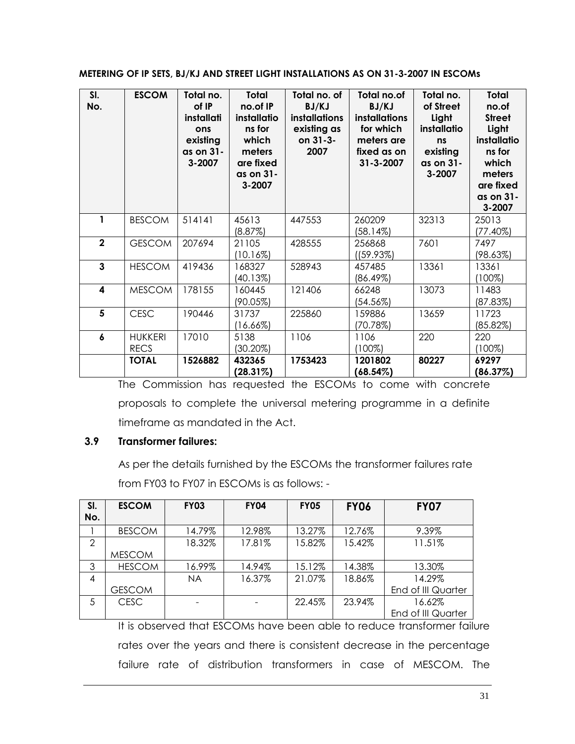**METERING OF IP SETS, BJ/KJ AND STREET LIGHT INSTALLATIONS AS ON 31-3-2007 IN ESCOMs**

| Sl. No. | ESCOM | Total no. of IP installations existing as on 31-3-2007 | Total no.of IP installations for which meters are fixed as on 31-3-2007 | Total no. of BJ/KJ installations existing as on 31-3-2007 | Total no.of BJ/KJ installations for which meters are fixed as on 31-3-2007 | Total no. of Street Light installations existing as on 31-3-2007 | Total no.of Street Light installations for which meters are fixed as on 31-3-2007 |
|---|---|---|---|---|---|---|---|
| **1** | BESCOM | 514141 | 45613 (8.87%) | 447553 | 260209 (58.14%) | 32313 | 25013 (77.40%) |
| **2** | GESCOM | 207694 | 21105 (10.16%) | 428555 | 256868 ((59.93%) | 7601 | 7497 (98.63%) |
| **3** | HESCOM | 419436 | 168327 (40.13%) | 528943 | 457485 (86.49%) | 13361 | 13361 (100%) |
| **4** | MESCOM | 178155 | 160445 (90.05%) | 121406 | 66248 (54.56%) | 13073 | 11483 (87.83%) |
| **5** | CESC | 190446 | 31737 (16.66%) | 225860 | 159886 (70.78%) | 13659 | 11723 (85.82%) |
| **6** | HUKKERI RECS | 17010 | 5138 (30.20%) | 1106 | 1106 (100%) | 220 | 220 (100%) |
| | **TOTAL** | **1526882** | **432365 (28.31%)** | **1753423** | **1201802 (68.54%)** | **80227** | **69297 (86.37%)** |

The Commission has requested the ESCOMs to come with concrete proposals to complete the universal metering programme in a definite timeframe as mandated in the Act.

### 3.9 Transformer failures:

As per the details furnished by the ESCOMs the transformer failures rate from FY03 to FY07 in ESCOMs is as follows: -

| Sl. No. | ESCOM | FY03 | FY04 | FY05 | FY06 | FY07 |
|---|---|---|---|---|---|---|
| 1 | BESCOM | 14.79% | 12.98% | 13.27% | 12.76% | 9.39% |
| 2 | MESCOM | 18.32% | 17.81% | 15.82% | 15.42% | 11.51% |
| 3 | HESCOM | 16.99% | 14.94% | 15.12% | 14.38% | 13.30% |
| 4 | GESCOM | NA | 16.37% | 21.07% | 18.86% | 14.29% End of III Quarter |
| 5 | CESC | - | - | 22.45% | 23.94% | 16.62% End of III Quarter |

It is observed that ESCOMs have been able to reduce transformer failure rates over the years and there is consistent decrease in the percentage failure rate of distribution transformers in case of MESCOM. The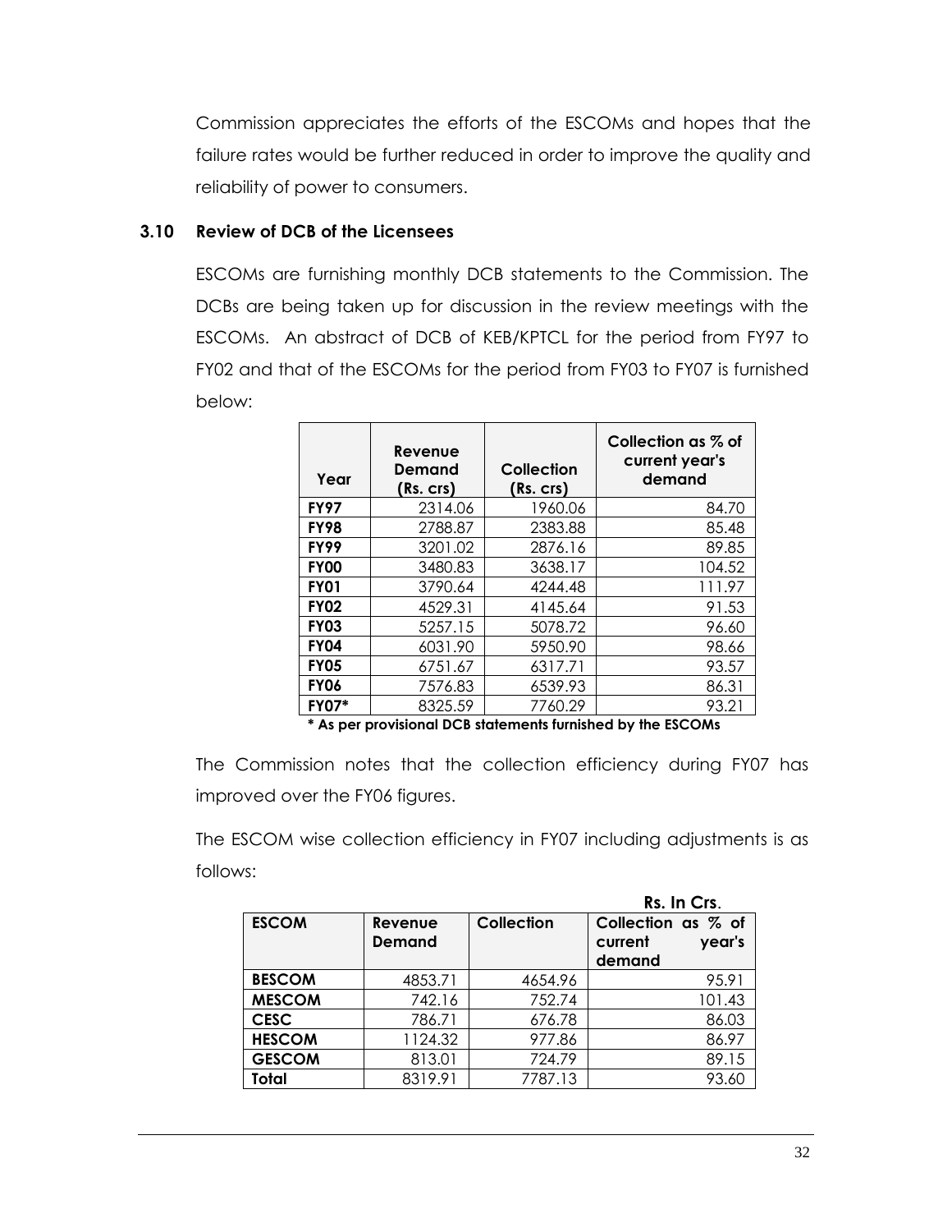Commission appreciates the efforts of the ESCOMs and hopes that the failure rates would be further reduced in order to improve the quality and reliability of power to consumers.

### 3.10 Review of DCB of the Licensees

ESCOMs are furnishing monthly DCB statements to the Commission. The DCBs are being taken up for discussion in the review meetings with the ESCOMs. An abstract of DCB of KEB/KPTCL for the period from FY97 to FY02 and that of the ESCOMs for the period from FY03 to FY07 is furnished below:

| Year | Revenue Demand (Rs. crs) | Collection (Rs. crs) | Collection as % of current year's demand |
|---|---|---|---|
| **FY97** | 2314.06 | 1960.06 | 84.70 |
| **FY98** | 2788.87 | 2383.88 | 85.48 |
| **FY99** | 3201.02 | 2876.16 | 89.85 |
| **FY00** | 3480.83 | 3638.17 | 104.52 |
| **FY01** | 3790.64 | 4244.48 | 111.97 |
| **FY02** | 4529.31 | 4145.64 | 91.53 |
| **FY03** | 5257.15 | 5078.72 | 96.60 |
| **FY04** | 6031.90 | 5950.90 | 98.66 |
| **FY05** | 6751.67 | 6317.71 | 93.57 |
| **FY06** | 7576.83 | 6539.93 | 86.31 |
| **FY07*** | 8325.59 | 7760.29 | 93.21 |

**\* As per provisional DCB statements furnished by the ESCOMs**

The Commission notes that the collection efficiency during FY07 has improved over the FY06 figures.

The ESCOM wise collection efficiency in FY07 including adjustments is as follows:

**Rs. In Crs.**

| ESCOM | Revenue Demand | Collection | Collection as % of current year's demand |
|---|---|---|---|
| **BESCOM** | 4853.71 | 4654.96 | 95.91 |
| **MESCOM** | 742.16 | 752.74 | 101.43 |
| **CESC** | 786.71 | 676.78 | 86.03 |
| **HESCOM** | 1124.32 | 977.86 | 86.97 |
| **GESCOM** | 813.01 | 724.79 | 89.15 |
| **Total** | 8319.91 | 7787.13 | 93.60 |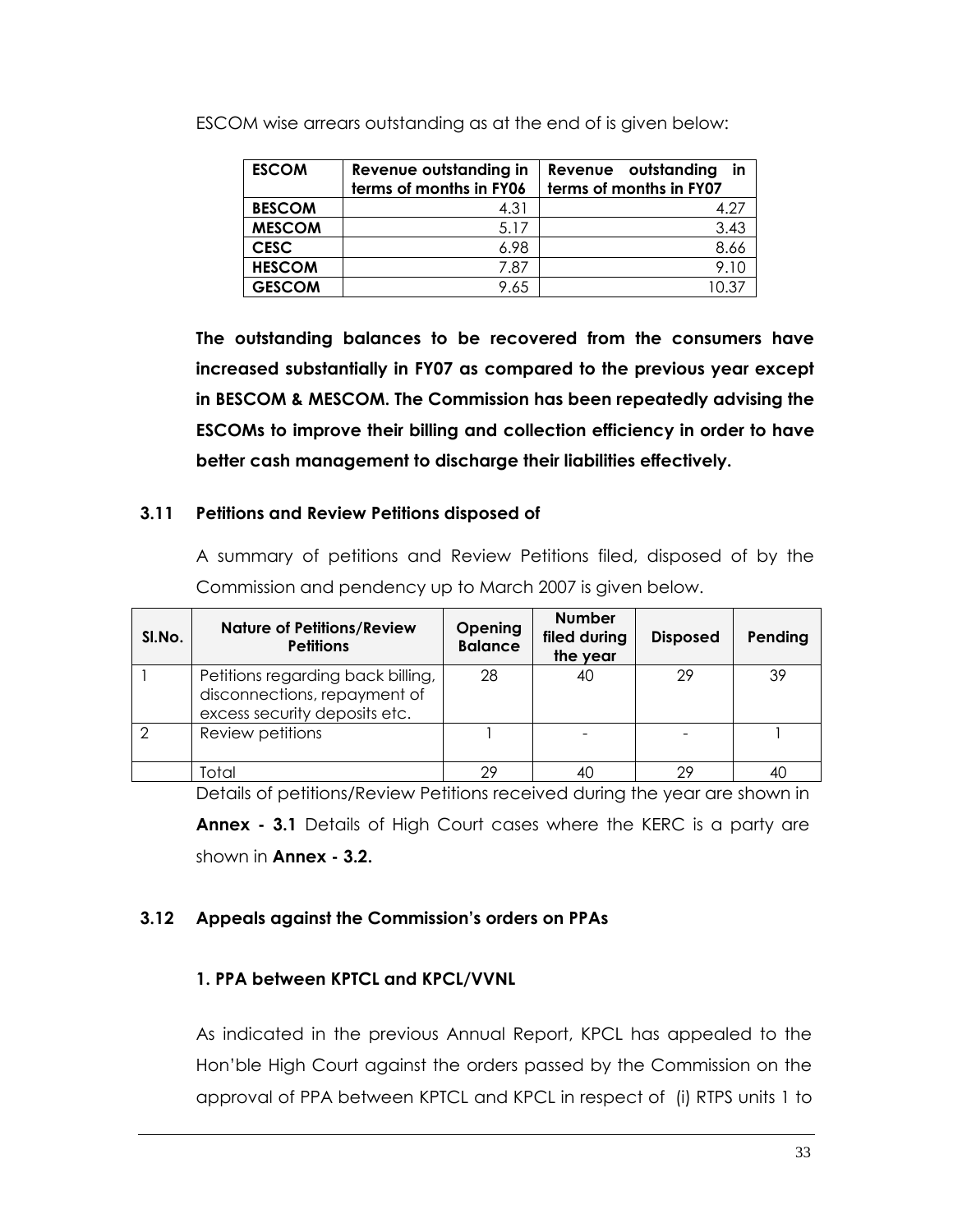ESCOM wise arrears outstanding as at the end of is given below:

| ESCOM | Revenue outstanding in terms of months in FY06 | Revenue outstanding in terms of months in FY07 |
|---|---|---|
| BESCOM | 4.31 | 4.27 |
| MESCOM | 5.17 | 3.43 |
| CESC | 6.98 | 8.66 |
| HESCOM | 7.87 | 9.10 |
| GESCOM | 9.65 | 10.37 |

**The outstanding balances to be recovered from the consumers have increased substantially in FY07 as compared to the previous year except in BESCOM & MESCOM. The Commission has been repeatedly advising the ESCOMs to improve their billing and collection efficiency in order to have better cash management to discharge their liabilities effectively.**

### 3.11 Petitions and Review Petitions disposed of

A summary of petitions and Review Petitions filed, disposed of by the Commission and pendency up to March 2007 is given below.

| Sl.No. | Nature of Petitions/Review Petitions | Opening Balance | Number filed during the year | Disposed | Pending |
|---|---|---|---|---|---|
| 1 | Petitions regarding back billing, disconnections, repayment of excess security deposits etc. | 28 | 40 | 29 | 39 |
| 2 | Review petitions | 1 | - | - | 1 |
| | Total | 29 | 40 | 29 | 40 |

Details of petitions/Review Petitions received during the year are shown in **Annex - 3.1** Details of High Court cases where the KERC is a party are shown in **Annex - 3.2.**

### 3.12 Appeals against the Commission's orders on PPAs

#### 1. PPA between KPTCL and KPCL/VVNL

As indicated in the previous Annual Report, KPCL has appealed to the Hon'ble High Court against the orders passed by the Commission on the approval of PPA between KPTCL and KPCL in respect of (i) RTPS units 1 to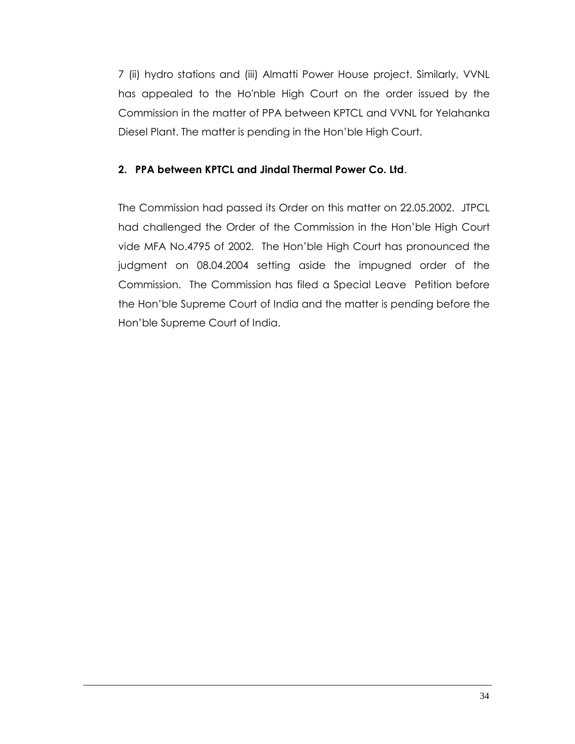7 (ii) hydro stations and (iii) Almatti Power House project. Similarly, VVNL has appealed to the Ho'nble High Court on the order issued by the Commission in the matter of PPA between KPTCL and VVNL for Yelahanka Diesel Plant. The matter is pending in the Hon'ble High Court.

**2. PPA between KPTCL and Jindal Thermal Power Co. Ltd**.

The Commission had passed its Order on this matter on 22.05.2002. JTPCL had challenged the Order of the Commission in the Hon'ble High Court vide MFA No.4795 of 2002. The Hon'ble High Court has pronounced the judgment on 08.04.2004 setting aside the impugned order of the Commission. The Commission has filed a Special Leave Petition before the Hon'ble Supreme Court of India and the matter is pending before the Hon'ble Supreme Court of India.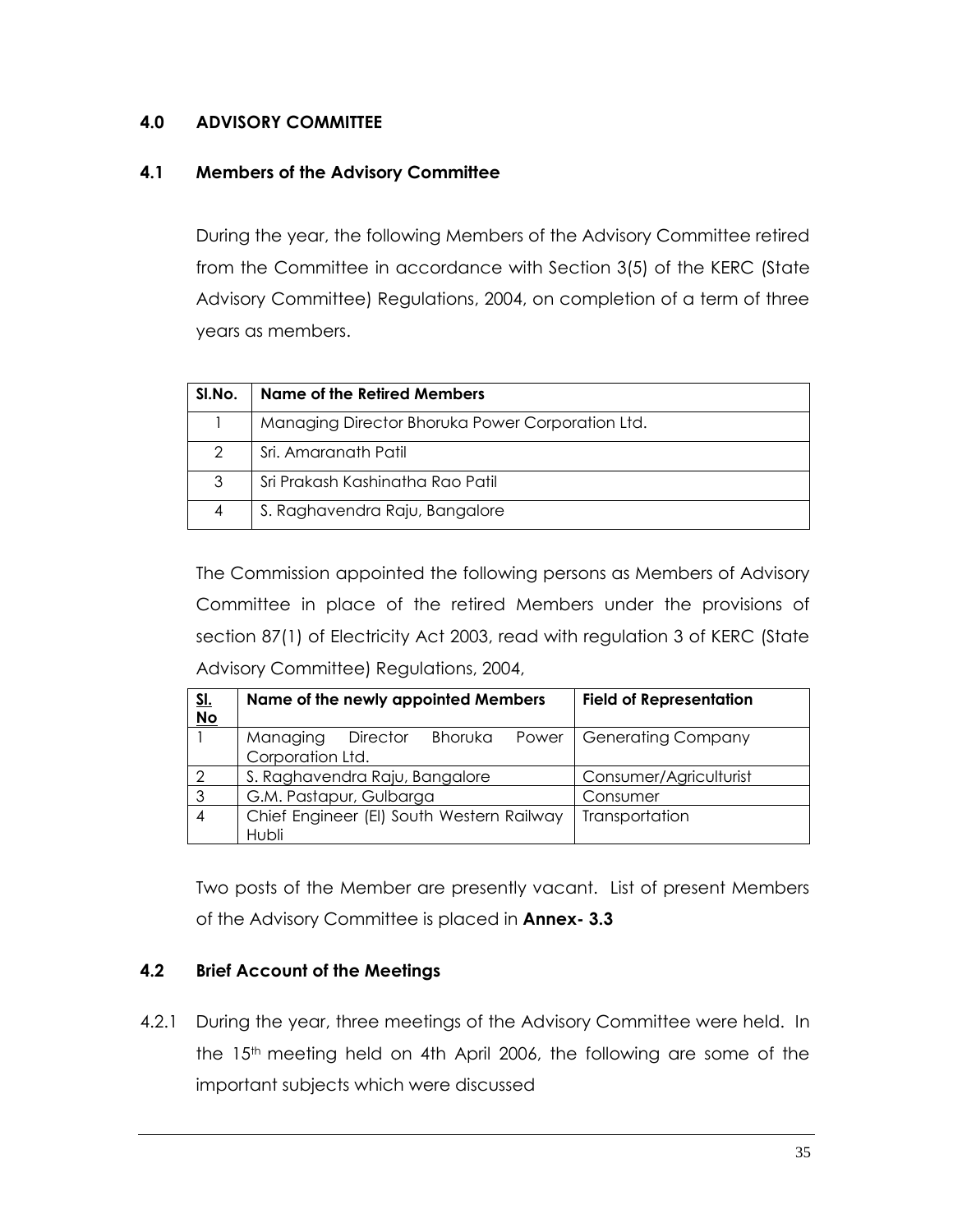## 4.0 ADVISORY COMMITTEE

### 4.1 Members of the Advisory Committee

During the year, the following Members of the Advisory Committee retired from the Committee in accordance with Section 3(5) of the KERC (State Advisory Committee) Regulations, 2004, on completion of a term of three years as members.

| Sl.No. | Name of the Retired Members |
|---|---|
| 1 | Managing Director Bhoruka Power Corporation Ltd. |
| 2 | Sri. Amaranath Patil |
| 3 | Sri Prakash Kashinatha Rao Patil |
| 4 | S. Raghavendra Raju, Bangalore |

The Commission appointed the following persons as Members of Advisory Committee in place of the retired Members under the provisions of section 87(1) of Electricity Act 2003, read with regulation 3 of KERC (State Advisory Committee) Regulations, 2004,

| Sl. No | Name of the newly appointed Members | Field of Representation |
|---|---|---|
| 1 | Managing Director Bhoruka Power Corporation Ltd. | Generating Company |
| 2 | S. Raghavendra Raju, Bangalore | Consumer/Agriculturist |
| 3 | G.M. Pastapur, Gulbarga | Consumer |
| 4 | Chief Engineer (El) South Western Railway Hubli | Transportation |

Two posts of the Member are presently vacant. List of present Members of the Advisory Committee is placed in **Annex- 3.3**

### 4.2 Brief Account of the Meetings

4.2.1 During the year, three meetings of the Advisory Committee were held. In the 15th meeting held on 4th April 2006, the following are some of the important subjects which were discussed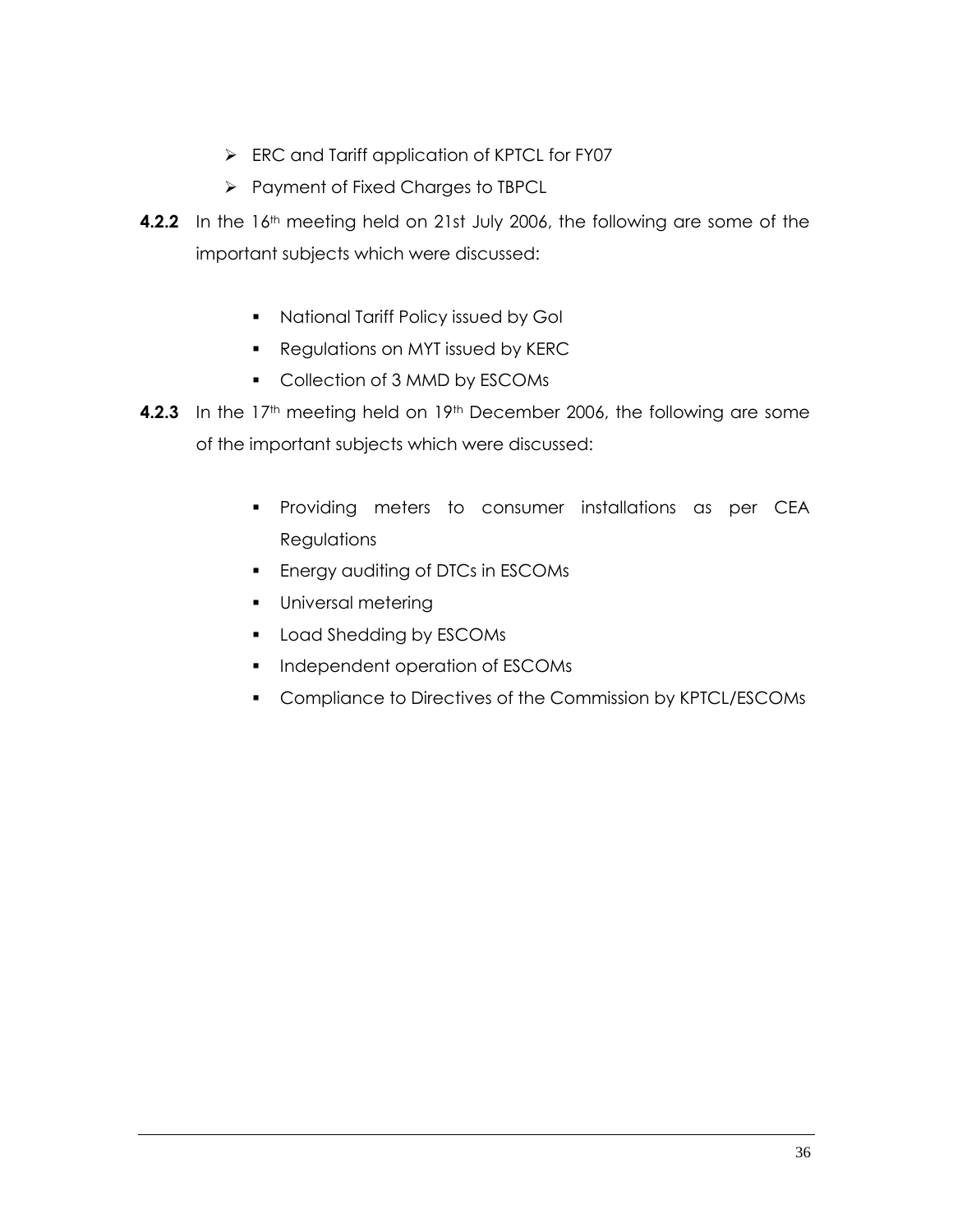- ERC and Tariff application of KPTCL for FY07
- Payment of Fixed Charges to TBPCL

**4.2.2** In the 16th meeting held on 21st July 2006, the following are some of the important subjects which were discussed:

- National Tariff Policy issued by GoI
- Regulations on MYT issued by KERC
- Collection of 3 MMD by ESCOMs

**4.2.3** In the 17th meeting held on 19th December 2006, the following are some of the important subjects which were discussed:

- Providing meters to consumer installations as per CEA Regulations
- Energy auditing of DTCs in ESCOMs
- Universal metering
- Load Shedding by ESCOMs
- Independent operation of ESCOMs
- Compliance to Directives of the Commission by KPTCL/ESCOMs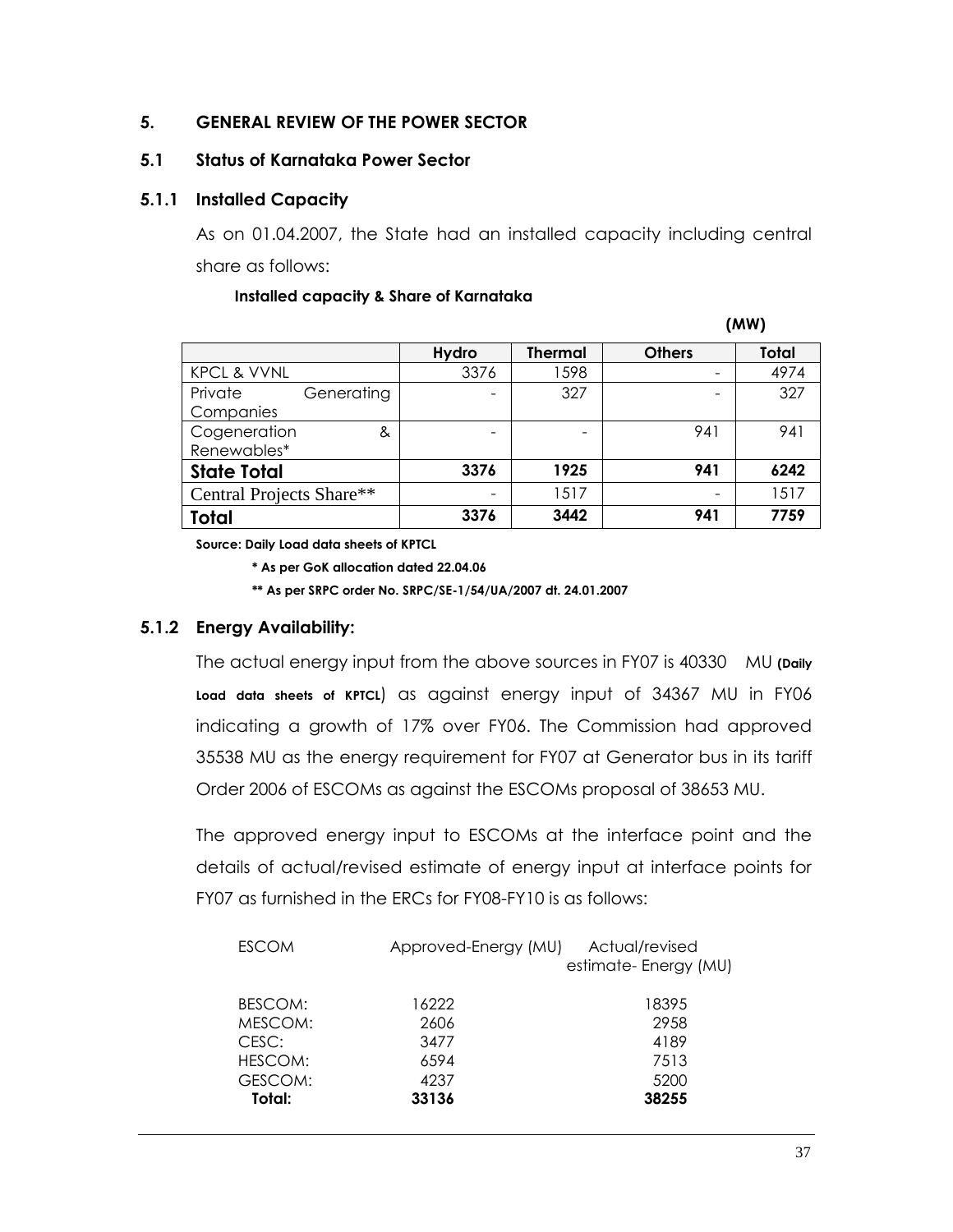## 5. GENERAL REVIEW OF THE POWER SECTOR

### 5.1 Status of Karnataka Power Sector

#### 5.1.1 Installed Capacity

As on 01.04.2007, the State had an installed capacity including central share as follows:

**Installed capacity & Share of Karnataka**

**(MW)**

| | Hydro | Thermal | Others | Total |
|---|---|---|---|---|
| KPCL & VVNL | 3376 | 1598 | - | 4974 |
| Private Generating Companies | - | 327 | - | 327 |
| Cogeneration & Renewables* | - | - | 941 | 941 |
| **State Total** | **3376** | **1925** | **941** | **6242** |
| Central Projects Share** | - | 1517 | - | 1517 |
| **Total** | **3376** | **3442** | **941** | **7759** |

**Source: Daily Load data sheets of KPTCL**

**\* As per GoK allocation dated 22.04.06**

**\*\* As per SRPC order No. SRPC/SE-1/54/UA/2007 dt. 24.01.2007**

#### 5.1.2 Energy Availability:

The actual energy input from the above sources in FY07 is 40330 MU **(Daily Load data sheets of KPTCL)** as against energy input of 34367 MU in FY06 indicating a growth of 17% over FY06. The Commission had approved 35538 MU as the energy requirement for FY07 at Generator bus in its tariff Order 2006 of ESCOMs as against the ESCOMs proposal of 38653 MU.

The approved energy input to ESCOMs at the interface point and the details of actual/revised estimate of energy input at interface points for FY07 as furnished in the ERCs for FY08-FY10 is as follows:

| ESCOM | Approved-Energy (MU) | Actual/revised estimate- Energy (MU) |
|---|---|---|
| BESCOM: | 16222 | 18395 |
| MESCOM: | 2606 | 2958 |
| CESC: | 3477 | 4189 |
| HESCOM: | 6594 | 7513 |
| GESCOM: | 4237 | 5200 |
| **Total:** | **33136** | **38255** |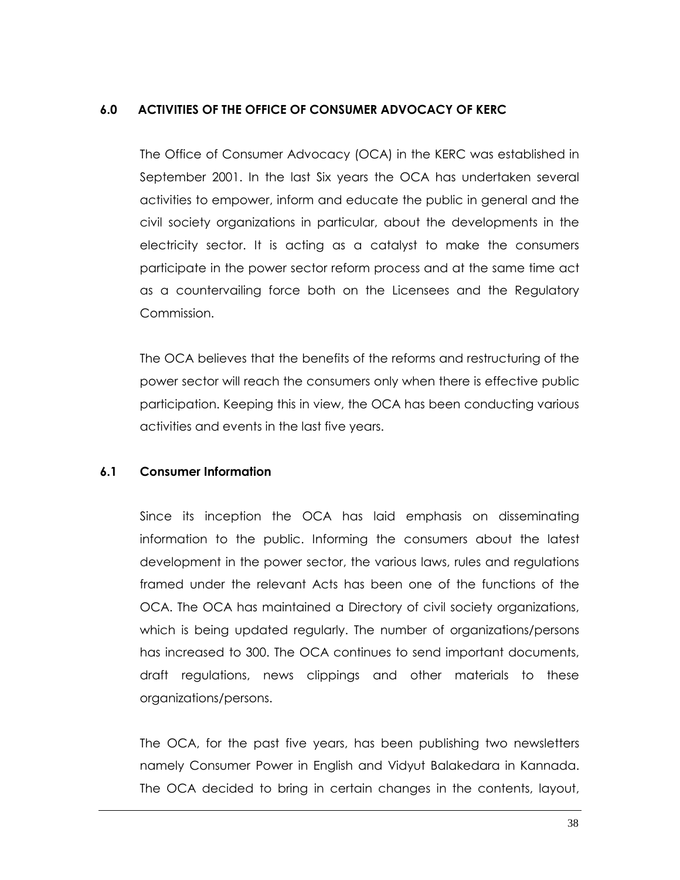## 6.0 ACTIVITIES OF THE OFFICE OF CONSUMER ADVOCACY OF KERC

The Office of Consumer Advocacy (OCA) in the KERC was established in September 2001. In the last Six years the OCA has undertaken several activities to empower, inform and educate the public in general and the civil society organizations in particular, about the developments in the electricity sector. It is acting as a catalyst to make the consumers participate in the power sector reform process and at the same time act as a countervailing force both on the Licensees and the Regulatory Commission.

The OCA believes that the benefits of the reforms and restructuring of the power sector will reach the consumers only when there is effective public participation. Keeping this in view, the OCA has been conducting various activities and events in the last five years.

### 6.1 Consumer Information

Since its inception the OCA has laid emphasis on disseminating information to the public. Informing the consumers about the latest development in the power sector, the various laws, rules and regulations framed under the relevant Acts has been one of the functions of the OCA. The OCA has maintained a Directory of civil society organizations, which is being updated regularly. The number of organizations/persons has increased to 300. The OCA continues to send important documents, draft regulations, news clippings and other materials to these organizations/persons.

The OCA, for the past five years, has been publishing two newsletters namely Consumer Power in English and Vidyut Balakedara in Kannada. The OCA decided to bring in certain changes in the contents, layout,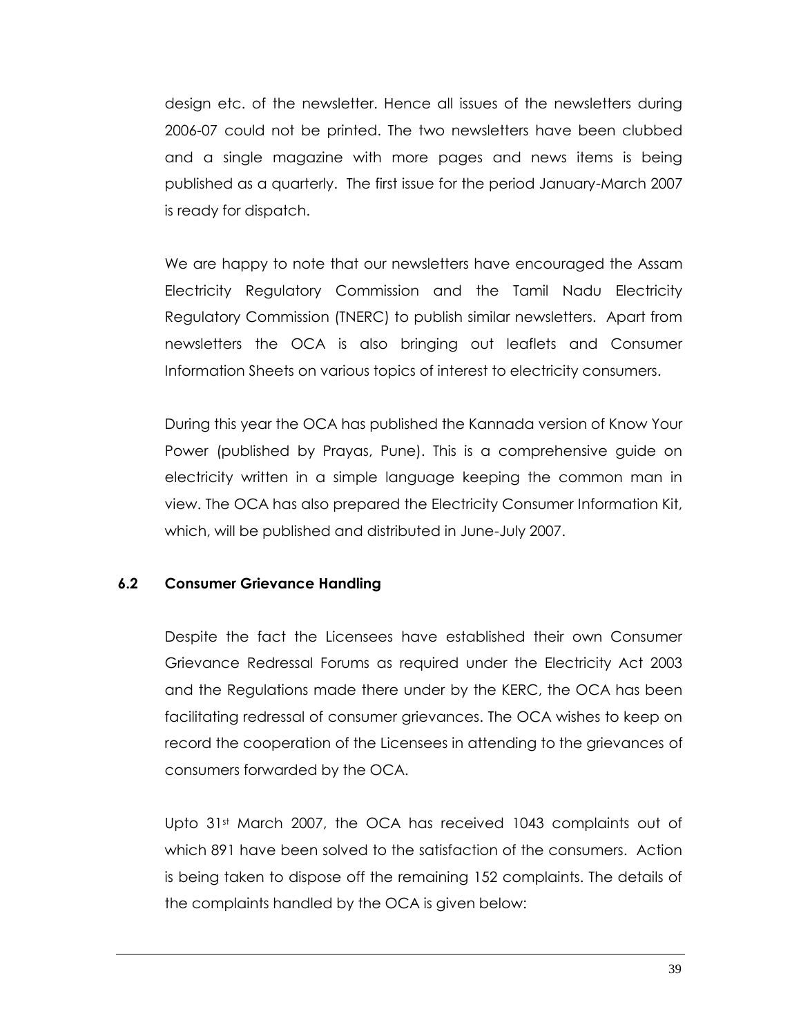design etc. of the newsletter. Hence all issues of the newsletters during 2006-07 could not be printed. The two newsletters have been clubbed and a single magazine with more pages and news items is being published as a quarterly. The first issue for the period January-March 2007 is ready for dispatch.

We are happy to note that our newsletters have encouraged the Assam Electricity Regulatory Commission and the Tamil Nadu Electricity Regulatory Commission (TNERC) to publish similar newsletters. Apart from newsletters the OCA is also bringing out leaflets and Consumer Information Sheets on various topics of interest to electricity consumers.

During this year the OCA has published the Kannada version of Know Your Power (published by Prayas, Pune). This is a comprehensive guide on electricity written in a simple language keeping the common man in view. The OCA has also prepared the Electricity Consumer Information Kit, which, will be published and distributed in June-July 2007.

### 6.2 Consumer Grievance Handling

Despite the fact the Licensees have established their own Consumer Grievance Redressal Forums as required under the Electricity Act 2003 and the Regulations made there under by the KERC, the OCA has been facilitating redressal of consumer grievances. The OCA wishes to keep on record the cooperation of the Licensees in attending to the grievances of consumers forwarded by the OCA.

Upto 31st March 2007, the OCA has received 1043 complaints out of which 891 have been solved to the satisfaction of the consumers. Action is being taken to dispose off the remaining 152 complaints. The details of the complaints handled by the OCA is given below: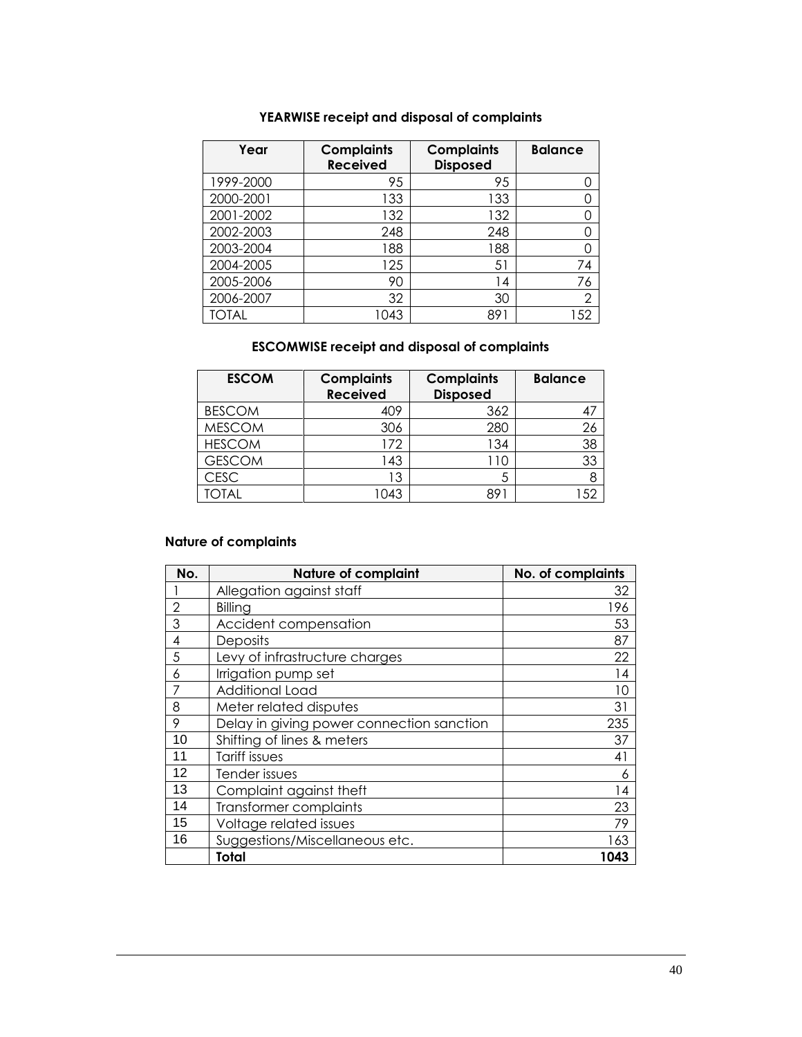### YEARWISE receipt and disposal of complaints

| Year | Complaints Received | Complaints Disposed | Balance |
|---|---|---|---|
| 1999-2000 | 95 | 95 | 0 |
| 2000-2001 | 133 | 133 | 0 |
| 2001-2002 | 132 | 132 | 0 |
| 2002-2003 | 248 | 248 | 0 |
| 2003-2004 | 188 | 188 | 0 |
| 2004-2005 | 125 | 51 | 74 |
| 2005-2006 | 90 | 14 | 76 |
| 2006-2007 | 32 | 30 | 2 |
| TOTAL | 1043 | 891 | 152 |

### ESCOMWISE receipt and disposal of complaints

| ESCOM | Complaints Received | Complaints Disposed | Balance |
|---|---|---|---|
| BESCOM | 409 | 362 | 47 |
| MESCOM | 306 | 280 | 26 |
| HESCOM | 172 | 134 | 38 |
| GESCOM | 143 | 110 | 33 |
| CESC | 13 | 5 | 8 |
| TOTAL | 1043 | 891 | 152 |

### Nature of complaints

| No. | Nature of complaint | No. of complaints |
|---|---|---|
| 1 | Allegation against staff | 32 |
| 2 | Billing | 196 |
| 3 | Accident compensation | 53 |
| 4 | Deposits | 87 |
| 5 | Levy of infrastructure charges | 22 |
| 6 | Irrigation pump set | 14 |
| 7 | Additional Load | 10 |
| 8 | Meter related disputes | 31 |
| 9 | Delay in giving power connection sanction | 235 |
| 10 | Shifting of lines & meters | 37 |
| 11 | Tariff issues | 41 |
| 12 | Tender issues | 6 |
| 13 | Complaint against theft | 14 |
| 14 | Transformer complaints | 23 |
| 15 | Voltage related issues | 79 |
| 16 | Suggestions/Miscellaneous etc. | 163 |
| | **Total** | **1043** |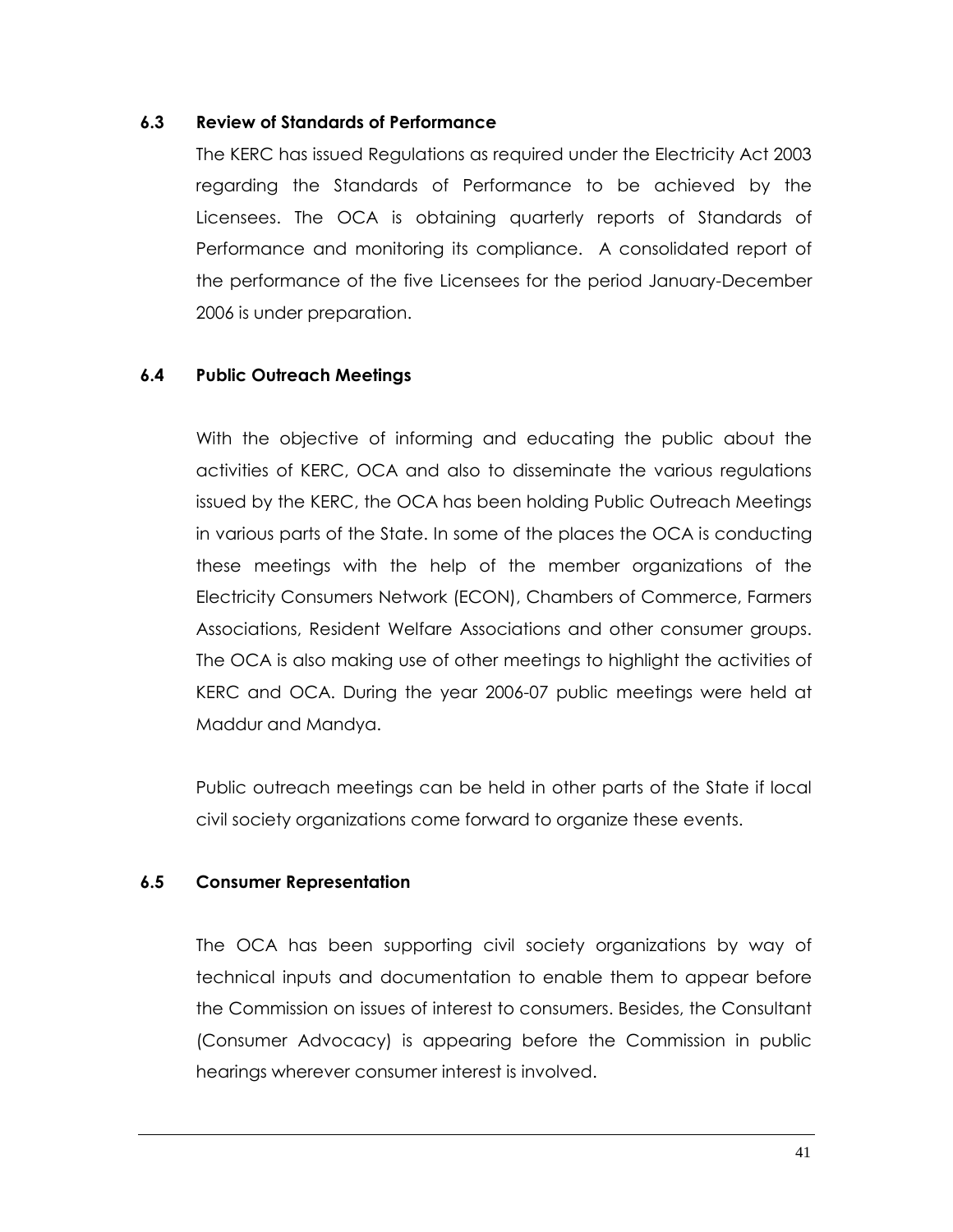### 6.3 Review of Standards of Performance

The KERC has issued Regulations as required under the Electricity Act 2003 regarding the Standards of Performance to be achieved by the Licensees. The OCA is obtaining quarterly reports of Standards of Performance and monitoring its compliance. A consolidated report of the performance of the five Licensees for the period January-December 2006 is under preparation.

### 6.4 Public Outreach Meetings

With the objective of informing and educating the public about the activities of KERC, OCA and also to disseminate the various regulations issued by the KERC, the OCA has been holding Public Outreach Meetings in various parts of the State. In some of the places the OCA is conducting these meetings with the help of the member organizations of the Electricity Consumers Network (ECON), Chambers of Commerce, Farmers Associations, Resident Welfare Associations and other consumer groups. The OCA is also making use of other meetings to highlight the activities of KERC and OCA. During the year 2006-07 public meetings were held at Maddur and Mandya.

Public outreach meetings can be held in other parts of the State if local civil society organizations come forward to organize these events.

### 6.5 Consumer Representation

The OCA has been supporting civil society organizations by way of technical inputs and documentation to enable them to appear before the Commission on issues of interest to consumers. Besides, the Consultant (Consumer Advocacy) is appearing before the Commission in public hearings wherever consumer interest is involved.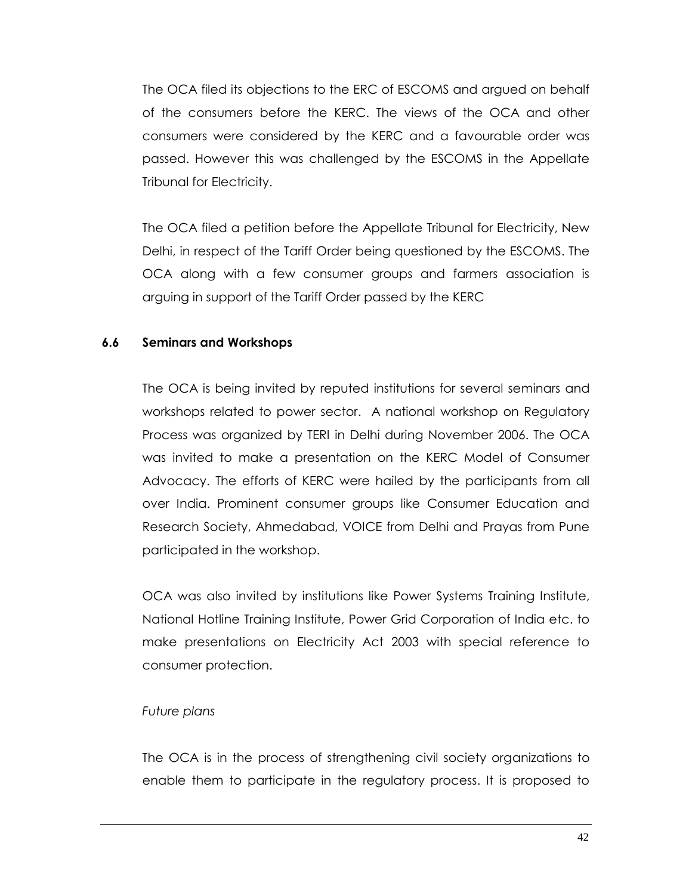The OCA filed its objections to the ERC of ESCOMS and argued on behalf of the consumers before the KERC. The views of the OCA and other consumers were considered by the KERC and a favourable order was passed. However this was challenged by the ESCOMS in the Appellate Tribunal for Electricity.

The OCA filed a petition before the Appellate Tribunal for Electricity, New Delhi, in respect of the Tariff Order being questioned by the ESCOMS. The OCA along with a few consumer groups and farmers association is arguing in support of the Tariff Order passed by the KERC

### 6.6 Seminars and Workshops

The OCA is being invited by reputed institutions for several seminars and workshops related to power sector. A national workshop on Regulatory Process was organized by TERI in Delhi during November 2006. The OCA was invited to make a presentation on the KERC Model of Consumer Advocacy. The efforts of KERC were hailed by the participants from all over India. Prominent consumer groups like Consumer Education and Research Society, Ahmedabad, VOICE from Delhi and Prayas from Pune participated in the workshop.

OCA was also invited by institutions like Power Systems Training Institute, National Hotline Training Institute, Power Grid Corporation of India etc. to make presentations on Electricity Act 2003 with special reference to consumer protection.

*Future plans*

The OCA is in the process of strengthening civil society organizations to enable them to participate in the regulatory process. It is proposed to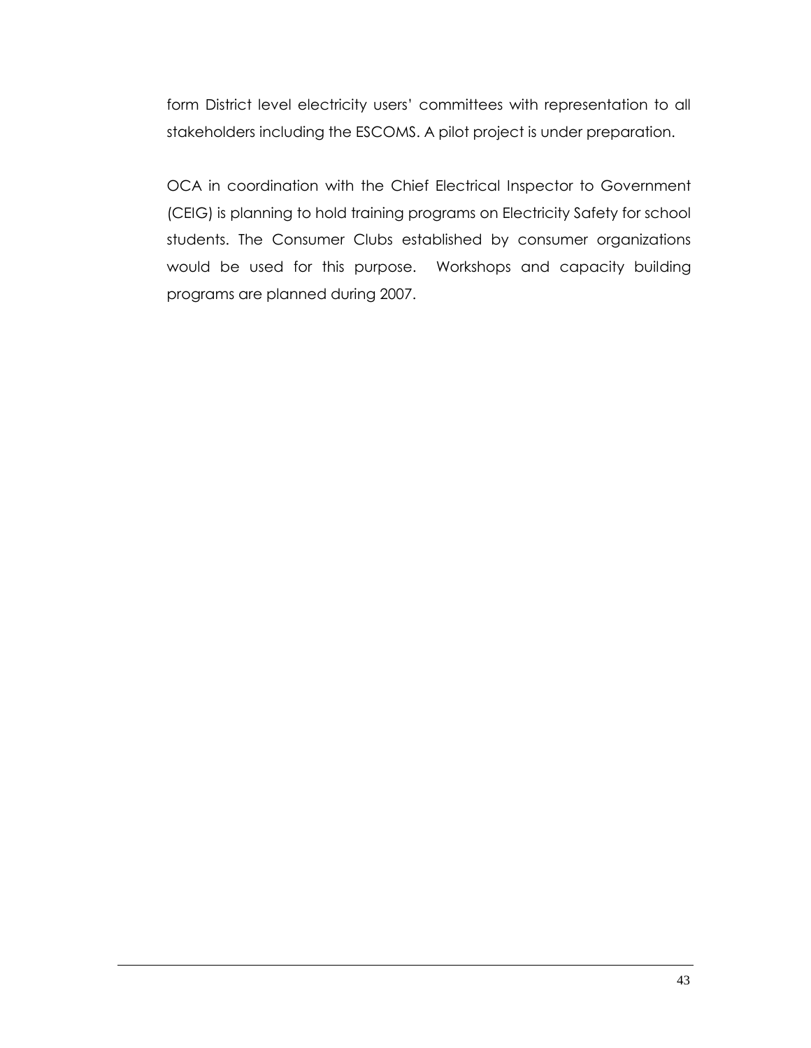form District level electricity users' committees with representation to all stakeholders including the ESCOMS. A pilot project is under preparation.

OCA in coordination with the Chief Electrical Inspector to Government (CEIG) is planning to hold training programs on Electricity Safety for school students. The Consumer Clubs established by consumer organizations would be used for this purpose. Workshops and capacity building programs are planned during 2007.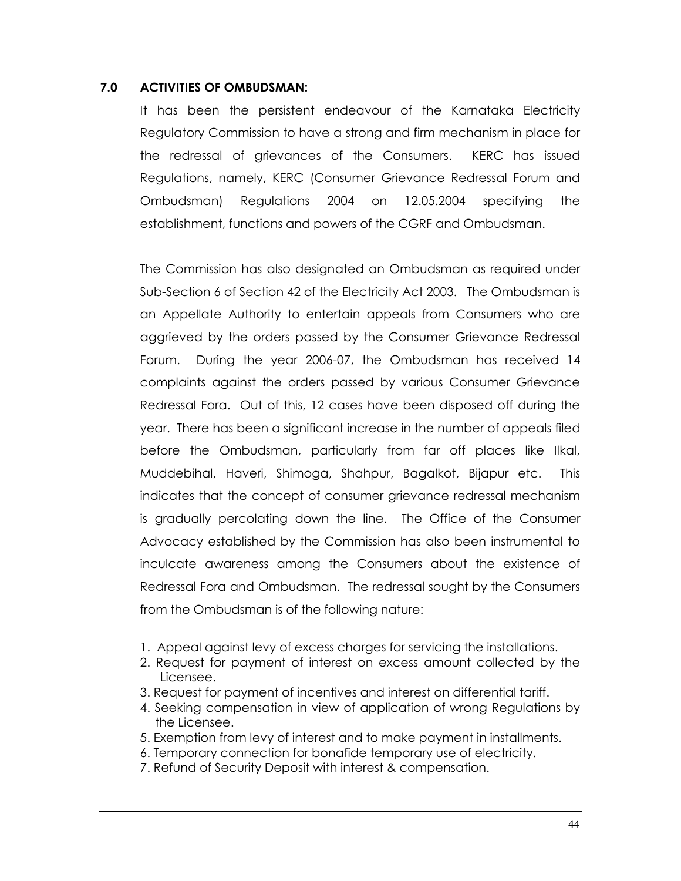## 7.0 ACTIVITIES OF OMBUDSMAN:

It has been the persistent endeavour of the Karnataka Electricity Regulatory Commission to have a strong and firm mechanism in place for the redressal of grievances of the Consumers. KERC has issued Regulations, namely, KERC (Consumer Grievance Redressal Forum and Ombudsman) Regulations 2004 on 12.05.2004 specifying the establishment, functions and powers of the CGRF and Ombudsman.

The Commission has also designated an Ombudsman as required under Sub-Section 6 of Section 42 of the Electricity Act 2003. The Ombudsman is an Appellate Authority to entertain appeals from Consumers who are aggrieved by the orders passed by the Consumer Grievance Redressal Forum. During the year 2006-07, the Ombudsman has received 14 complaints against the orders passed by various Consumer Grievance Redressal Fora. Out of this, 12 cases have been disposed off during the year. There has been a significant increase in the number of appeals filed before the Ombudsman, particularly from far off places like Ilkal, Muddebihal, Haveri, Shimoga, Shahpur, Bagalkot, Bijapur etc. This indicates that the concept of consumer grievance redressal mechanism is gradually percolating down the line. The Office of the Consumer Advocacy established by the Commission has also been instrumental to inculcate awareness among the Consumers about the existence of Redressal Fora and Ombudsman. The redressal sought by the Consumers from the Ombudsman is of the following nature:

1. Appeal against levy of excess charges for servicing the installations.
2. Request for payment of interest on excess amount collected by the Licensee.
3. Request for payment of incentives and interest on differential tariff.
4. Seeking compensation in view of application of wrong Regulations by the Licensee.
5. Exemption from levy of interest and to make payment in installments.
6. Temporary connection for bonafide temporary use of electricity.
7. Refund of Security Deposit with interest & compensation.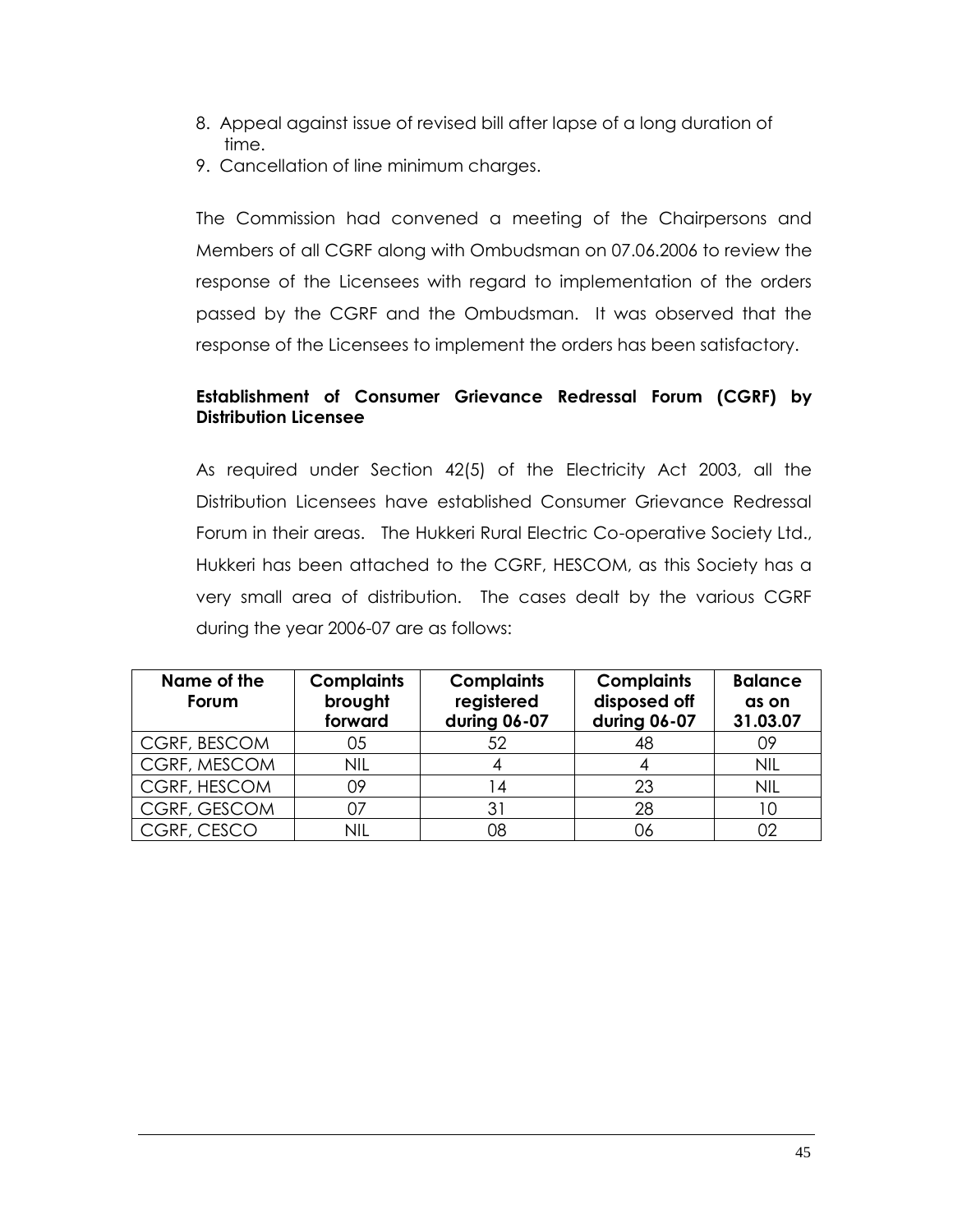8. Appeal against issue of revised bill after lapse of a long duration of time.
9. Cancellation of line minimum charges.

The Commission had convened a meeting of the Chairpersons and Members of all CGRF along with Ombudsman on 07.06.2006 to review the response of the Licensees with regard to implementation of the orders passed by the CGRF and the Ombudsman. It was observed that the response of the Licensees to implement the orders has been satisfactory.

**Establishment of Consumer Grievance Redressal Forum (CGRF) by Distribution Licensee**

As required under Section 42(5) of the Electricity Act 2003, all the Distribution Licensees have established Consumer Grievance Redressal Forum in their areas. The Hukkeri Rural Electric Co-operative Society Ltd., Hukkeri has been attached to the CGRF, HESCOM, as this Society has a very small area of distribution. The cases dealt by the various CGRF during the year 2006-07 are as follows:

| Name of the Forum | Complaints brought forward | Complaints registered during 06-07 | Complaints disposed off during 06-07 | Balance as on 31.03.07 |
|---|---|---|---|---|
| CGRF, BESCOM | 05 | 52 | 48 | 09 |
| CGRF, MESCOM | NIL | 4 | 4 | NIL |
| CGRF, HESCOM | 09 | 14 | 23 | NIL |
| CGRF, GESCOM | 07 | 31 | 28 | 10 |
| CGRF, CESCO | NIL | 08 | 06 | 02 |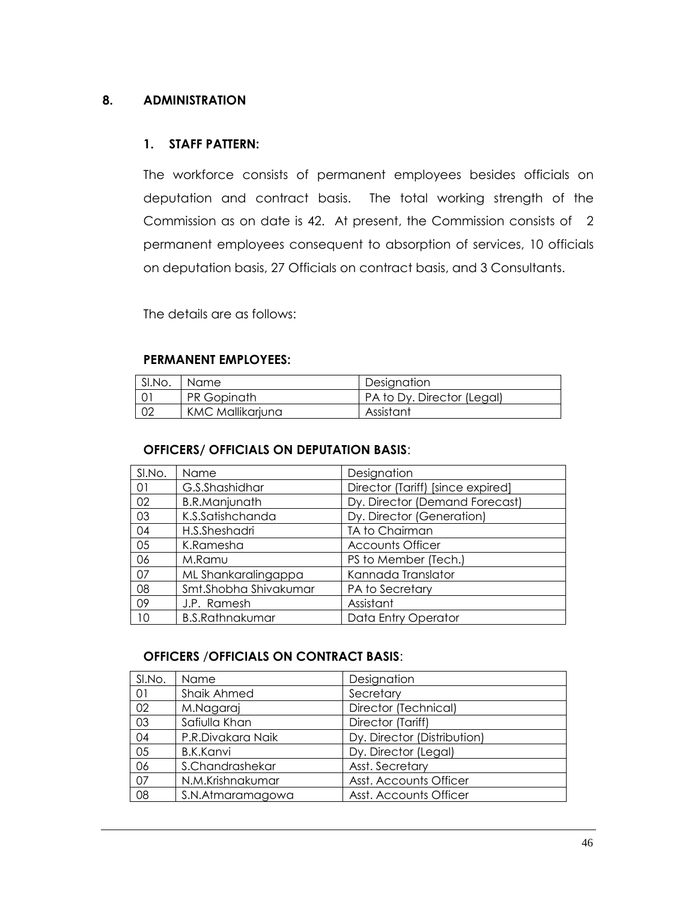## 8. ADMINISTRATION

### 1. STAFF PATTERN:

The workforce consists of permanent employees besides officials on deputation and contract basis. The total working strength of the Commission as on date is 42. At present, the Commission consists of 2 permanent employees consequent to absorption of services, 10 officials on deputation basis, 27 Officials on contract basis, and 3 Consultants.

The details are as follows:

**PERMANENT EMPLOYEES:**

| Sl.No. | Name | Designation |
|---|---|---|
| 01 | PR Gopinath | PA to Dy. Director (Legal) |
| 02 | KMC Mallikarjuna | Assistant |

**OFFICERS/ OFFICIALS ON DEPUTATION BASIS**:

| Sl.No. | Name | Designation |
|---|---|---|
| 01 | G.S.Shashidhar | Director (Tariff) [since expired] |
| 02 | B.R.Manjunath | Dy. Director (Demand Forecast) |
| 03 | K.S.Satishchanda | Dy. Director (Generation) |
| 04 | H.S.Sheshadri | TA to Chairman |
| 05 | K.Ramesha | Accounts Officer |
| 06 | M.Ramu | PS to Member (Tech.) |
| 07 | ML Shankaralingappa | Kannada Translator |
| 08 | Smt.Shobha Shivakumar | PA to Secretary |
| 09 | J.P. Ramesh | Assistant |
| 10 | B.S.Rathnakumar | Data Entry Operator |

**OFFICERS /OFFICIALS ON CONTRACT BASIS**:

| Sl.No. | Name | Designation |
|---|---|---|
| 01 | Shaik Ahmed | Secretary |
| 02 | M.Nagaraj | Director (Technical) |
| 03 | Safiulla Khan | Director (Tariff) |
| 04 | P.R.Divakara Naik | Dy. Director (Distribution) |
| 05 | B.K.Kanvi | Dy. Director (Legal) |
| 06 | S.Chandrashekar | Asst. Secretary |
| 07 | N.M.Krishnakumar | Asst. Accounts Officer |
| 08 | S.N.Atmaramagowa | Asst. Accounts Officer |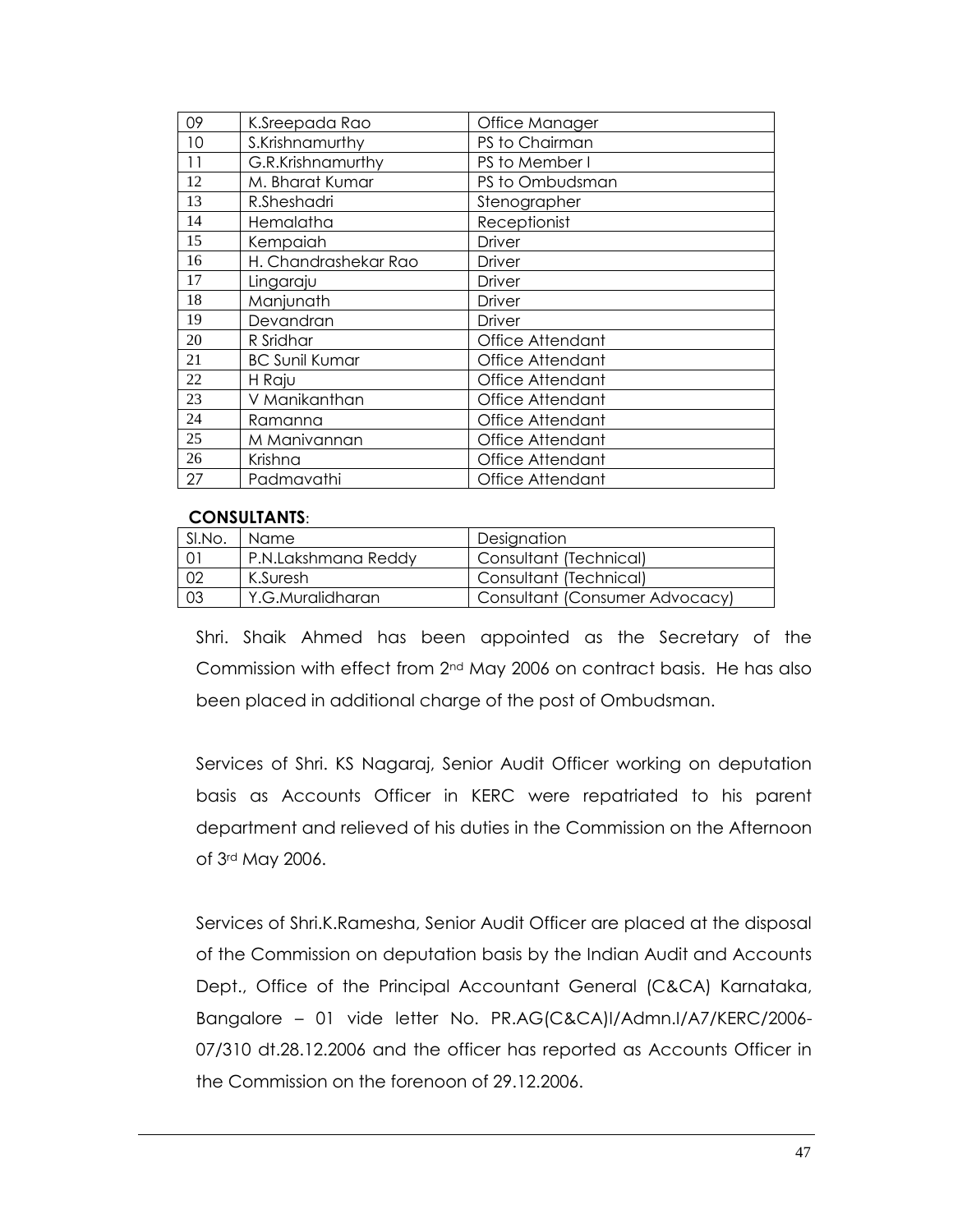| 09 | K.Sreepada Rao | Office Manager |
|---|---|---|
| 10 | S.Krishnamurthy | PS to Chairman |
| 11 | G.R.Krishnamurthy | PS to Member I |
| 12 | M. Bharat Kumar | PS to Ombudsman |
| 13 | R.Sheshadri | Stenographer |
| 14 | Hemalatha | Receptionist |
| 15 | Kempaiah | Driver |
| 16 | H. Chandrashekar Rao | Driver |
| 17 | Lingaraju | Driver |
| 18 | Manjunath | Driver |
| 19 | Devandran | Driver |
| 20 | R Sridhar | Office Attendant |
| 21 | BC Sunil Kumar | Office Attendant |
| 22 | H Raju | Office Attendant |
| 23 | V Manikanthan | Office Attendant |
| 24 | Ramanna | Office Attendant |
| 25 | M Manivannan | Office Attendant |
| 26 | Krishna | Office Attendant |
| 27 | Padmavathi | Office Attendant |

**CONSULTANTS**:

| Sl.No. | Name | Designation |
|---|---|---|
| 01 | P.N.Lakshmana Reddy | Consultant (Technical) |
| 02 | K.Suresh | Consultant (Technical) |
| 03 | Y.G.Muralidharan | Consultant (Consumer Advocacy) |

Shri. Shaik Ahmed has been appointed as the Secretary of the Commission with effect from 2nd May 2006 on contract basis. He has also been placed in additional charge of the post of Ombudsman.

Services of Shri. KS Nagaraj, Senior Audit Officer working on deputation basis as Accounts Officer in KERC were repatriated to his parent department and relieved of his duties in the Commission on the Afternoon of 3rd May 2006.

Services of Shri.K.Ramesha, Senior Audit Officer are placed at the disposal of the Commission on deputation basis by the Indian Audit and Accounts Dept., Office of the Principal Accountant General (C&CA) Karnataka, Bangalore – 01 vide letter No. PR.AG(C&CA)I/Admn.I/A7/KERC/2006-07/310 dt.28.12.2006 and the officer has reported as Accounts Officer in the Commission on the forenoon of 29.12.2006.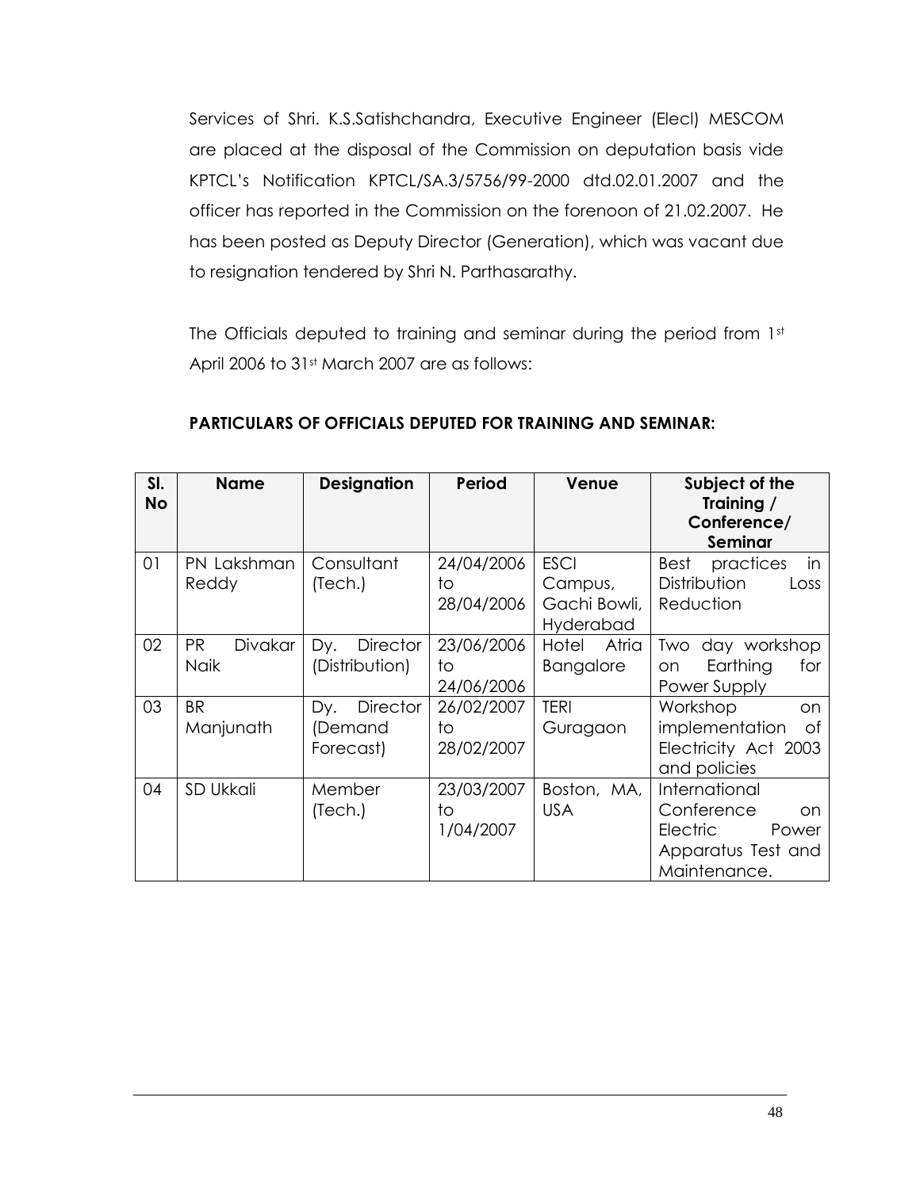Services of Shri. K.S.Satishchandra, Executive Engineer (Elecl) MESCOM are placed at the disposal of the Commission on deputation basis vide KPTCL's Notification KPTCL/SA.3/5756/99-2000 dtd.02.01.2007 and the officer has reported in the Commission on the forenoon of 21.02.2007. He has been posted as Deputy Director (Generation), which was vacant due to resignation tendered by Shri N. Parthasarathy.

The Officials deputed to training and seminar during the period from 1st April 2006 to 31st March 2007 are as follows:

**PARTICULARS OF OFFICIALS DEPUTED FOR TRAINING AND SEMINAR:**

| Sl. No | Name | Designation | Period | Venue | Subject of the Training / Conference/ Seminar |
|---|---|---|---|---|---|
| 01 | PN Lakshman Reddy | Consultant (Tech.) | 24/04/2006 to 28/04/2006 | ESCI Campus, Gachi Bowli, Hyderabad | Best practices in Distribution Loss Reduction |
| 02 | PR Divakar Naik | Dy. Director (Distribution) | 23/06/2006 to 24/06/2006 | Hotel Atria Bangalore | Two day workshop on Earthing for Power Supply |
| 03 | BR Manjunath | Dy. Director (Demand Forecast) | 26/02/2007 to 28/02/2007 | TERI Guragaon | Workshop on implementation of Electricity Act 2003 and policies |
| 04 | SD Ukkali | Member (Tech.) | 23/03/2007 to 1/04/2007 | Boston, MA, USA | International Conference on Electric Power Apparatus Test and Maintenance. |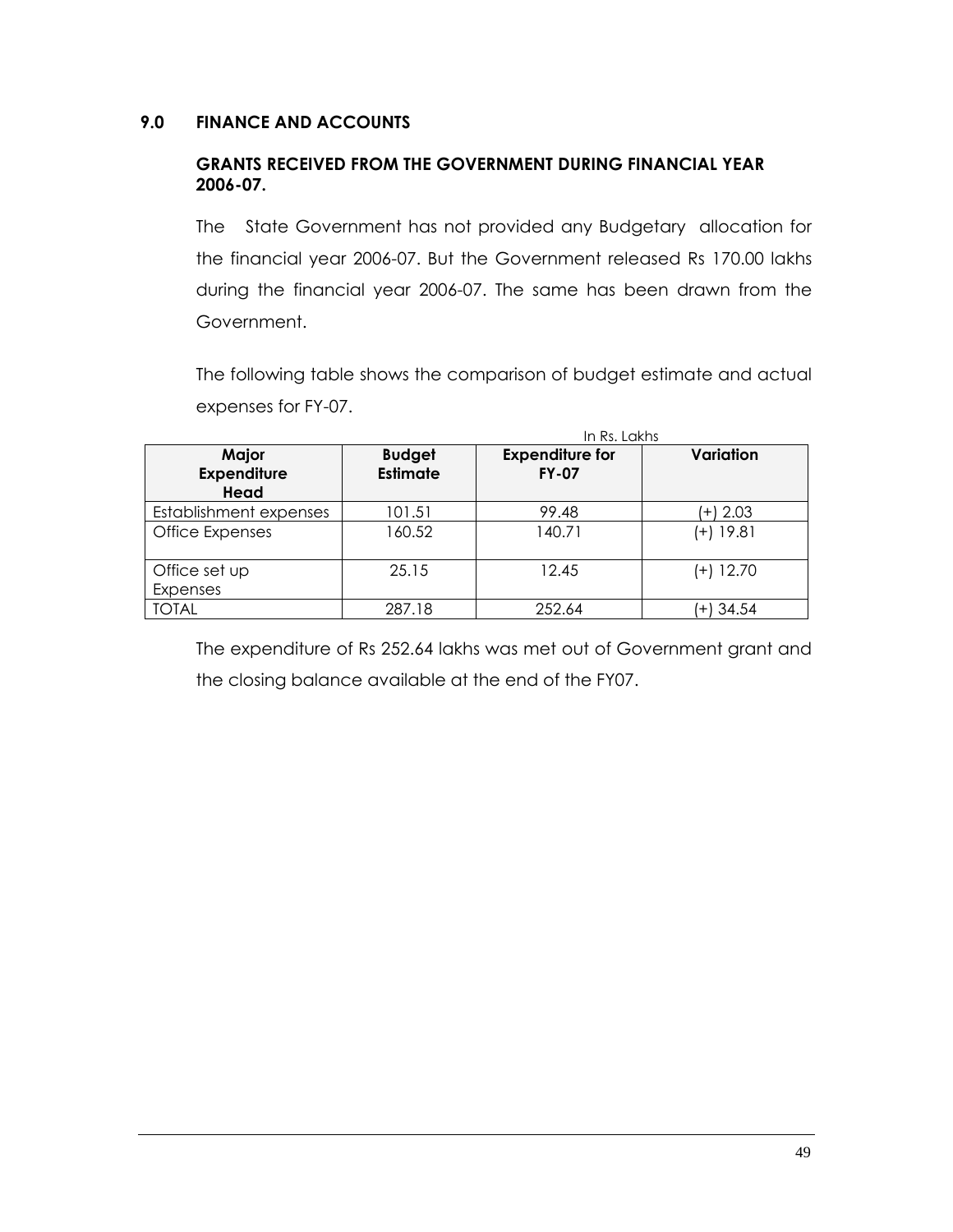## 9.0 FINANCE AND ACCOUNTS

### GRANTS RECEIVED FROM THE GOVERNMENT DURING FINANCIAL YEAR 2006-07.

The State Government has not provided any Budgetary allocation for the financial year 2006-07. But the Government released Rs 170.00 lakhs during the financial year 2006-07. The same has been drawn from the Government.

The following table shows the comparison of budget estimate and actual expenses for FY-07.

In Rs. Lakhs

| Major Expenditure Head | Budget Estimate | Expenditure for FY-07 | Variation |
|---|---|---|---|
| Establishment expenses | 101.51 | 99.48 | (+) 2.03 |
| Office Expenses | 160.52 | 140.71 | (+) 19.81 |
| Office set up Expenses | 25.15 | 12.45 | (+) 12.70 |
| TOTAL | 287.18 | 252.64 | (+) 34.54 |

The expenditure of Rs 252.64 lakhs was met out of Government grant and the closing balance available at the end of the FY07.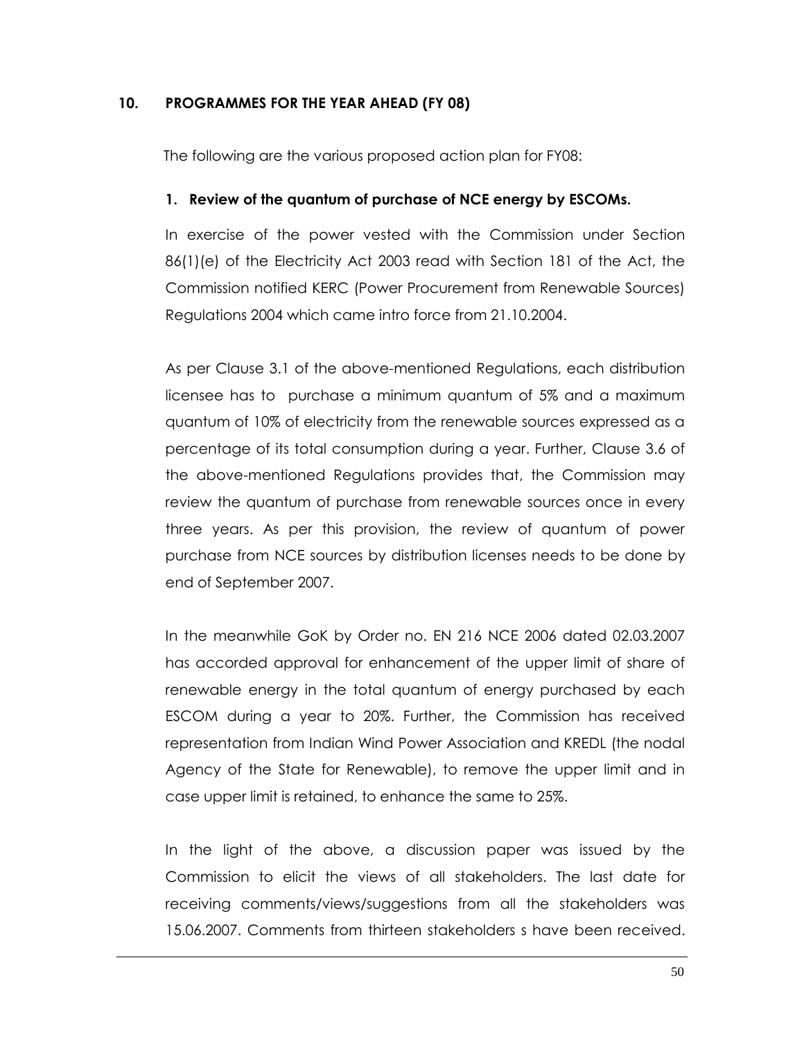## 10. PROGRAMMES FOR THE YEAR AHEAD (FY 08)

The following are the various proposed action plan for FY08:

### 1. Review of the quantum of purchase of NCE energy by ESCOMs.

In exercise of the power vested with the Commission under Section 86(1)(e) of the Electricity Act 2003 read with Section 181 of the Act, the Commission notified KERC (Power Procurement from Renewable Sources) Regulations 2004 which came intro force from 21.10.2004.

As per Clause 3.1 of the above-mentioned Regulations, each distribution licensee has to purchase a minimum quantum of 5% and a maximum quantum of 10% of electricity from the renewable sources expressed as a percentage of its total consumption during a year. Further, Clause 3.6 of the above-mentioned Regulations provides that, the Commission may review the quantum of purchase from renewable sources once in every three years. As per this provision, the review of quantum of power purchase from NCE sources by distribution licenses needs to be done by end of September 2007.

In the meanwhile GoK by Order no. EN 216 NCE 2006 dated 02.03.2007 has accorded approval for enhancement of the upper limit of share of renewable energy in the total quantum of energy purchased by each ESCOM during a year to 20%. Further, the Commission has received representation from Indian Wind Power Association and KREDL (the nodal Agency of the State for Renewable), to remove the upper limit and in case upper limit is retained, to enhance the same to 25%.

In the light of the above, a discussion paper was issued by the Commission to elicit the views of all stakeholders. The last date for receiving comments/views/suggestions from all the stakeholders was 15.06.2007. Comments from thirteen stakeholders s have been received.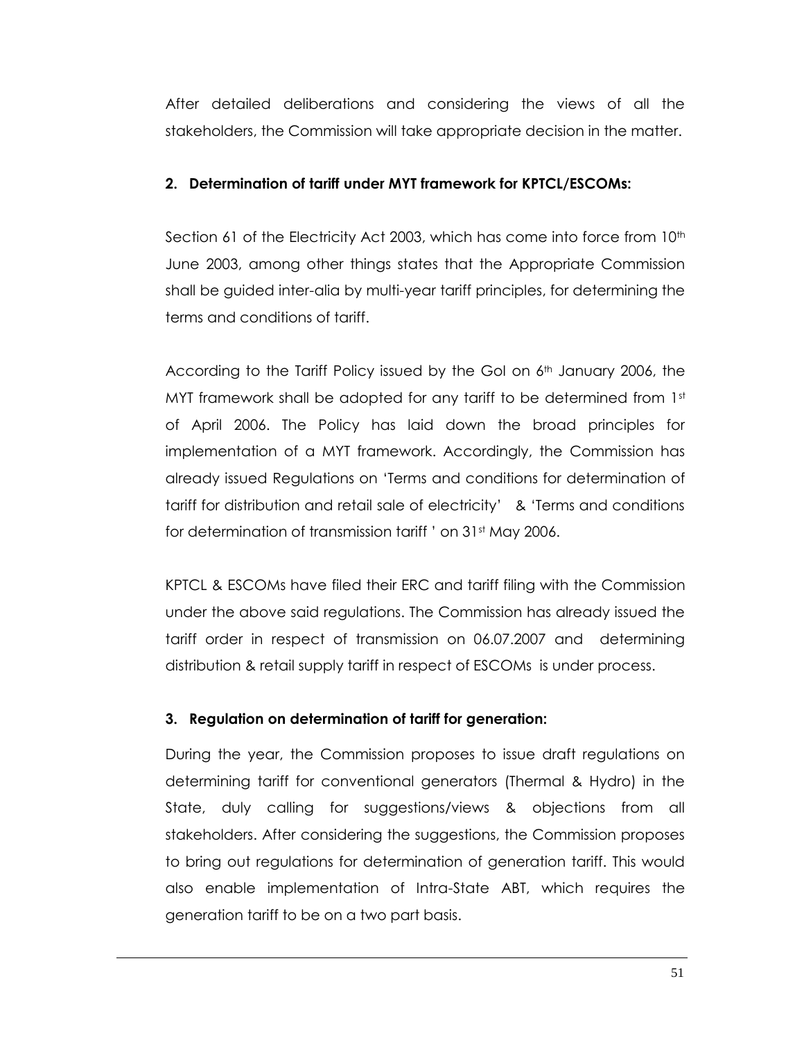After detailed deliberations and considering the views of all the stakeholders, the Commission will take appropriate decision in the matter.

**2. Determination of tariff under MYT framework for KPTCL/ESCOMs:**

Section 61 of the Electricity Act 2003, which has come into force from 10th June 2003, among other things states that the Appropriate Commission shall be guided inter-alia by multi-year tariff principles, for determining the terms and conditions of tariff.

According to the Tariff Policy issued by the GoI on 6th January 2006, the MYT framework shall be adopted for any tariff to be determined from 1st of April 2006. The Policy has laid down the broad principles for implementation of a MYT framework. Accordingly, the Commission has already issued Regulations on 'Terms and conditions for determination of tariff for distribution and retail sale of electricity' & 'Terms and conditions for determination of transmission tariff ' on 31st May 2006.

KPTCL & ESCOMs have filed their ERC and tariff filing with the Commission under the above said regulations. The Commission has already issued the tariff order in respect of transmission on 06.07.2007 and determining distribution & retail supply tariff in respect of ESCOMs is under process.

**3. Regulation on determination of tariff for generation:**

During the year, the Commission proposes to issue draft regulations on determining tariff for conventional generators (Thermal & Hydro) in the State, duly calling for suggestions/views & objections from all stakeholders. After considering the suggestions, the Commission proposes to bring out regulations for determination of generation tariff. This would also enable implementation of Intra-State ABT, which requires the generation tariff to be on a two part basis.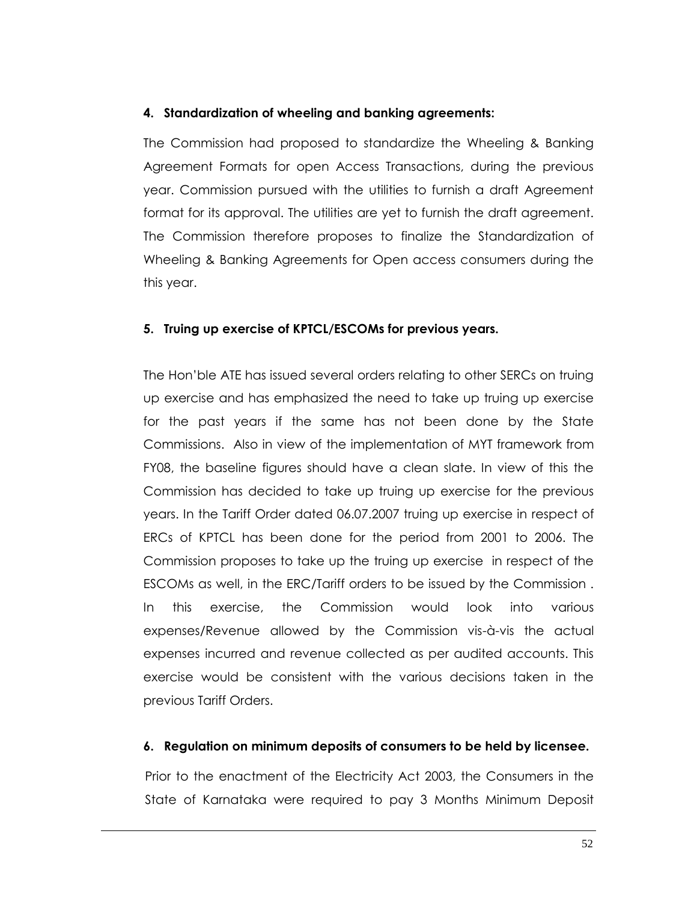**4. Standardization of wheeling and banking agreements:**

The Commission had proposed to standardize the Wheeling & Banking Agreement Formats for open Access Transactions, during the previous year. Commission pursued with the utilities to furnish a draft Agreement format for its approval. The utilities are yet to furnish the draft agreement. The Commission therefore proposes to finalize the Standardization of Wheeling & Banking Agreements for Open access consumers during the this year.

**5. Truing up exercise of KPTCL/ESCOMs for previous years.**

The Hon'ble ATE has issued several orders relating to other SERCs on truing up exercise and has emphasized the need to take up truing up exercise for the past years if the same has not been done by the State Commissions. Also in view of the implementation of MYT framework from FY08, the baseline figures should have a clean slate. In view of this the Commission has decided to take up truing up exercise for the previous years. In the Tariff Order dated 06.07.2007 truing up exercise in respect of ERCs of KPTCL has been done for the period from 2001 to 2006. The Commission proposes to take up the truing up exercise in respect of the ESCOMs as well, in the ERC/Tariff orders to be issued by the Commission . In this exercise, the Commission would look into various expenses/Revenue allowed by the Commission vis-à-vis the actual expenses incurred and revenue collected as per audited accounts. This exercise would be consistent with the various decisions taken in the previous Tariff Orders.

**6. Regulation on minimum deposits of consumers to be held by licensee.**

Prior to the enactment of the Electricity Act 2003, the Consumers in the State of Karnataka were required to pay 3 Months Minimum Deposit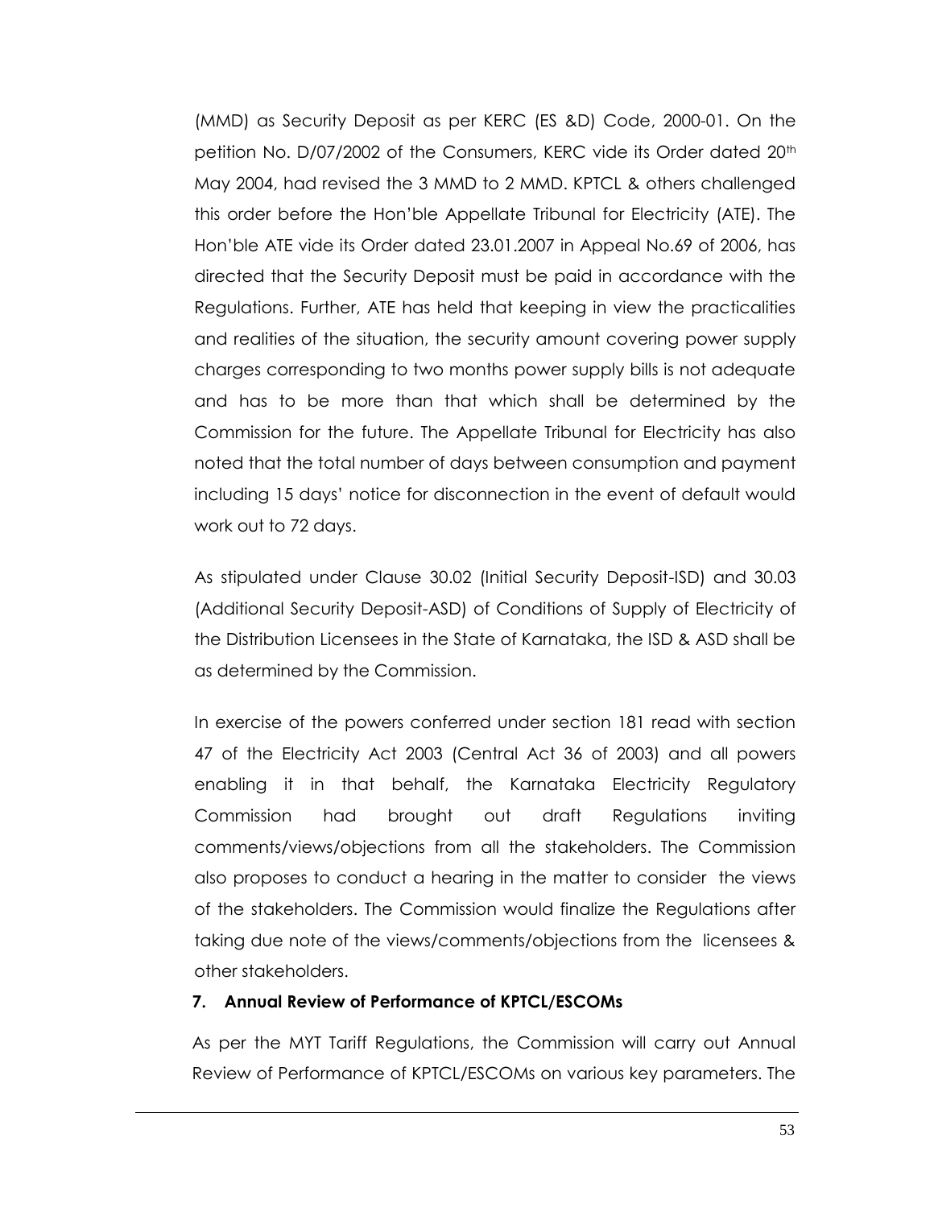(MMD) as Security Deposit as per KERC (ES &D) Code, 2000-01. On the petition No. D/07/2002 of the Consumers, KERC vide its Order dated 20th May 2004, had revised the 3 MMD to 2 MMD. KPTCL & others challenged this order before the Hon'ble Appellate Tribunal for Electricity (ATE). The Hon'ble ATE vide its Order dated 23.01.2007 in Appeal No.69 of 2006, has directed that the Security Deposit must be paid in accordance with the Regulations. Further, ATE has held that keeping in view the practicalities and realities of the situation, the security amount covering power supply charges corresponding to two months power supply bills is not adequate and has to be more than that which shall be determined by the Commission for the future. The Appellate Tribunal for Electricity has also noted that the total number of days between consumption and payment including 15 days' notice for disconnection in the event of default would work out to 72 days.

As stipulated under Clause 30.02 (Initial Security Deposit-ISD) and 30.03 (Additional Security Deposit-ASD) of Conditions of Supply of Electricity of the Distribution Licensees in the State of Karnataka, the ISD & ASD shall be as determined by the Commission.

In exercise of the powers conferred under section 181 read with section 47 of the Electricity Act 2003 (Central Act 36 of 2003) and all powers enabling it in that behalf, the Karnataka Electricity Regulatory Commission had brought out draft Regulations inviting comments/views/objections from all the stakeholders. The Commission also proposes to conduct a hearing in the matter to consider the views of the stakeholders. The Commission would finalize the Regulations after taking due note of the views/comments/objections from the licensees & other stakeholders.

### 7. Annual Review of Performance of KPTCL/ESCOMs

As per the MYT Tariff Regulations, the Commission will carry out Annual Review of Performance of KPTCL/ESCOMs on various key parameters. The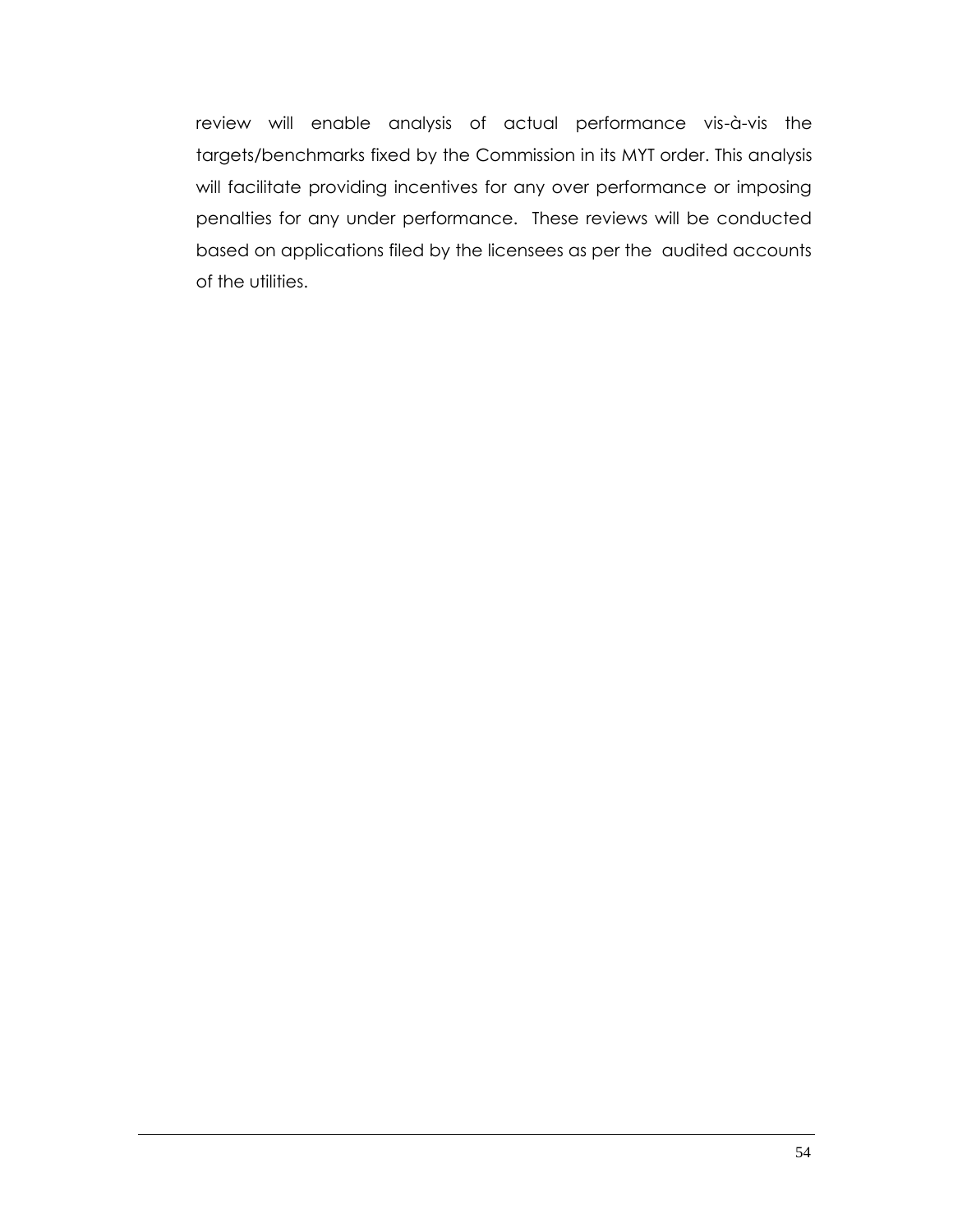review will enable analysis of actual performance vis-à-vis the targets/benchmarks fixed by the Commission in its MYT order. This analysis will facilitate providing incentives for any over performance or imposing penalties for any under performance. These reviews will be conducted based on applications filed by the licensees as per the audited accounts of the utilities.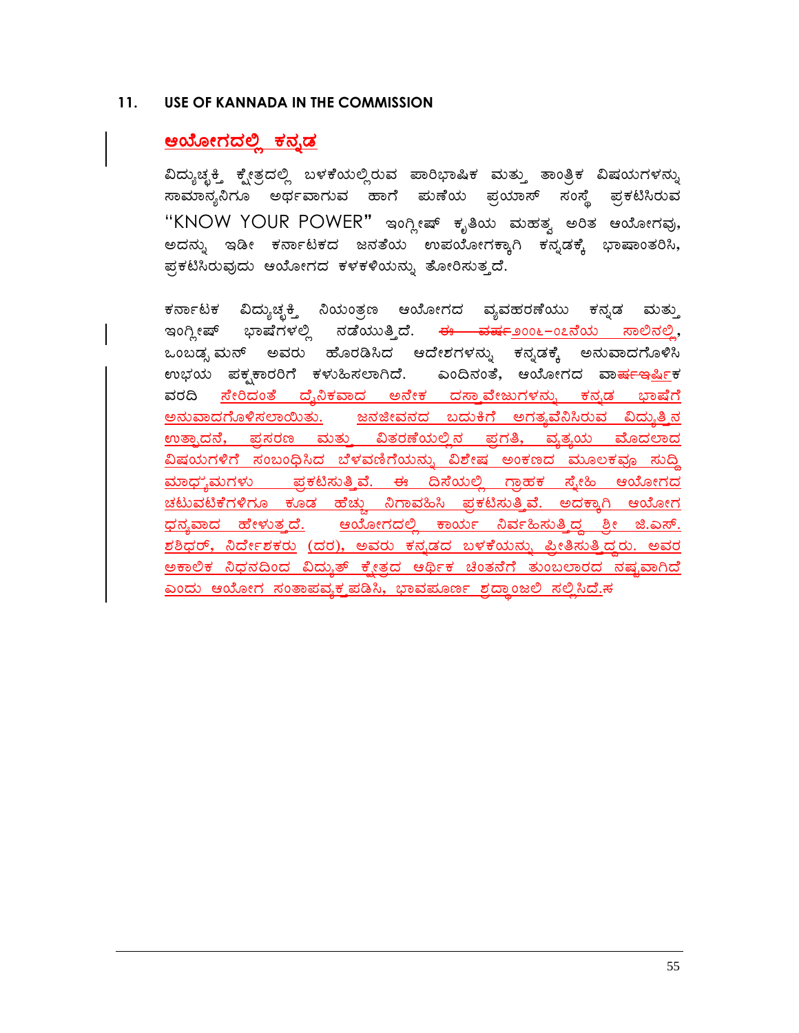## 11. USE OF KANNADA IN THE COMMISSION

### ಆಯೋಗದಲ್ಲಿ ಕನ್ನಡ

ವಿದ್ಯುಚ್ಛಕ್ತಿ ಕ್ಷೇತ್ರದಲ್ಲಿ ಬಳಕೆಯಲ್ಲಿರುವ ಪಾರಿಭಾಷಿಕ ಮತ್ತು ತಾಂತ್ರಿಕ ವಿಷಯಗಳನ್ನು ಸಾಮಾನ್ಯನಿಗೂ ಅರ್ಥವಾಗುವ ಹಾಗೆ ಪುಣೆಯ ಪ್ರಯಾಸ್ ಸಂಸ್ಥೆ ಪ್ರಕಟಿಸಿರುವ "KNOW YOUR POWER" ಇಂಗ್ಲೀಷ್ ಕೃತಿಯ ಮಹತ್ವ ಅರಿತ ಆಯೋಗವು, ಅದನ್ನು ಇಡೀ ಕರ್ನಾಟಕದ ಜನತೆಯ ಉಪಯೋಗಕ್ಕಾಗಿ ಕನ್ನಡಕ್ಕೆ ಭಾಷಾಂತರಿಸಿ, ಪ್ರಕಟಿಸಿರುವುದು ಆಯೋಗದ ಕಳಕಳಿಯನ್ನು ತೋರಿಸುತ್ತದೆ.

ಕರ್ನಾಟಕ ವಿದ್ಯುಚ್ಛಕ್ತಿ ನಿಯಂತ್ರಣ ಆಯೋಗದ ವ್ಯವಹರಣೆಯು ಕನ್ನಡ ಮತ್ತು ಇಂಗ್ಲೀಷ್ ಭಾಷೆಗಳಲ್ಲಿ ನಡೆಯುತ್ತಿದೆ. ~~ಈ ವರ್ಷ~~ ೨೦೦೬-೦೭ನೆಯ ಸಾಲಿನಲ್ಲಿ, ಒಂಬಡ್ಸ್‌ಮನ್ ಅವರು ಹೊರಡಿಸಿದ ಆದೇಶಗಳನ್ನು ಕನ್ನಡಕ್ಕೆ ಅನುವಾದಗೊಳಿಸಿ ಉಭಯ ಪಕ್ಷಕಾರರಿಗೆ ಕಳುಹಿಸಲಾಗಿದೆ. ಎಂದಿನಂತೆ, ಆಯೋಗದ ವಾ~~ರ್ಷ~~ಇರ್ಷಿಕ ವರದಿ ಸೇರಿದಂತೆ ದೈನಿಕವಾದ ಅನೇಕ ದಸ್ತಾವೇಜುಗಳನ್ನು ಕನ್ನಡ ಭಾಷೆಗೆ ಅನುವಾದಗೊಳಿಸಲಾಯಿತು. ಜನಜೀವನದ ಬದುಕಿಗೆ ಅಗತ್ಯವೆನಿಸಿರುವ ವಿದ್ಯುತ್ತಿನ ಉತ್ಪಾದನೆ, ಪ್ರಸರಣ ಮತ್ತು ವಿತರಣೆಯಲ್ಲಿನ ಪ್ರಗತಿ, ವ್ಯತ್ಯಯ ಮೊದಲಾದ ವಿಷಯಗಳಿಗೆ ಸಂಬಂಧಿಸಿದ ಬೆಳವಣಿಗೆಯನ್ನು ವಿಶೇಷ ಅಂಕಣದ ಮೂಲಕವೂ ಸುದ್ದಿ ಮಾಧ್ಯಮಗಳು ಪ್ರಕಟಿಸುತ್ತಿವೆ. ~~ಈ~~ ದಿಸೆಯಲ್ಲಿ ಗ್ರಾಹಕ ಸ್ನೇಹಿ ಆಯೋಗದ ಚಟುವಟಿಕೆಗಳಿಗೂ ಕೂಡ ಹೆಚ್ಚು ನಿಗಾವಹಿಸಿ ಪ್ರಕಟಿಸುತ್ತಿವೆ. ಅದಕ್ಕಾಗಿ ಆಯೋಗ ಧನ್ಯವಾದ ಹೇಳುತ್ತದೆ. ಆಯೋಗದಲ್ಲಿ ಕಾರ್ಯ ನಿರ್ವಹಿಸುತ್ತಿದ್ದ ಶ್ರೀ ಜಿ.ಎಸ್. ಶಶಿಧರ್, ನಿರ್ದೇಶಕರು (ದರ), ಅವರು ಕನ್ನಡದ ಬಳಕೆಯನ್ನು ಪ್ರೀತಿಸುತ್ತಿದ್ದರು. ಅವರ ಅಕಾಲಿಕ ನಿಧನದಿಂದ ವಿದ್ಯುತ್ ಕ್ಷೇತ್ರದ ಆರ್ಥಿಕ ಚಿಂತನೆಗೆ ತುಂಬಲಾರದ ನಷ್ಟವಾಗಿದೆ ಎಂದು ಆಯೋಗ ಸಂತಾಪವ್ಯಕ್ತಪಡಿಸಿ, ಭಾವಪೂರ್ಣ ಶ್ರದ್ಧಾಂಜಲಿ ಸಲ್ಲಿಸಿದೆ.ಈ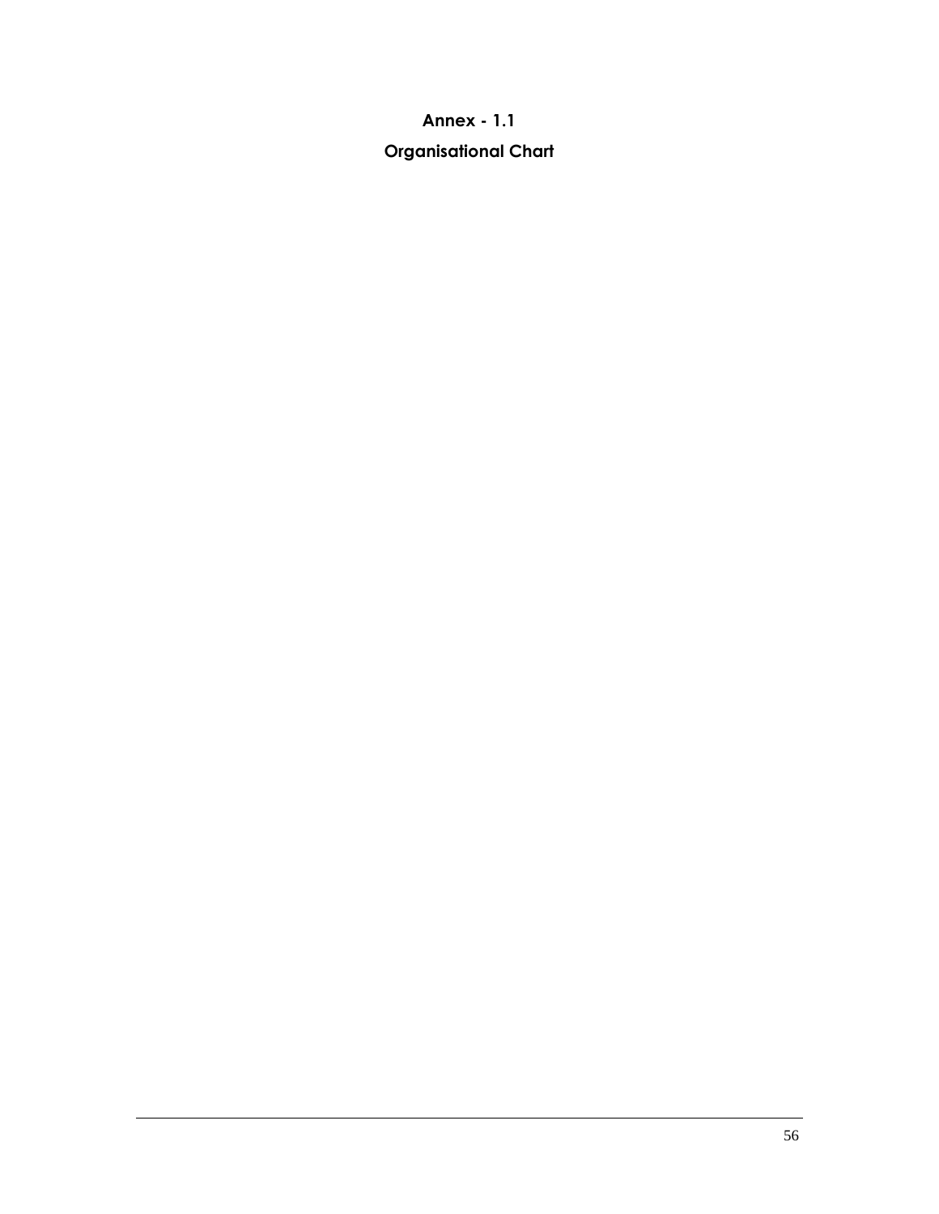# Annex - 1.1

## Organisational Chart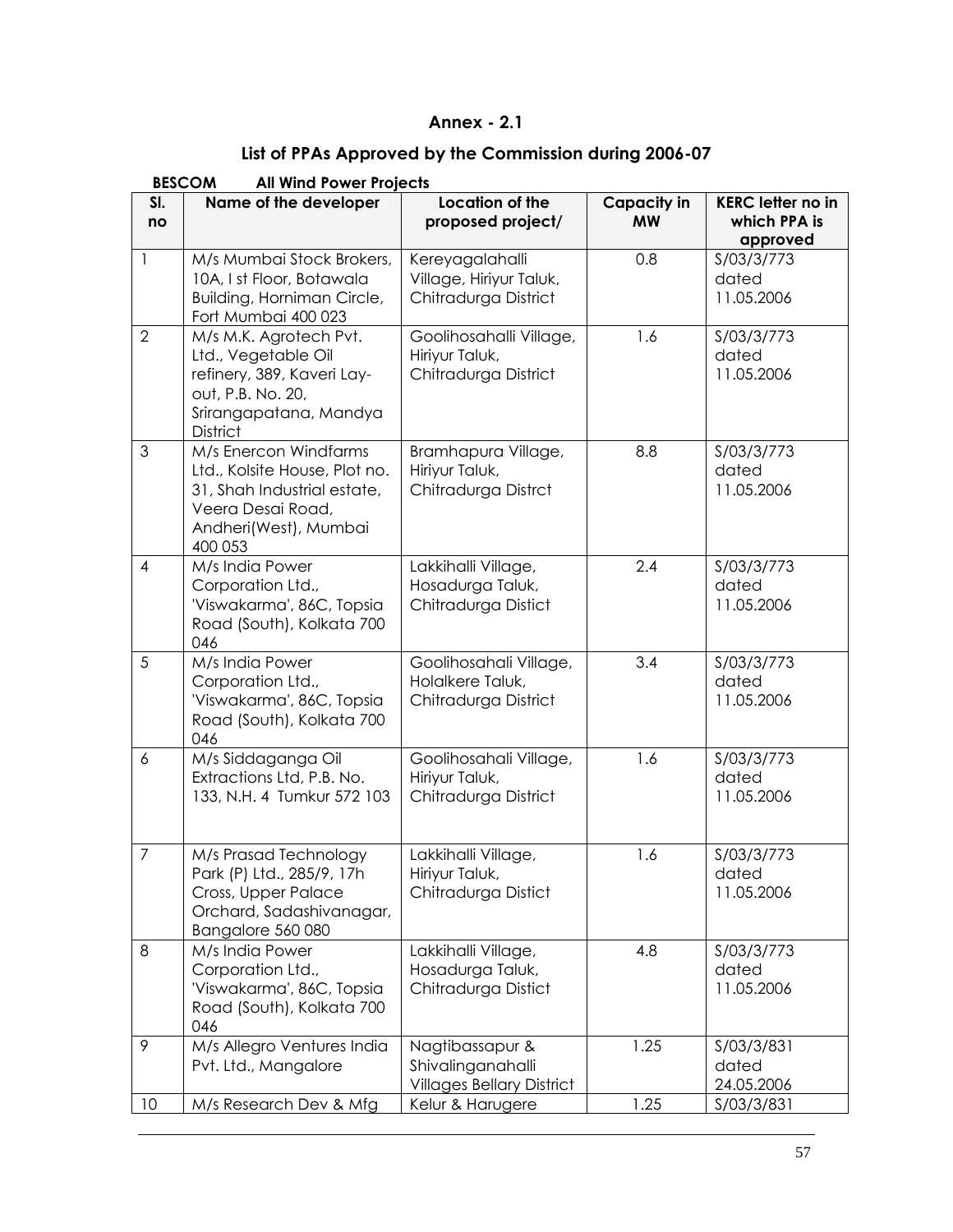## Annex - 2.1

## List of PPAs Approved by the Commission during 2006-07

**BESCOM All Wind Power Projects**

| Sl. no | Name of the developer | Location of the proposed project/ | Capacity in MW | KERC letter no in which PPA is approved |
|---|---|---|---|---|
| 1 | M/s Mumbai Stock Brokers, 10A, I st Floor, Botawala Building, Horniman Circle, Fort Mumbai 400 023 | Kereyagalahalli Village, Hiriyur Taluk, Chitradurga District | 0.8 | S/03/3/773 dated 11.05.2006 |
| 2 | M/s M.K. Agrotech Pvt. Ltd., Vegetable Oil refinery, 389, Kaveri Lay-out, P.B. No. 20, Srirangapatana, Mandya District | Goolihosahalli Village, Hiriyur Taluk, Chitradurga District | 1.6 | S/03/3/773 dated 11.05.2006 |
| 3 | M/s Enercon Windfarms Ltd., Kolsite House, Plot no. 31, Shah Industrial estate, Veera Desai Road, Andheri(West), Mumbai 400 053 | Bramhapura Village, Hiriyur Taluk, Chitradurga Distrct | 8.8 | S/03/3/773 dated 11.05.2006 |
| 4 | M/s India Power Corporation Ltd., 'Viswakarma', 86C, Topsia Road (South), Kolkata 700 046 | Lakkihalli Village, Hosadurga Taluk, Chitradurga Distict | 2.4 | S/03/3/773 dated 11.05.2006 |
| 5 | M/s India Power Corporation Ltd., 'Viswakarma', 86C, Topsia Road (South), Kolkata 700 046 | Goolihosahali Village, Holalkere Taluk, Chitradurga District | 3.4 | S/03/3/773 dated 11.05.2006 |
| 6 | M/s Siddaganga Oil Extractions Ltd, P.B. No. 133, N.H. 4 Tumkur 572 103 | Goolihosahali Village, Hiriyur Taluk, Chitradurga District | 1.6 | S/03/3/773 dated 11.05.2006 |
| 7 | M/s Prasad Technology Park (P) Ltd., 285/9, 17h Cross, Upper Palace Orchard, Sadashivanagar, Bangalore 560 080 | Lakkihalli Village, Hiriyur Taluk, Chitradurga Distict | 1.6 | S/03/3/773 dated 11.05.2006 |
| 8 | M/s India Power Corporation Ltd., 'Viswakarma', 86C, Topsia Road (South), Kolkata 700 046 | Lakkihalli Village, Hosadurga Taluk, Chitradurga Distict | 4.8 | S/03/3/773 dated 11.05.2006 |
| 9 | M/s Allegro Ventures India Pvt. Ltd., Mangalore | Nagtibassapur & Shivalinganahalli Villages Bellary District | 1.25 | S/03/3/831 dated 24.05.2006 |
| 10 | M/s Research Dev & Mfg | Kelur & Harugere | 1.25 | S/03/3/831 |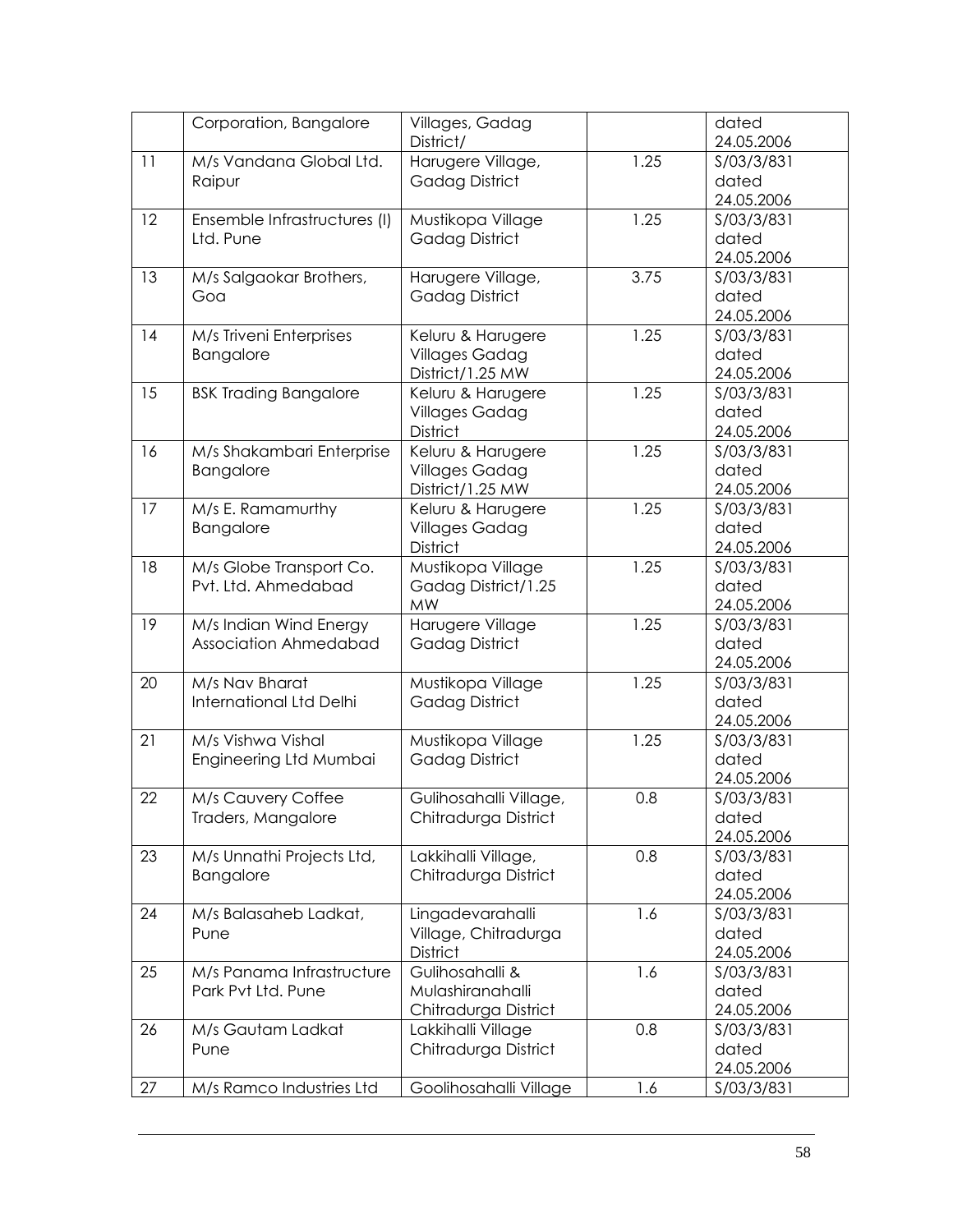|  | Corporation, Bangalore | Villages, Gadag District/ |  | dated 24.05.2006 |
|---|---|---|---|---|
| 11 | M/s Vandana Global Ltd. Raipur | Harugere Village, Gadag District | 1.25 | S/03/3/831 dated 24.05.2006 |
| 12 | Ensemble Infrastructures (I) Ltd. Pune | Mustikopa Village Gadag District | 1.25 | S/03/3/831 dated 24.05.2006 |
| 13 | M/s Salgaokar Brothers, Goa | Harugere Village, Gadag District | 3.75 | S/03/3/831 dated 24.05.2006 |
| 14 | M/s Triveni Enterprises Bangalore | Keluru & Harugere Villages Gadag District/1.25 MW | 1.25 | S/03/3/831 dated 24.05.2006 |
| 15 | BSK Trading Bangalore | Keluru & Harugere Villages Gadag District | 1.25 | S/03/3/831 dated 24.05.2006 |
| 16 | M/s Shakambari Enterprise Bangalore | Keluru & Harugere Villages Gadag District/1.25 MW | 1.25 | S/03/3/831 dated 24.05.2006 |
| 17 | M/s E. Ramamurthy Bangalore | Keluru & Harugere Villages Gadag District | 1.25 | S/03/3/831 dated 24.05.2006 |
| 18 | M/s Globe Transport Co. Pvt. Ltd. Ahmedabad | Mustikopa Village Gadag District/1.25 MW | 1.25 | S/03/3/831 dated 24.05.2006 |
| 19 | M/s Indian Wind Energy Association Ahmedabad | Harugere Village Gadag District | 1.25 | S/03/3/831 dated 24.05.2006 |
| 20 | M/s Nav Bharat International Ltd Delhi | Mustikopa Village Gadag District | 1.25 | S/03/3/831 dated 24.05.2006 |
| 21 | M/s Vishwa Vishal Engineering Ltd Mumbai | Mustikopa Village Gadag District | 1.25 | S/03/3/831 dated 24.05.2006 |
| 22 | M/s Cauvery Coffee Traders, Mangalore | Gulihosahalli Village, Chitradurga District | 0.8 | S/03/3/831 dated 24.05.2006 |
| 23 | M/s Unnathi Projects Ltd, Bangalore | Lakkihalli Village, Chitradurga District | 0.8 | S/03/3/831 dated 24.05.2006 |
| 24 | M/s Balasaheb Ladkat, Pune | Lingadevarahalli Village, Chitradurga District | 1.6 | S/03/3/831 dated 24.05.2006 |
| 25 | M/s Panama Infrastructure Park Pvt Ltd. Pune | Gulihosahalli & Mulashiranahalli Chitradurga District | 1.6 | S/03/3/831 dated 24.05.2006 |
| 26 | M/s Gautam Ladkat Pune | Lakkihalli Village Chitradurga District | 0.8 | S/03/3/831 dated 24.05.2006 |
| 27 | M/s Ramco Industries Ltd | Goolihosahalli Village | 1.6 | S/03/3/831 |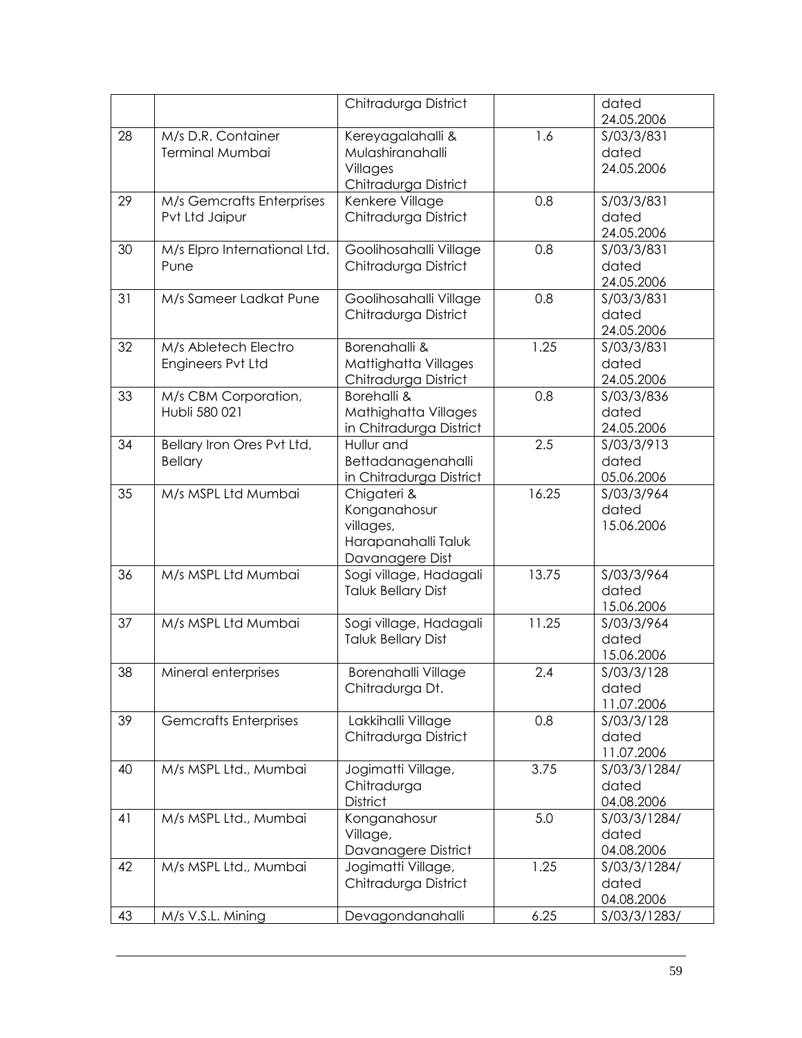| | | | | |
|---|---|---|---|---|
| | | Chitradurga District | | dated 24.05.2006 |
| 28 | M/s D.R. Container Terminal Mumbai | Kereyagalahalli & Mulashiranahalli Villages Chitradurga District | 1.6 | S/03/3/831 dated 24.05.2006 |
| 29 | M/s Gemcrafts Enterprises Pvt Ltd Jaipur | Kenkere Village Chitradurga District | 0.8 | S/03/3/831 dated 24.05.2006 |
| 30 | M/s Elpro International Ltd. Pune | Goolihosahalli Village Chitradurga District | 0.8 | S/03/3/831 dated 24.05.2006 |
| 31 | M/s Sameer Ladkat Pune | Goolihosahalli Village Chitradurga District | 0.8 | S/03/3/831 dated 24.05.2006 |
| 32 | M/s Abletech Electro Engineers Pvt Ltd | Borenahalli & Mattighatta Villages Chitradurga District | 1.25 | S/03/3/831 dated 24.05.2006 |
| 33 | M/s CBM Corporation, Hubli 580 021 | Borehalli & Mathighatta Villages in Chitradurga District | 0.8 | S/03/3/836 dated 24.05.2006 |
| 34 | Bellary Iron Ores Pvt Ltd, Bellary | Hullur and Bettadanagenahalli in Chitradurga District | 2.5 | S/03/3/913 dated 05.06.2006 |
| 35 | M/s MSPL Ltd Mumbai | Chigateri & Konganahosur villages, Harapanahalli Taluk Davanagere Dist | 16.25 | S/03/3/964 dated 15.06.2006 |
| 36 | M/s MSPL Ltd Mumbai | Sogi village, Hadagali Taluk Bellary Dist | 13.75 | S/03/3/964 dated 15.06.2006 |
| 37 | M/s MSPL Ltd Mumbai | Sogi village, Hadagali Taluk Bellary Dist | 11.25 | S/03/3/964 dated 15.06.2006 |
| 38 | Mineral enterprises | Borenahalli Village Chitradurga Dt. | 2.4 | S/03/3/128 dated 11.07.2006 |
| 39 | Gemcrafts Enterprises | Lakkihalli Village Chitradurga District | 0.8 | S/03/3/128 dated 11.07.2006 |
| 40 | M/s MSPL Ltd., Mumbai | Jogimatti Village, Chitradurga District | 3.75 | S/03/3/1284/ dated 04.08.2006 |
| 41 | M/s MSPL Ltd., Mumbai | Konganahosur Village, Davanagere District | 5.0 | S/03/3/1284/ dated 04.08.2006 |
| 42 | M/s MSPL Ltd., Mumbai | Jogimatti Village, Chitradurga District | 1.25 | S/03/3/1284/ dated 04.08.2006 |
| 43 | M/s V.S.L. Mining | Devagondanahalli | 6.25 | S/03/3/1283/ |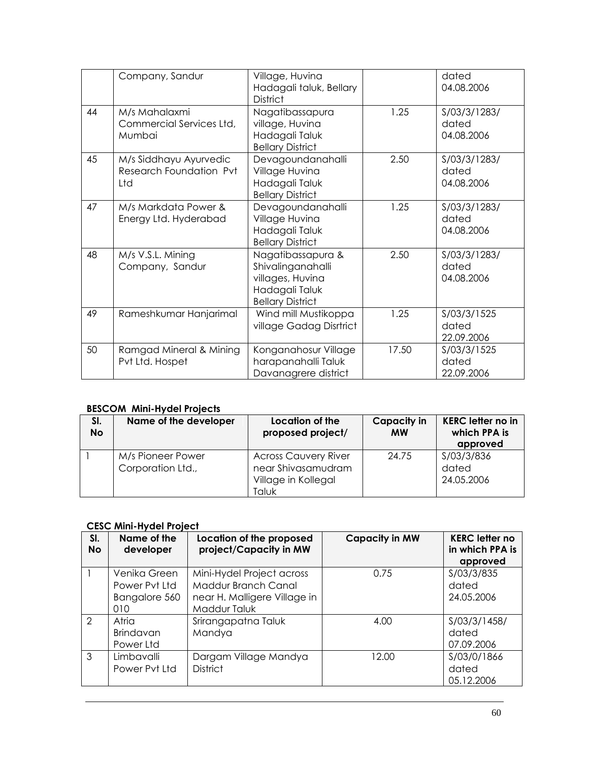|  | Company, Sandur | Village, Huvina Hadagali taluk, Bellary District |  | dated 04.08.2006 |
|---|---|---|---|---|
| 44 | M/s Mahalaxmi Commercial Services Ltd, Mumbai | Nagatibassapura village, Huvina Hadagali Taluk Bellary District | 1.25 | S/03/3/1283/ dated 04.08.2006 |
| 45 | M/s Siddhayu Ayurvedic Research Foundation Pvt Ltd | Devagoundanahalli Village Huvina Hadagali Taluk Bellary District | 2.50 | S/03/3/1283/ dated 04.08.2006 |
| 47 | M/s Markdata Power & Energy Ltd. Hyderabad | Devagoundanahalli Village Huvina Hadagali Taluk Bellary District | 1.25 | S/03/3/1283/ dated 04.08.2006 |
| 48 | M/s V.S.L. Mining Company, Sandur | Nagatibassapura & Shivalinganahalli villages, Huvina Hadagali Taluk Bellary District | 2.50 | S/03/3/1283/ dated 04.08.2006 |
| 49 | Rameshkumar Hanjarimal | Wind mill Mustikoppa village Gadag Disrtrict | 1.25 | S/03/3/1525 dated 22.09.2006 |
| 50 | Ramgad Mineral & Mining Pvt Ltd. Hospet | Konganahosur Village harapanahalli Taluk Davanagrere district | 17.50 | S/03/3/1525 dated 22.09.2006 |

**BESCOM Mini-Hydel Projects**

| Sl. No | Name of the developer | Location of the proposed project/ | Capacity in MW | KERC letter no in which PPA is approved |
|---|---|---|---|---|
| 1 | M/s Pioneer Power Corporation Ltd., | Across Cauvery River near Shivasamudram Village in Kollegal Taluk | 24.75 | S/03/3/836 dated 24.05.2006 |

**CESC Mini-Hydel Project**

| Sl. No | Name of the developer | Location of the proposed project/Capacity in MW | Capacity in MW | KERC letter no in which PPA is approved |
|---|---|---|---|---|
| 1 | Venika Green Power Pvt Ltd Bangalore 560 010 | Mini-Hydel Project across Maddur Branch Canal near H. Malligere Village in Maddur Taluk | 0.75 | S/03/3/835 dated 24.05.2006 |
| 2 | Atria Brindavan Power Ltd | Srirangapatna Taluk Mandya | 4.00 | S/03/3/1458/ dated 07.09.2006 |
| 3 | Limbavalli Power Pvt Ltd | Dargam Village Mandya District | 12.00 | S/03/0/1866 dated 05.12.2006 |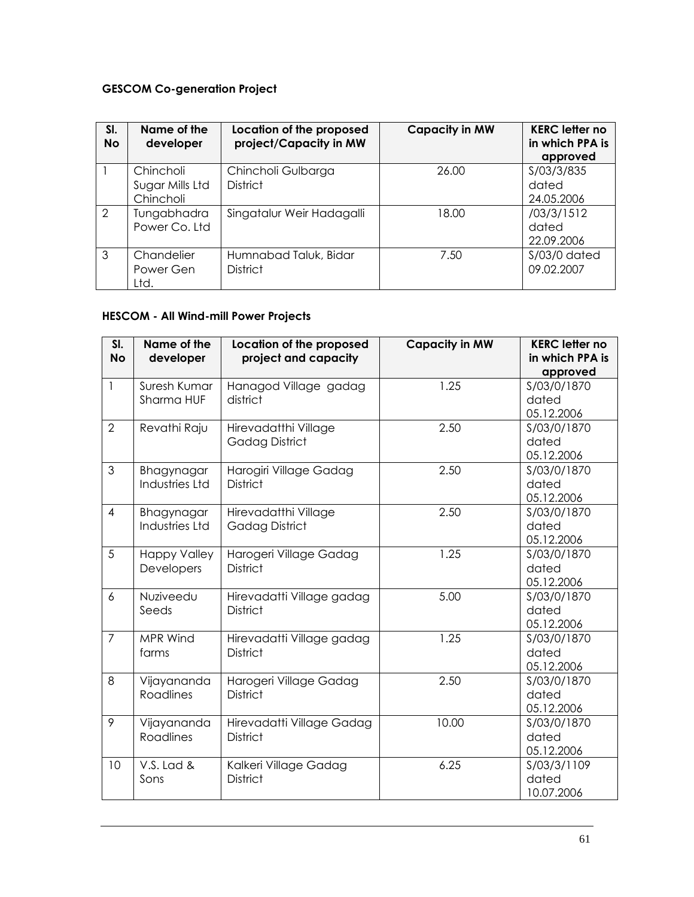**GESCOM Co-generation Project**

| Sl. No | Name of the developer | Location of the proposed project/Capacity in MW | Capacity in MW | KERC letter no in which PPA is approved |
|---|---|---|---|---|
| 1 | Chincholi Sugar Mills Ltd Chincholi | Chincholi Gulbarga District | 26.00 | S/03/3/835 dated 24.05.2006 |
| 2 | Tungabhadra Power Co. Ltd | Singatalur Weir Hadagalli | 18.00 | /03/3/1512 dated 22.09.2006 |
| 3 | Chandelier Power Gen Ltd. | Humnabad Taluk, Bidar District | 7.50 | S/03/0 dated 09.02.2007 |

**HESCOM - All Wind-mill Power Projects**

| Sl. No | Name of the developer | Location of the proposed project and capacity | Capacity in MW | KERC letter no in which PPA is approved |
|---|---|---|---|---|
| 1 | Suresh Kumar Sharma HUF | Hanagod Village gadag district | 1.25 | S/03/0/1870 dated 05.12.2006 |
| 2 | Revathi Raju | Hirevadatthi Village Gadag District | 2.50 | S/03/0/1870 dated 05.12.2006 |
| 3 | Bhagynagar Industries Ltd | Harogiri Village Gadag District | 2.50 | S/03/0/1870 dated 05.12.2006 |
| 4 | Bhagynagar Industries Ltd | Hirevadatthi Village Gadag District | 2.50 | S/03/0/1870 dated 05.12.2006 |
| 5 | Happy Valley Developers | Harogeri Village Gadag District | 1.25 | S/03/0/1870 dated 05.12.2006 |
| 6 | Nuziveedu Seeds | Hirevadatti Village gadag District | 5.00 | S/03/0/1870 dated 05.12.2006 |
| 7 | MPR Wind farms | Hirevadatti Village gadag District | 1.25 | S/03/0/1870 dated 05.12.2006 |
| 8 | Vijayananda Roadlines | Harogeri Village Gadag District | 2.50 | S/03/0/1870 dated 05.12.2006 |
| 9 | Vijayananda Roadlines | Hirevadatti Village Gadag District | 10.00 | S/03/0/1870 dated 05.12.2006 |
| 10 | V.S. Lad & Sons | Kalkeri Village Gadag District | 6.25 | S/03/3/1109 dated 10.07.2006 |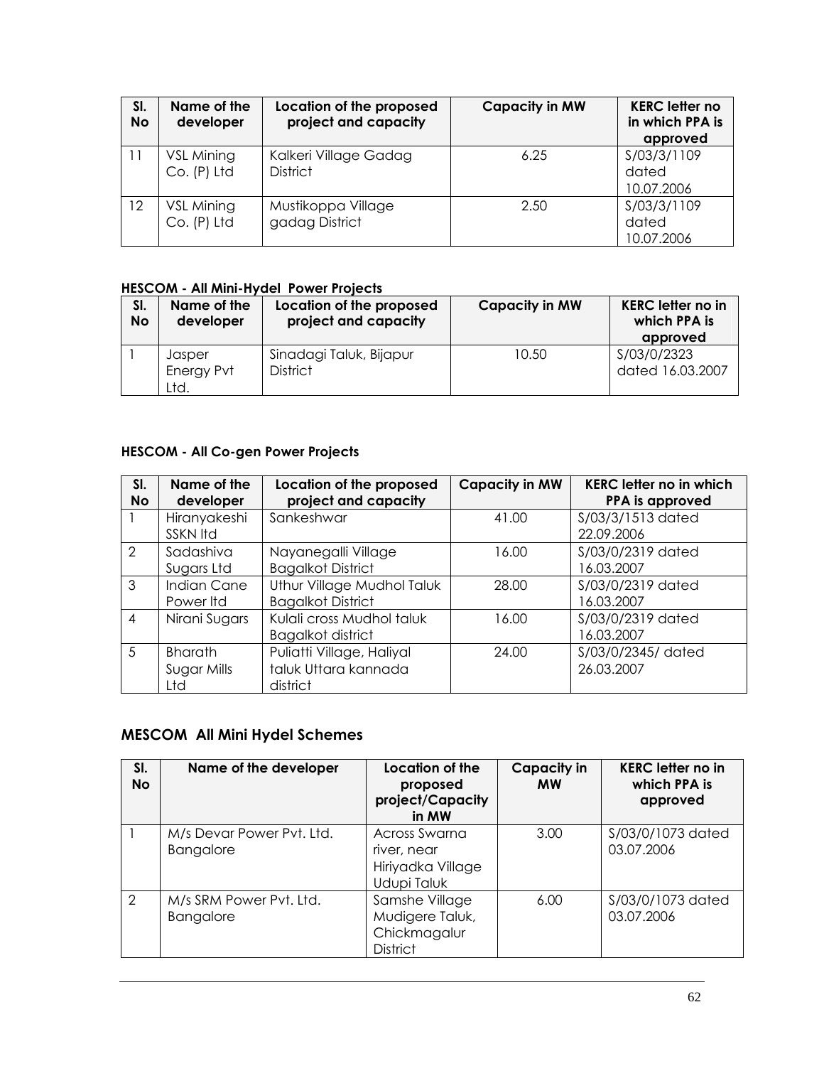| Sl. No | Name of the developer | Location of the proposed project and capacity | Capacity in MW | KERC letter no in which PPA is approved |
|---|---|---|---|---|
| 11 | VSL Mining Co. (P) Ltd | Kalkeri Village Gadag District | 6.25 | S/03/3/1109 dated 10.07.2006 |
| 12 | VSL Mining Co. (P) Ltd | Mustikoppa Village gadag District | 2.50 | S/03/3/1109 dated 10.07.2006 |

**HESCOM - All Mini-Hydel Power Projects**

| Sl. No | Name of the developer | Location of the proposed project and capacity | Capacity in MW | KERC letter no in which PPA is approved |
|---|---|---|---|---|
| 1 | Jasper Energy Pvt Ltd. | Sinadagi Taluk, Bijapur District | 10.50 | S/03/0/2323 dated 16.03.2007 |

**HESCOM - All Co-gen Power Projects**

| Sl. No | Name of the developer | Location of the proposed project and capacity | Capacity in MW | KERC letter no in which PPA is approved |
|---|---|---|---|---|
| 1 | Hiranyakeshi SSKN ltd | Sankeshwar | 41.00 | S/03/3/1513 dated 22.09.2006 |
| 2 | Sadashiva Sugars Ltd | Nayanegalli Village Bagalkot District | 16.00 | S/03/0/2319 dated 16.03.2007 |
| 3 | Indian Cane Power ltd | Uthur Village Mudhol Taluk Bagalkot District | 28.00 | S/03/0/2319 dated 16.03.2007 |
| 4 | Nirani Sugars | Kulali cross Mudhol taluk Bagalkot district | 16.00 | S/03/0/2319 dated 16.03.2007 |
| 5 | Bharath Sugar Mills Ltd | Puliatti Village, Haliyal taluk Uttara kannada district | 24.00 | S/03/0/2345/ dated 26.03.2007 |

## MESCOM All Mini Hydel Schemes

| Sl. No | Name of the developer | Location of the proposed project/Capacity in MW | Capacity in MW | KERC letter no in which PPA is approved |
|---|---|---|---|---|
| 1 | M/s Devar Power Pvt. Ltd. Bangalore | Across Swarna river, near Hiriyadka Village Udupi Taluk | 3.00 | S/03/0/1073 dated 03.07.2006 |
| 2 | M/s SRM Power Pvt. Ltd. Bangalore | Samshe Village Mudigere Taluk, Chickmagalur District | 6.00 | S/03/0/1073 dated 03.07.2006 |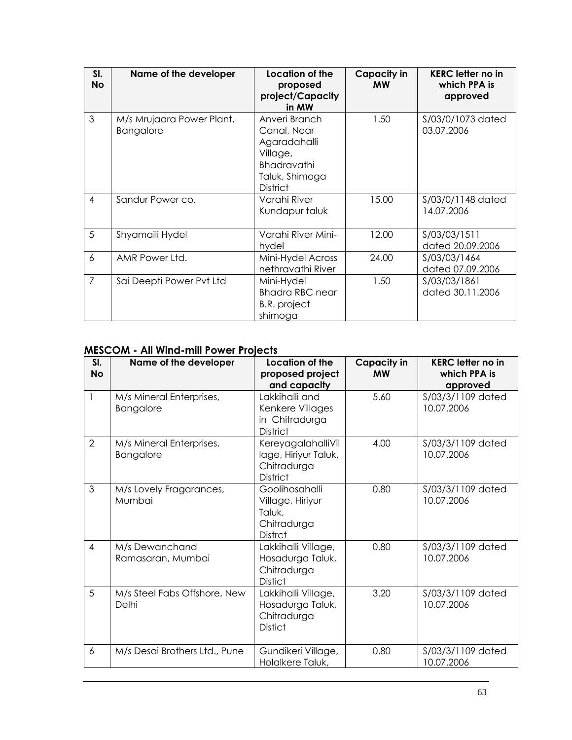| Sl. No | Name of the developer | Location of the proposed project/Capacity in MW | Capacity in MW | KERC letter no in which PPA is approved |
|---|---|---|---|---|
| 3 | M/s Mrujaara Power Plant, Bangalore | Anveri Branch Canal, Near Agaradahalli Village, Bhadravathi Taluk, Shimoga District | 1.50 | S/03/0/1073 dated 03.07.2006 |
| 4 | Sandur Power co. | Varahi River Kundapur taluk | 15.00 | S/03/0/1148 dated 14.07.2006 |
| 5 | Shyamaili Hydel | Varahi River Mini-hydel | 12.00 | S/03/03/1511 dated 20.09.2006 |
| 6 | AMR Power Ltd. | Mini-Hydel Across nethravathi River | 24.00 | S/03/03/1464 dated 07.09.2006 |
| 7 | Sai Deepti Power Pvt Ltd | Mini-Hydel Bhadra RBC near B.R. project shimoga | 1.50 | S/03/03/1861 dated 30.11.2006 |

### MESCOM - All Wind-mill Power Projects

| Sl. No | Name of the developer | Location of the proposed project and capacity | Capacity in MW | KERC letter no in which PPA is approved |
|---|---|---|---|---|
| 1 | M/s Mineral Enterprises, Bangalore | Lakkihalli and Kenkere Villages in Chitradurga District | 5.60 | S/03/3/1109 dated 10.07.2006 |
| 2 | M/s Mineral Enterprises, Bangalore | KereyagalahalliVillage, Hiriyur Taluk, Chitradurga District | 4.00 | S/03/3/1109 dated 10.07.2006 |
| 3 | M/s Lovely Fragarances, Mumbai | Goolihosahalli Village, Hiriyur Taluk, Chitradurga Distrct | 0.80 | S/03/3/1109 dated 10.07.2006 |
| 4 | M/s Dewanchand Ramasaran, Mumbai | Lakkihalli Village, Hosadurga Taluk, Chitradurga Distict | 0.80 | S/03/3/1109 dated 10.07.2006 |
| 5 | M/s Steel Fabs Offshore, New Delhi | Lakkihalli Village, Hosadurga Taluk, Chitradurga Distict | 3.20 | S/03/3/1109 dated 10.07.2006 |
| 6 | M/s Desai Brothers Ltd., Pune | Gundikeri Village, Holalkere Taluk, | 0.80 | S/03/3/1109 dated 10.07.2006 |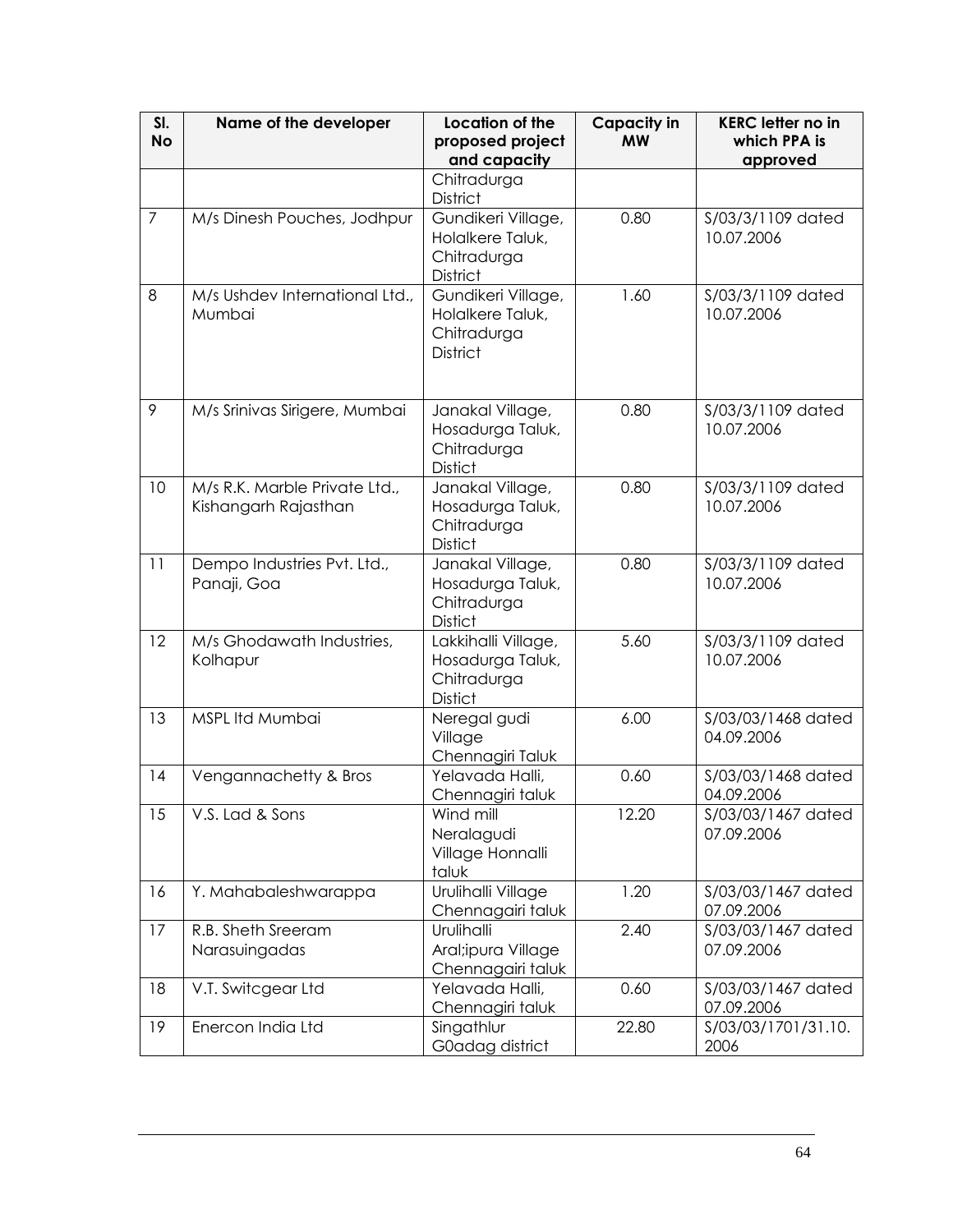| Sl. No | Name of the developer | Location of the proposed project and capacity | Capacity in MW | KERC letter no in which PPA is approved |
|---|---|---|---|---|
| | | Chitradurga District | | |
| 7 | M/s Dinesh Pouches, Jodhpur | Gundikeri Village, Holalkere Taluk, Chitradurga District | 0.80 | S/03/3/1109 dated 10.07.2006 |
| 8 | M/s Ushdev International Ltd., Mumbai | Gundikeri Village, Holalkere Taluk, Chitradurga District | 1.60 | S/03/3/1109 dated 10.07.2006 |
| 9 | M/s Srinivas Sirigere, Mumbai | Janakal Village, Hosadurga Taluk, Chitradurga Distict | 0.80 | S/03/3/1109 dated 10.07.2006 |
| 10 | M/s R.K. Marble Private Ltd., Kishangarh Rajasthan | Janakal Village, Hosadurga Taluk, Chitradurga Distict | 0.80 | S/03/3/1109 dated 10.07.2006 |
| 11 | Dempo Industries Pvt. Ltd., Panaji, Goa | Janakal Village, Hosadurga Taluk, Chitradurga Distict | 0.80 | S/03/3/1109 dated 10.07.2006 |
| 12 | M/s Ghodawath Industries, Kolhapur | Lakkihalli Village, Hosadurga Taluk, Chitradurga Distict | 5.60 | S/03/3/1109 dated 10.07.2006 |
| 13 | MSPL ltd Mumbai | Neregal gudi Village Chennagiri Taluk | 6.00 | S/03/03/1468 dated 04.09.2006 |
| 14 | Vengannachetty & Bros | Yelavada Halli, Chennagiri taluk | 0.60 | S/03/03/1468 dated 04.09.2006 |
| 15 | V.S. Lad & Sons | Wind mill Neralagudi Village Honnalli taluk | 12.20 | S/03/03/1467 dated 07.09.2006 |
| 16 | Y. Mahabaleshwarappa | Urulihalli Village Chennagairi taluk | 1.20 | S/03/03/1467 dated 07.09.2006 |
| 17 | R.B. Sheth Sreeram Narasuingadas | Urulihalli Aral;ipura Village Chennagairi taluk | 2.40 | S/03/03/1467 dated 07.09.2006 |
| 18 | V.T. Switcgear Ltd | Yelavada Halli, Chennagiri taluk | 0.60 | S/03/03/1467 dated 07.09.2006 |
| 19 | Enercon India Ltd | Singathlur G0adag district | 22.80 | S/03/03/1701/31.10. 2006 |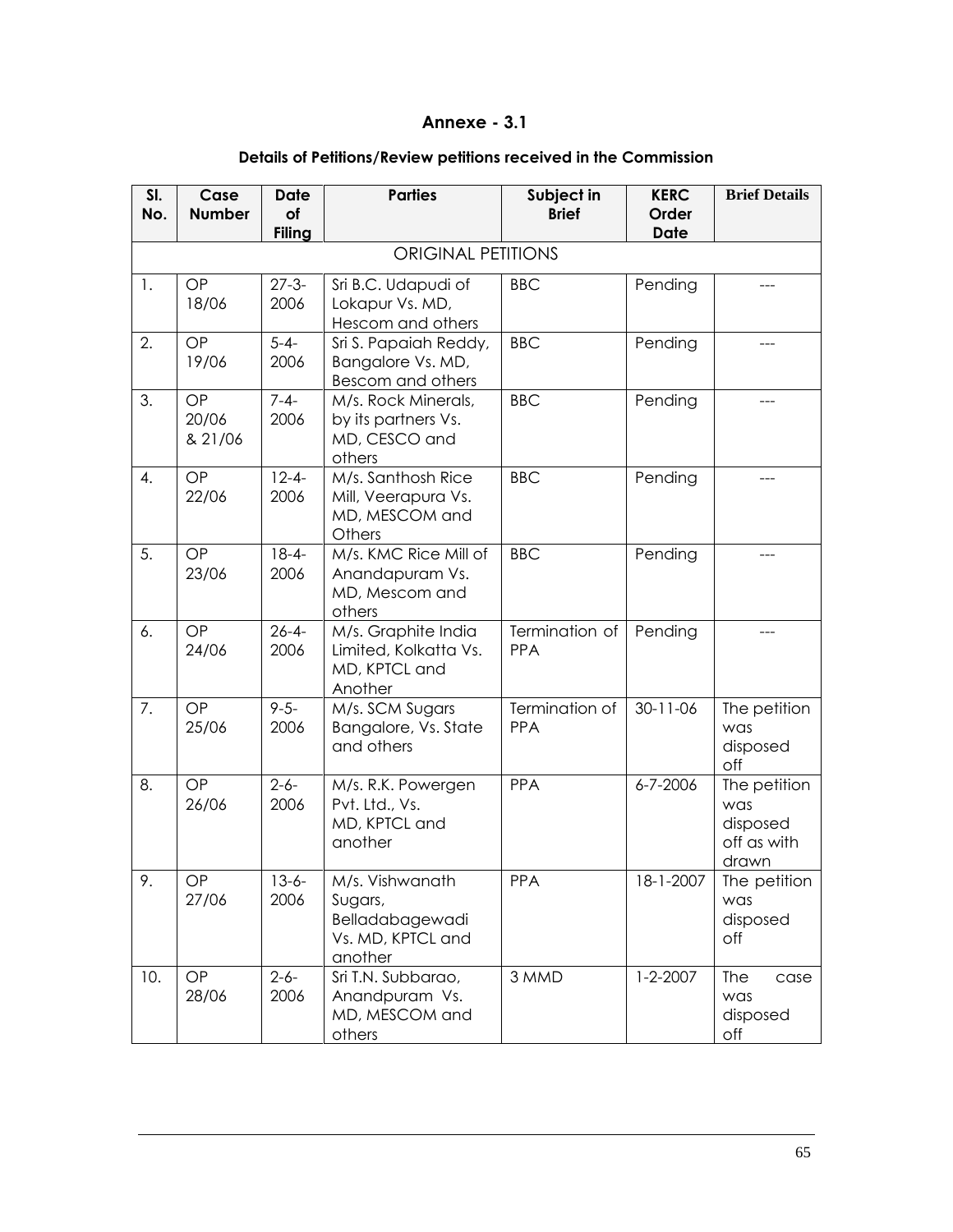## Annexe - 3.1

### Details of Petitions/Review petitions received in the Commission

| Sl. No. | Case Number | Date of Filing | Parties | Subject in Brief | KERC Order Date | Brief Details |
|---|---|---|---|---|---|---|
| ORIGINAL PETITIONS | | | | | | |
| 1. | OP 18/06 | 27-3-2006 | Sri B.C. Udapudi of Lokapur Vs. MD, Hescom and others | BBC | Pending | --- |
| 2. | OP 19/06 | 5-4-2006 | Sri S. Papaiah Reddy, Bangalore Vs. MD, Bescom and others | BBC | Pending | --- |
| 3. | OP 20/06 & 21/06 | 7-4-2006 | M/s. Rock Minerals, by its partners Vs. MD, CESCO and others | BBC | Pending | --- |
| 4. | OP 22/06 | 12-4-2006 | M/s. Santhosh Rice Mill, Veerapura Vs. MD, MESCOM and Others | BBC | Pending | --- |
| 5. | OP 23/06 | 18-4-2006 | M/s. KMC Rice Mill of Anandapuram Vs. MD, Mescom and others | BBC | Pending | --- |
| 6. | OP 24/06 | 26-4-2006 | M/s. Graphite India Limited, Kolkatta Vs. MD, KPTCL and Another | Termination of PPA | Pending | --- |
| 7. | OP 25/06 | 9-5-2006 | M/s. SCM Sugars Bangalore, Vs. State and others | Termination of PPA | 30-11-06 | The petition was disposed off |
| 8. | OP 26/06 | 2-6-2006 | M/s. R.K. Powergen Pvt. Ltd., Vs. MD, KPTCL and another | PPA | 6-7-2006 | The petition was disposed off as with drawn |
| 9. | OP 27/06 | 13-6-2006 | M/s. Vishwanath Sugars, Belladabagewadi Vs. MD, KPTCL and another | PPA | 18-1-2007 | The petition was disposed off |
| 10. | OP 28/06 | 2-6-2006 | Sri T.N. Subbarao, Anandpuram Vs. MD, MESCOM and others | 3 MMD | 1-2-2007 | The case was disposed off |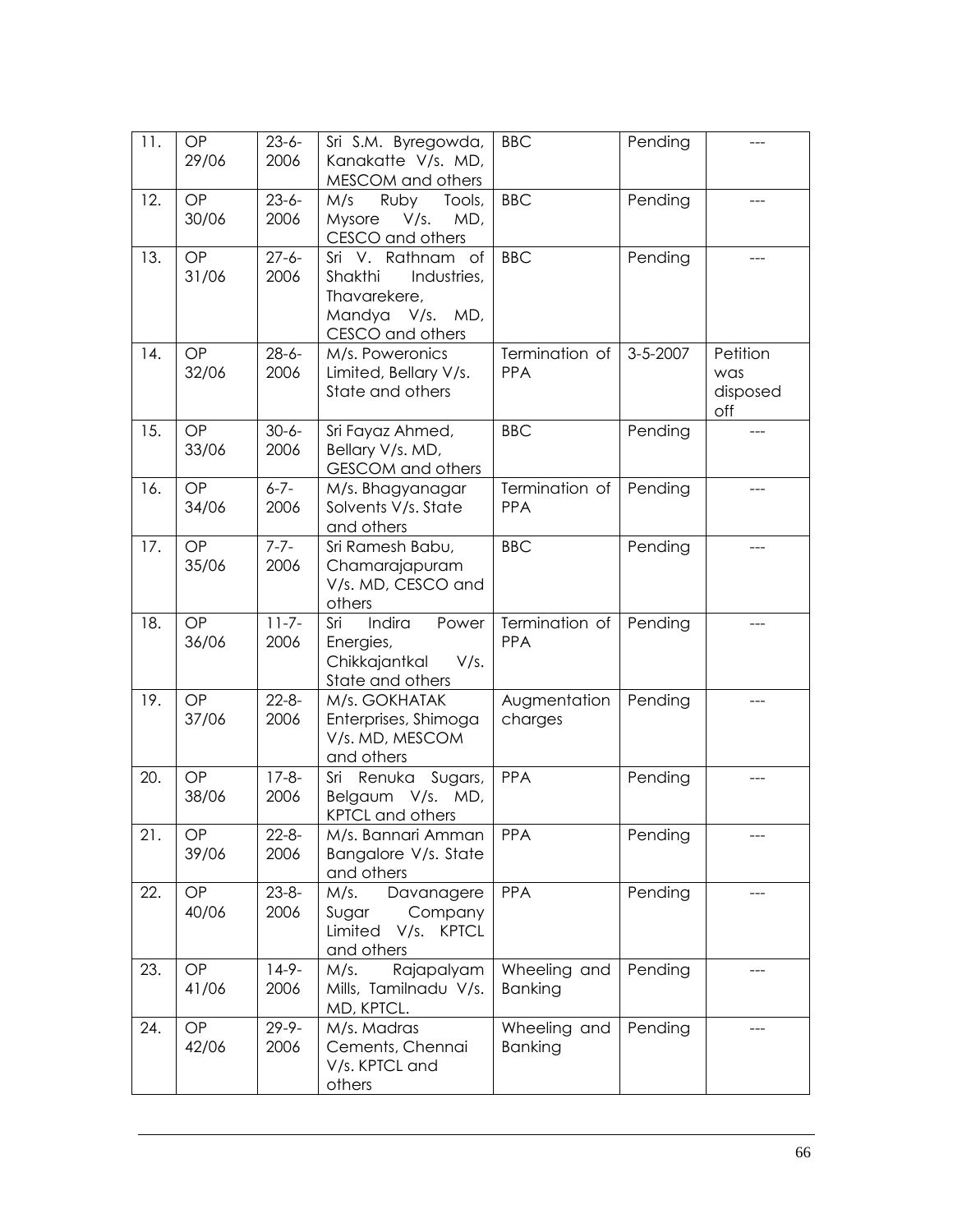| 11. | OP 29/06 | 23-6-2006 | Sri S.M. Byregowda, Kanakatte V/s. MD, MESCOM and others | BBC | Pending | --- |
|---|---|---|---|---|---|---|
| 12. | OP 30/06 | 23-6-2006 | M/s Ruby Tools, Mysore V/s. MD, CESCO and others | BBC | Pending | --- |
| 13. | OP 31/06 | 27-6-2006 | Sri V. Rathnam of Shakthi Industries, Thavarekere, Mandya V/s. MD, CESCO and others | BBC | Pending | --- |
| 14. | OP 32/06 | 28-6-2006 | M/s. Poweronics Limited, Bellary V/s. State and others | Termination of PPA | 3-5-2007 | Petition was disposed off |
| 15. | OP 33/06 | 30-6-2006 | Sri Fayaz Ahmed, Bellary V/s. MD, GESCOM and others | BBC | Pending | --- |
| 16. | OP 34/06 | 6-7-2006 | M/s. Bhagyanagar Solvents V/s. State and others | Termination of PPA | Pending | --- |
| 17. | OP 35/06 | 7-7-2006 | Sri Ramesh Babu, Chamarajapuram V/s. MD, CESCO and others | BBC | Pending | --- |
| 18. | OP 36/06 | 11-7-2006 | Sri Indira Power Energies, Chikkajantkal V/s. State and others | Termination of PPA | Pending | --- |
| 19. | OP 37/06 | 22-8-2006 | M/s. GOKHATAK Enterprises, Shimoga V/s. MD, MESCOM and others | Augmentation charges | Pending | --- |
| 20. | OP 38/06 | 17-8-2006 | Sri Renuka Sugars, Belgaum V/s. MD, KPTCL and others | PPA | Pending | --- |
| 21. | OP 39/06 | 22-8-2006 | M/s. Bannari Amman Bangalore V/s. State and others | PPA | Pending | --- |
| 22. | OP 40/06 | 23-8-2006 | M/s. Davanagere Sugar Company Limited V/s. KPTCL and others | PPA | Pending | --- |
| 23. | OP 41/06 | 14-9-2006 | M/s. Rajapalyam Mills, Tamilnadu V/s. MD, KPTCL. | Wheeling and Banking | Pending | --- |
| 24. | OP 42/06 | 29-9-2006 | M/s. Madras Cements, Chennai V/s. KPTCL and others | Wheeling and Banking | Pending | --- |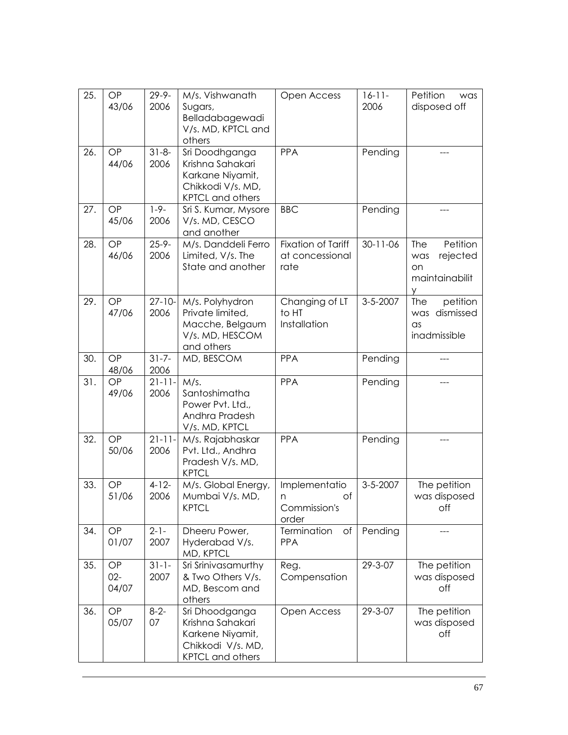| 25. | OP 43/06 | 29-9-2006 | M/s. Vishwanath Sugars, Belladabagewadi V/s. MD, KPTCL and others | Open Access | 16-11-2006 | Petition was disposed off |
|---|---|---|---|---|---|---|
| 26. | OP 44/06 | 31-8-2006 | Sri Doodhganga Krishna Sahakari Karkane Niyamit, Chikkodi V/s. MD, KPTCL and others | PPA | Pending | --- |
| 27. | OP 45/06 | 1-9-2006 | Sri S. Kumar, Mysore V/s. MD, CESCO and another | BBC | Pending | --- |
| 28. | OP 46/06 | 25-9-2006 | M/s. Danddeli Ferro Limited, V/s. The State and another | Fixation of Tariff at concessional rate | 30-11-06 | The Petition was rejected on maintainability |
| 29. | OP 47/06 | 27-10-2006 | M/s. Polyhydron Private limited, Macche, Belgaum V/s. MD, HESCOM and others | Changing of LT to HT Installation | 3-5-2007 | The petition was dismissed as inadmissible |
| 30. | OP 48/06 | 31-7-2006 | MD, BESCOM | PPA | Pending | --- |
| 31. | OP 49/06 | 21-11-2006 | M/s. Santoshimatha Power Pvt. Ltd., Andhra Pradesh V/s. MD, KPTCL | PPA | Pending | --- |
| 32. | OP 50/06 | 21-11-2006 | M/s. Rajabhaskar Pvt. Ltd., Andhra Pradesh V/s. MD, KPTCL | PPA | Pending | --- |
| 33. | OP 51/06 | 4-12-2006 | M/s. Global Energy, Mumbai V/s. MD, KPTCL | Implementation of Commission's order | 3-5-2007 | The petition was disposed off |
| 34. | OP 01/07 | 2-1-2007 | Dheeru Power, Hyderabad V/s. MD, KPTCL | Termination of PPA | Pending | --- |
| 35. | OP 02-04/07 | 31-1-2007 | Sri Srinivasamurthy & Two Others V/s. MD, Bescom and others | Reg. Compensation | 29-3-07 | The petition was disposed off |
| 36. | OP 05/07 | 8-2-07 | Sri Dhoodganga Krishna Sahakari Karkene Niyamit, Chikkodi V/s. MD, KPTCL and others | Open Access | 29-3-07 | The petition was disposed off |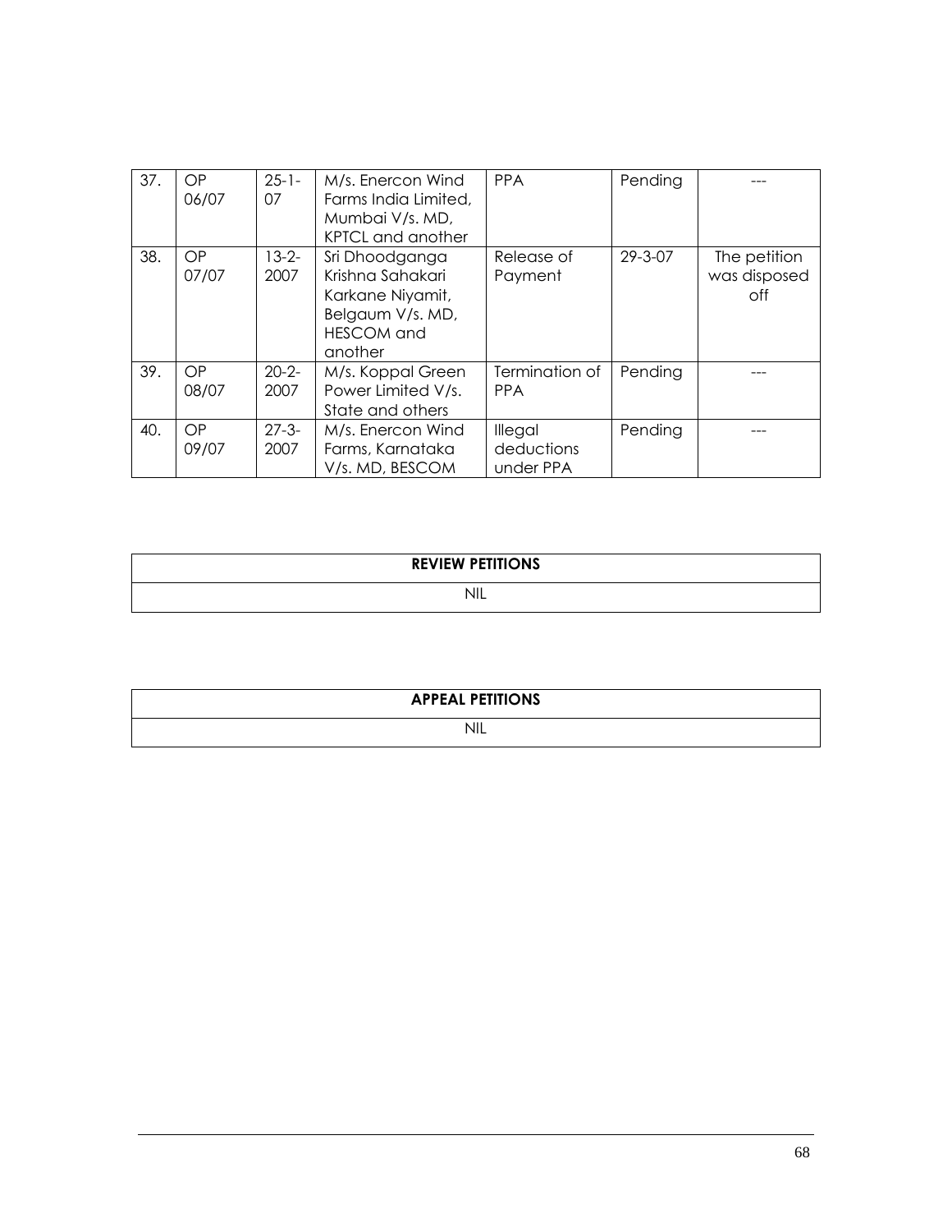| 37. | OP 06/07 | 25-1-07 | M/s. Enercon Wind Farms India Limited, Mumbai V/s. MD, KPTCL and another | PPA | Pending | --- |
|---|---|---|---|---|---|---|
| 38. | OP 07/07 | 13-2-2007 | Sri Dhoodganga Krishna Sahakari Karkane Niyamit, Belgaum V/s. MD, HESCOM and another | Release of Payment | 29-3-07 | The petition was disposed off |
| 39. | OP 08/07 | 20-2-2007 | M/s. Koppal Green Power Limited V/s. State and others | Termination of PPA | Pending | --- |
| 40. | OP 09/07 | 27-3-2007 | M/s. Enercon Wind Farms, Karnataka V/s. MD, BESCOM | Illegal deductions under PPA | Pending | --- |

| **REVIEW PETITIONS** |
|---|
| NIL |

| **APPEAL PETITIONS** |
|---|
| NIL |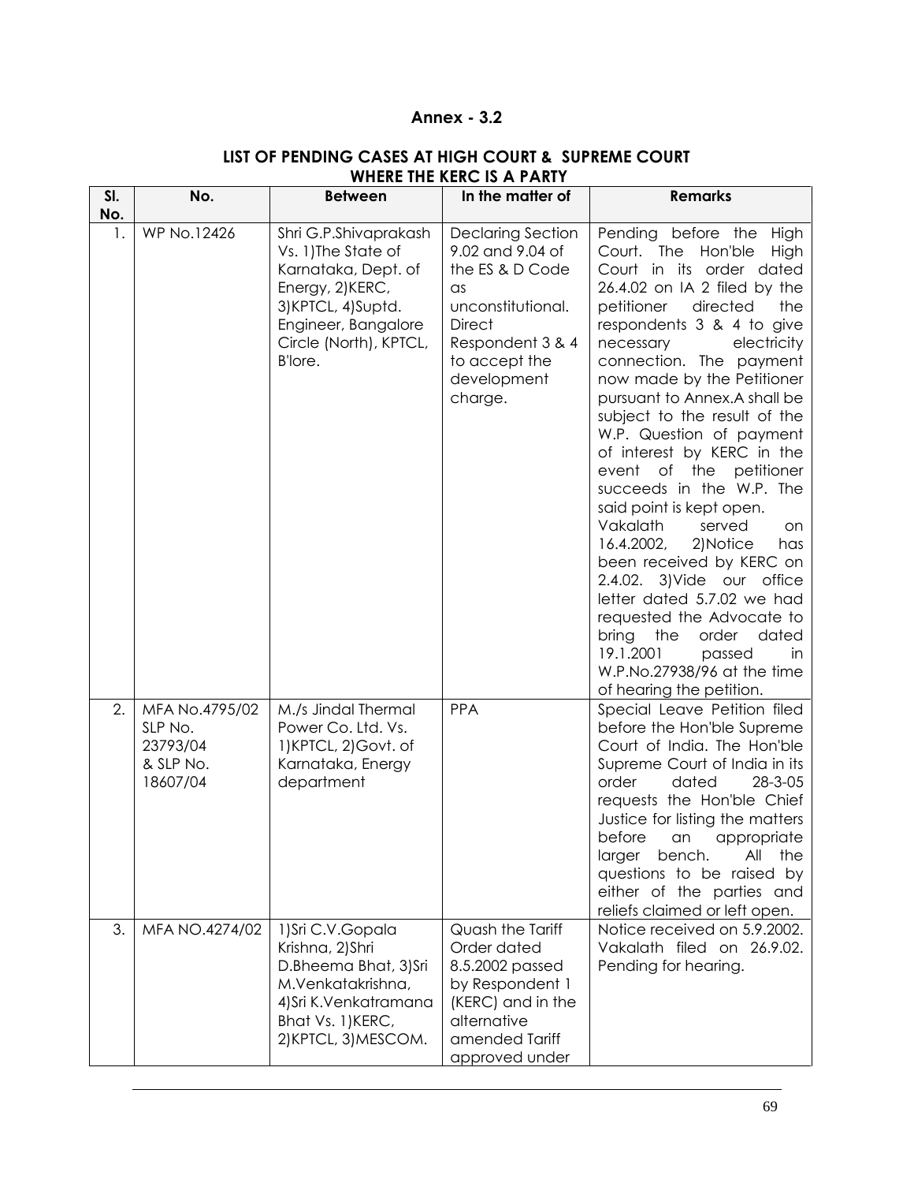**Annex - 3.2**

**LIST OF PENDING CASES AT HIGH COURT & SUPREME COURT WHERE THE KERC IS A PARTY**

| Sl. No. | No. | Between | In the matter of | Remarks |
|---|---|---|---|---|
| 1. | WP No.12426 | Shri G.P.Shivaprakash Vs. 1)The State of Karnataka, Dept. of Energy, 2)KERC, 3)KPTCL, 4)Suptd. Engineer, Bangalore Circle (North), KPTCL, B'lore. | Declaring Section 9.02 and 9.04 of the ES & D Code as unconstitutional. Direct Respondent 3 & 4 to accept the development charge. | Pending before the High Court. The Hon'ble High Court in its order dated 26.4.02 on IA 2 filed by the petitioner directed the respondents 3 & 4 to give necessary electricity connection. The payment now made by the Petitioner pursuant to Annex.A shall be subject to the result of the W.P. Question of payment of interest by KERC in the event of the petitioner succeeds in the W.P. The said point is kept open. Vakalath served on 16.4.2002, 2)Notice has been received by KERC on 2.4.02. 3)Vide our office letter dated 5.7.02 we had requested the Advocate to bring the order dated 19.1.2001 passed in W.P.No.27938/96 at the time of hearing the petition. |
| 2. | MFA No.4795/02 SLP No. 23793/04 & SLP No. 18607/04 | M./s Jindal Thermal Power Co. Ltd. Vs. 1)KPTCL, 2)Govt. of Karnataka, Energy department | PPA | Special Leave Petition filed before the Hon'ble Supreme Court of India. The Hon'ble Supreme Court of India in its order dated 28-3-05 requests the Hon'ble Chief Justice for listing the matters before an appropriate larger bench. All the questions to be raised by either of the parties and reliefs claimed or left open. |
| 3. | MFA NO.4274/02 | 1)Sri C.V.Gopala Krishna, 2)Shri D.Bheema Bhat, 3)Sri M.Venkatakrishna, 4)Sri K.Venkatramana Bhat Vs. 1)KERC, 2)KPTCL, 3)MESCOM. | Quash the Tariff Order dated 8.5.2002 passed by Respondent 1 (KERC) and in the alternative amended Tariff approved under | Notice received on 5.9.2002. Vakalath filed on 26.9.02. Pending for hearing. |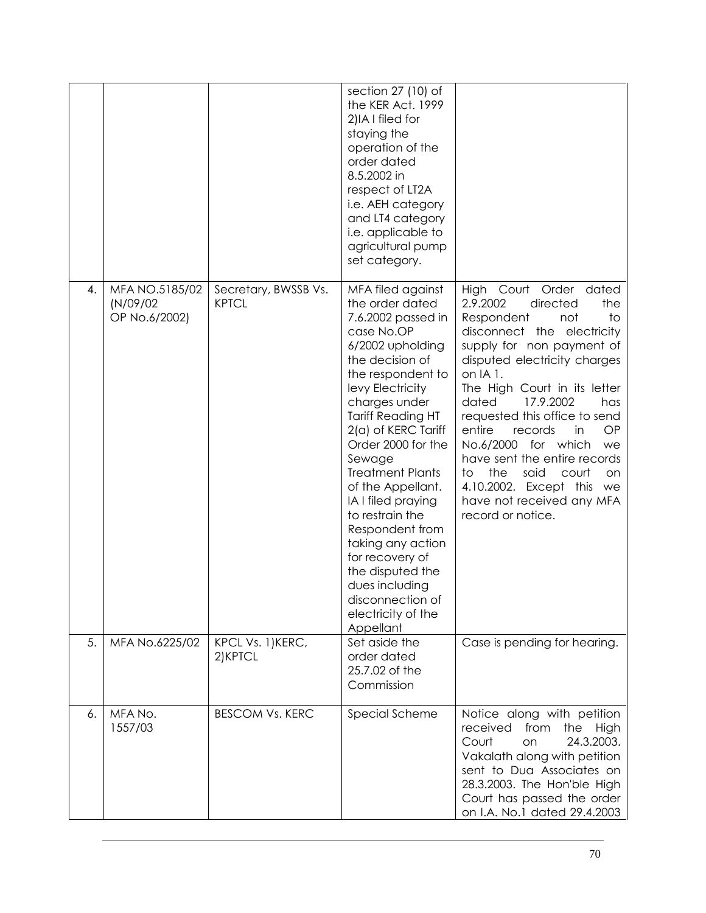| | | | section 27 (10) of the KER Act. 1999 2)IA I filed for staying the operation of the order dated 8.5.2002 in respect of LT2A i.e. AEH category and LT4 category i.e. applicable to agricultural pump set category. | |
|---|---|---|---|---|
| 4. | MFA NO.5185/02 (N/09/02 OP No.6/2002) | Secretary, BWSSB Vs. KPTCL | MFA filed against the order dated 7.6.2002 passed in case No.OP 6/2002 upholding the decision of the respondent to levy Electricity charges under Tariff Reading HT 2(a) of KERC Tariff Order 2000 for the Sewage Treatment Plants of the Appellant. IA I filed praying to restrain the Respondent from taking any action for recovery of the disputed the dues including disconnection of electricity of the Appellant | High Court Order dated 2.9.2002 directed the Respondent not to disconnect the electricity supply for non payment of disputed electricity charges on IA 1. The High Court in its letter dated 17.9.2002 has requested this office to send entire records in OP No.6/2000 for which we have sent the entire records to the said court on 4.10.2002. Except this we have not received any MFA record or notice. |
| 5. | MFA No.6225/02 | KPCL Vs. 1)KERC, 2)KPTCL | Set aside the order dated 25.7.02 of the Commission | Case is pending for hearing. |
| 6. | MFA No. 1557/03 | BESCOM Vs. KERC | Special Scheme | Notice along with petition received from the High Court on 24.3.2003. Vakalath along with petition sent to Dua Associates on 28.3.2003. The Hon'ble High Court has passed the order on I.A. No.1 dated 29.4.2003 |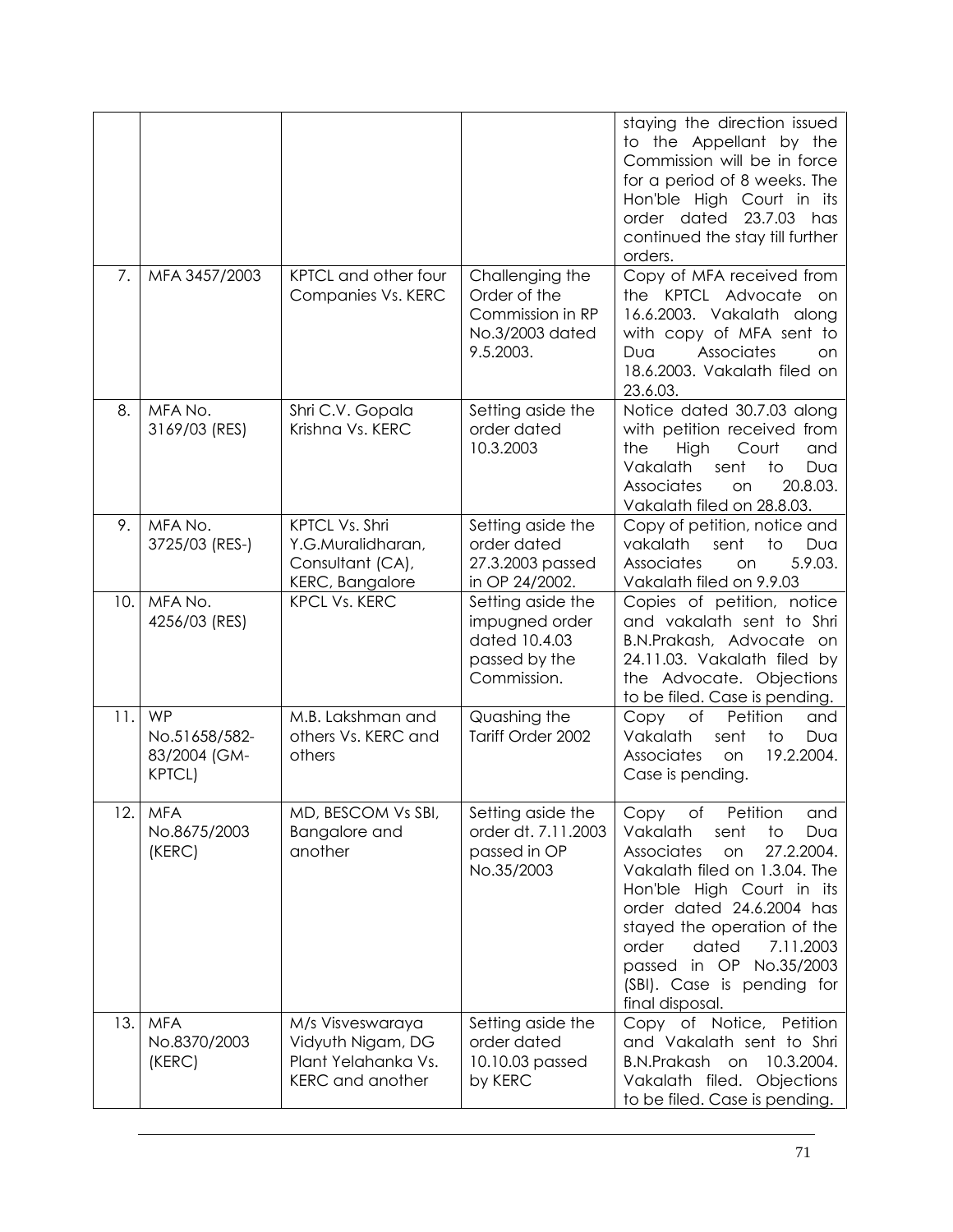| | | | | |
|---|---|---|---|---|
| | | | | staying the direction issued to the Appellant by the Commission will be in force for a period of 8 weeks. The Hon'ble High Court in its order dated 23.7.03 has continued the stay till further orders. |
| 7. | MFA 3457/2003 | KPTCL and other four Companies Vs. KERC | Challenging the Order of the Commission in RP No.3/2003 dated 9.5.2003. | Copy of MFA received from the KPTCL Advocate on 16.6.2003. Vakalath along with copy of MFA sent to Dua Associates on 18.6.2003. Vakalath filed on 23.6.03. |
| 8. | MFA No. 3169/03 (RES) | Shri C.V. Gopala Krishna Vs. KERC | Setting aside the order dated 10.3.2003 | Notice dated 30.7.03 along with petition received from the High Court and Vakalath sent to Dua Associates on 20.8.03. Vakalath filed on 28.8.03. |
| 9. | MFA No. 3725/03 (RES-) | KPTCL Vs. Shri Y.G.Muralidharan, Consultant (CA), KERC, Bangalore | Setting aside the order dated 27.3.2003 passed in OP 24/2002. | Copy of petition, notice and vakalath sent to Dua Associates on 5.9.03. Vakalath filed on 9.9.03 |
| 10. | MFA No. 4256/03 (RES) | KPCL Vs. KERC | Setting aside the impugned order dated 10.4.03 passed by the Commission. | Copies of petition, notice and vakalath sent to Shri B.N.Prakash, Advocate on 24.11.03. Vakalath filed by the Advocate. Objections to be filed. Case is pending. |
| 11. | WP No.51658/582-83/2004 (GM-KPTCL) | M.B. Lakshman and others Vs. KERC and others | Quashing the Tariff Order 2002 | Copy of Petition and Vakalath sent to Dua Associates on 19.2.2004. Case is pending. |
| 12. | MFA No.8675/2003 (KERC) | MD, BESCOM Vs SBI, Bangalore and another | Setting aside the order dt. 7.11.2003 passed in OP No.35/2003 | Copy of Petition and Vakalath sent to Dua Associates on 27.2.2004. Vakalath filed on 1.3.04. The Hon'ble High Court in its order dated 24.6.2004 has stayed the operation of the order dated 7.11.2003 passed in OP No.35/2003 (SBI). Case is pending for final disposal. |
| 13. | MFA No.8370/2003 (KERC) | M/s Visveswaraya Vidyuth Nigam, DG Plant Yelahanka Vs. KERC and another | Setting aside the order dated 10.10.03 passed by KERC | Copy of Notice, Petition and Vakalath sent to Shri B.N.Prakash on 10.3.2004. Vakalath filed. Objections to be filed. Case is pending. |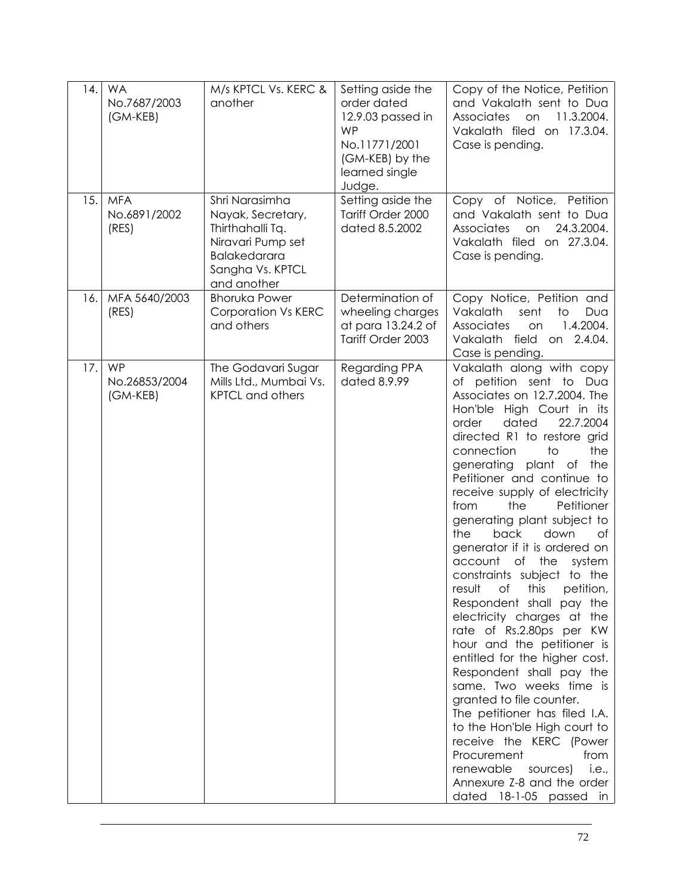| 14. | WA No.7687/2003 (GM-KEB) | M/s KPTCL Vs. KERC & another | Setting aside the order dated 12.9.03 passed in WP No.11771/2001 (GM-KEB) by the learned single Judge. | Copy of the Notice, Petition and Vakalath sent to Dua Associates on 11.3.2004. Vakalath filed on 17.3.04. Case is pending. |
|---|---|---|---|---|
| 15. | MFA No.6891/2002 (RES) | Shri Narasimha Nayak, Secretary, Thirthahalli Tq. Niravari Pump set Balakedarara Sangha Vs. KPTCL and another | Setting aside the Tariff Order 2000 dated 8.5.2002 | Copy of Notice, Petition and Vakalath sent to Dua Associates on 24.3.2004. Vakalath filed on 27.3.04. Case is pending. |
| 16. | MFA 5640/2003 (RES) | Bhoruka Power Corporation Vs KERC and others | Determination of wheeling charges at para 13.24.2 of Tariff Order 2003 | Copy Notice, Petition and Vakalath sent to Dua Associates on 1.4.2004. Vakalath field on 2.4.04. Case is pending. |
| 17. | WP No.26853/2004 (GM-KEB) | The Godavari Sugar Mills Ltd., Mumbai Vs. KPTCL and others | Regarding PPA dated 8.9.99 | Vakalath along with copy of petition sent to Dua Associates on 12.7.2004. The Hon'ble High Court in its order dated 22.7.2004 directed R1 to restore grid connection to the generating plant of the Petitioner and continue to receive supply of electricity from the Petitioner generating plant subject to the back down of generator if it is ordered on account of the system constraints subject to the result of this petition, Respondent shall pay the electricity charges at the rate of Rs.2.80ps per KW hour and the petitioner is entitled for the higher cost. Respondent shall pay the same. Two weeks time is granted to file counter.<br>The petitioner has filed I.A. to the Hon'ble High court to receive the KERC (Power Procurement from renewable sources) i.e., Annexure Z-8 and the order dated 18-1-05 passed in |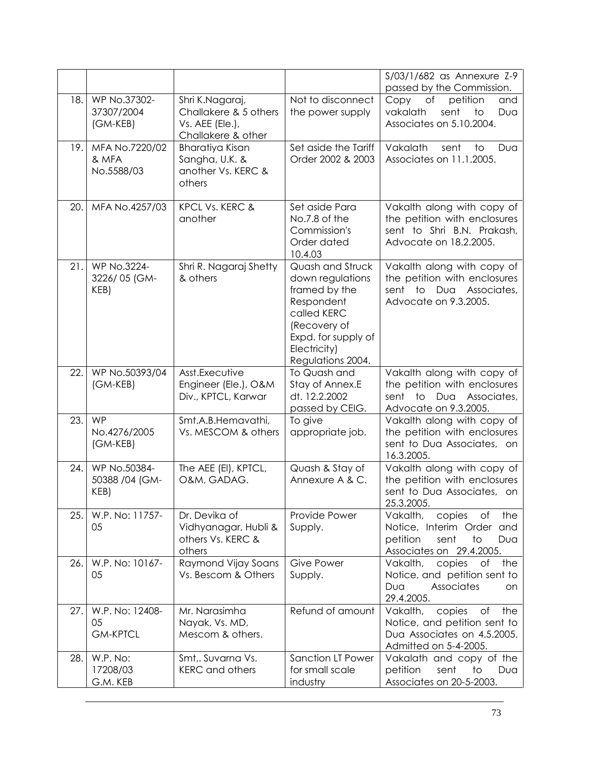| | | | | |
|---|---|---|---|---|
| | | | | S/03/1/682 as Annexure Z-9 passed by the Commission. |
| 18. | WP No.37302-37307/2004 (GM-KEB) | Shri K.Nagaraj, Challakere & 5 others Vs. AEE (Ele.), Challakere & other | Not to disconnect the power supply | Copy of petition and vakalath sent to Dua Associates on 5.10.2004. |
| 19. | MFA No.7220/02 & MFA No.5588/03 | Bharatiya Kisan Sangha, U.K. & another Vs. KERC & others | Set aside the Tariff Order 2002 & 2003 | Vakalath sent to Dua Associates on 11.1.2005. |
| 20. | MFA No.4257/03 | KPCL Vs. KERC & another | Set aside Para No.7.8 of the Commission's Order dated 10.4.03 | Vakalth along with copy of the petition with enclosures sent to Shri B.N. Prakash, Advocate on 18.2.2005. |
| 21. | WP No.3224-3226/ 05 (GM-KEB) | Shri R. Nagaraj Shetty & others | Quash and Struck down regulations framed by the Respondent called KERC (Recovery of Expd. for supply of Electricity) Regulations 2004. | Vakalth along with copy of the petition with enclosures sent to Dua Associates, Advocate on 9.3.2005. |
| 22. | WP No.50393/04 (GM-KEB) | Asst.Executive Engineer (Ele.), O&M Div., KPTCL, Karwar | To Quash and Stay of Annex.E dt. 12.2.2002 passed by CEIG. | Vakalth along with copy of the petition with enclosures sent to Dua Associates, Advocate on 9.3.2005. |
| 23. | WP No.4276/2005 (GM-KEB) | Smt.A.B.Hemavathi, Vs. MESCOM & others | To give appropriate job. | Vakalth along with copy of the petition with enclosures sent to Dua Associates, on 16.3.2005. |
| 24. | WP No.50384-50388 /04 (GM-KEB) | The AEE (El), KPTCL, O&M, GADAG. | Quash & Stay of Annexure A & C. | Vakalth along with copy of the petition with enclosures sent to Dua Associates, on 25.3.2005. |
| 25. | W.P. No: 11757-05 | Dr. Devika of Vidhyanagar, Hubli & others Vs. KERC & others | Provide Power Supply. | Vakalth, copies of the Notice, Interim Order and petition sent to Dua Associates on 29.4.2005. |
| 26. | W.P. No: 10167-05 | Raymond Vijay Soans Vs. Bescom & Others | Give Power Supply. | Vakalth, copies of the Notice, and petition sent to Dua Associates on 29.4.2005. |
| 27. | W.P. No: 12408-05 GM-KPTCL | Mr. Narasimha Nayak, Vs. MD, Mescom & others. | Refund of amount | Vakalth, copies of the Notice, and petition sent to Dua Associates on 4.5.2005. Admitted on 5-4-2005. |
| 28. | W.P. No: 17208/03 G.M. KEB | Smt,. Suvarna Vs. KERC and others | Sanction LT Power for small scale industry | Vakalath and copy of the petition sent to Dua Associates on 20-5-2003. |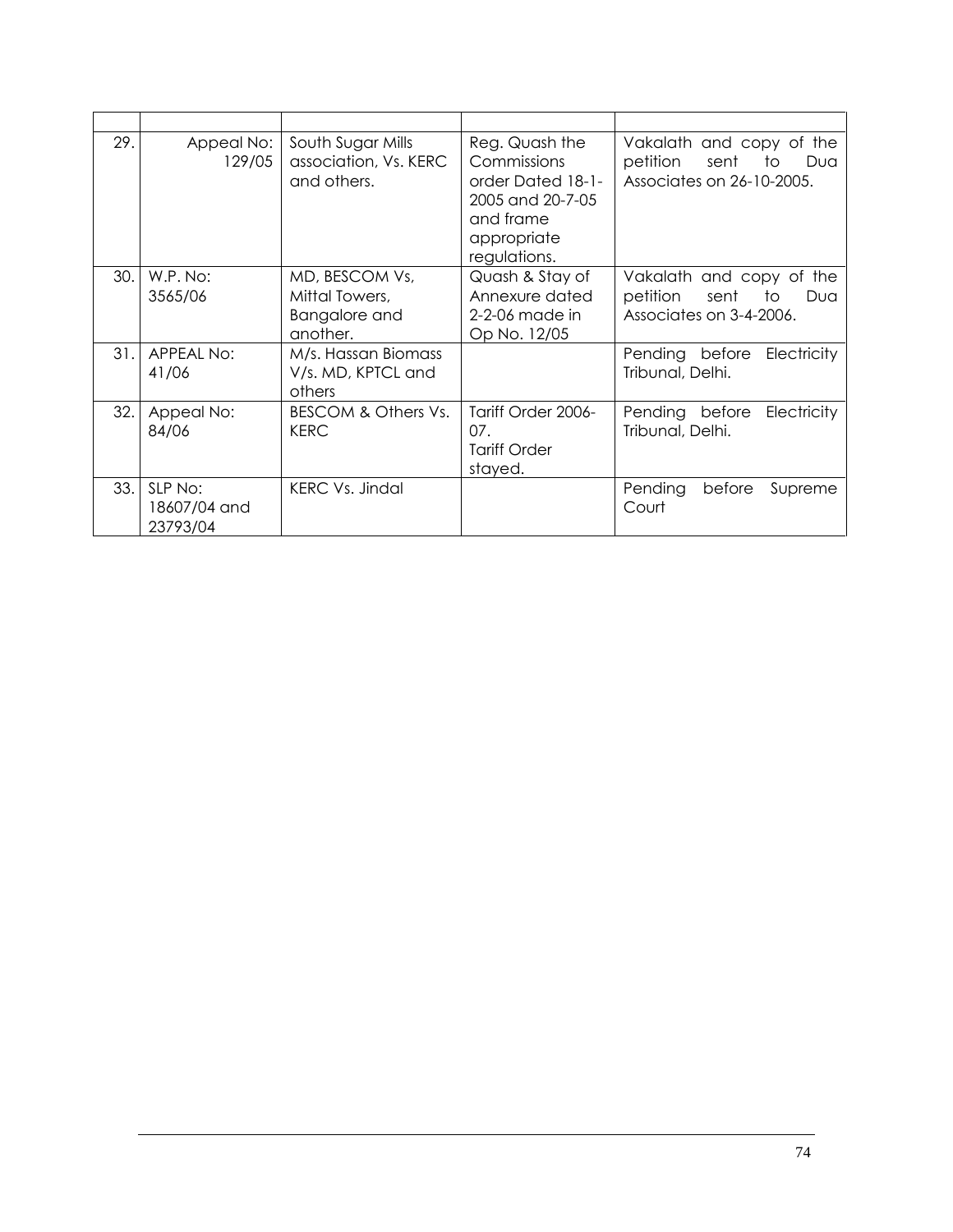| | | | | |
|---|---|---|---|---|
| 29. | Appeal No: 129/05 | South Sugar Mills association, Vs. KERC and others. | Reg. Quash the Commissions order Dated 18-1-2005 and 20-7-05 and frame appropriate regulations. | Vakalath and copy of the petition sent to Dua Associates on 26-10-2005. |
| 30. | W.P. No: 3565/06 | MD, BESCOM Vs, Mittal Towers, Bangalore and another. | Quash & Stay of Annexure dated 2-2-06 made in Op No. 12/05 | Vakalath and copy of the petition sent to Dua Associates on 3-4-2006. |
| 31. | APPEAL No: 41/06 | M/s. Hassan Biomass V/s. MD, KPTCL and others | | Pending before Electricity Tribunal, Delhi. |
| 32. | Appeal No: 84/06 | BESCOM & Others Vs. KERC | Tariff Order 2006-07. Tariff Order stayed. | Pending before Electricity Tribunal, Delhi. |
| 33. | SLP No: 18607/04 and 23793/04 | KERC Vs. Jindal | | Pending before Supreme Court |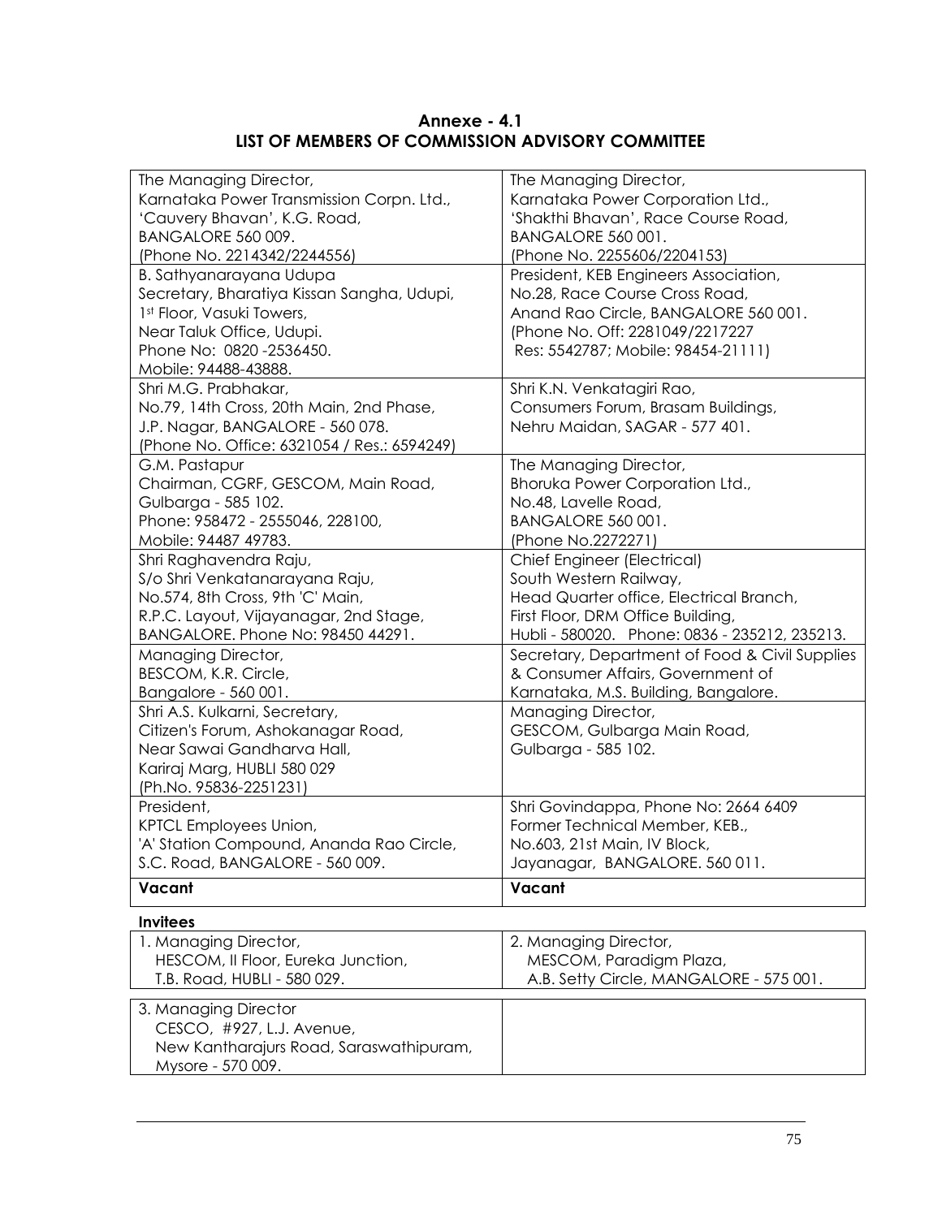**Annexe - 4.1**
**LIST OF MEMBERS OF COMMISSION ADVISORY COMMITTEE**

| | |
|---|---|
| The Managing Director,<br>Karnataka Power Transmission Corpn. Ltd.,<br>'Cauvery Bhavan', K.G. Road,<br>BANGALORE 560 009.<br>(Phone No. 2214342/2244556) | The Managing Director,<br>Karnataka Power Corporation Ltd.,<br>'Shakthi Bhavan', Race Course Road,<br>BANGALORE 560 001.<br>(Phone No. 2255606/2204153) |
| B. Sathyanarayana Udupa<br>Secretary, Bharatiya Kissan Sangha, Udupi,<br>1st Floor, Vasuki Towers,<br>Near Taluk Office, Udupi.<br>Phone No: 0820 -2536450.<br>Mobile: 94488-43888. | President, KEB Engineers Association,<br>No.28, Race Course Cross Road,<br>Anand Rao Circle, BANGALORE 560 001.<br>(Phone No. Off: 2281049/2217227<br>Res: 5542787; Mobile: 98454-21111) |
| Shri M.G. Prabhakar,<br>No.79, 14th Cross, 20th Main, 2nd Phase,<br>J.P. Nagar, BANGALORE - 560 078.<br>(Phone No. Office: 6321054 / Res.: 6594249) | Shri K.N. Venkatagiri Rao,<br>Consumers Forum, Brasam Buildings,<br>Nehru Maidan, SAGAR - 577 401. |
| G.M. Pastapur<br>Chairman, CGRF, GESCOM, Main Road,<br>Gulbarga - 585 102.<br>Phone: 958472 - 2555046, 228100,<br>Mobile: 94487 49783. | The Managing Director,<br>Bhoruka Power Corporation Ltd.,<br>No.48, Lavelle Road,<br>BANGALORE 560 001.<br>(Phone No.2272271) |
| Shri Raghavendra Raju,<br>S/o Shri Venkatanarayana Raju,<br>No.574, 8th Cross, 9th 'C' Main,<br>R.P.C. Layout, Vijayanagar, 2nd Stage,<br>BANGALORE. Phone No: 98450 44291. | Chief Engineer (Electrical)<br>South Western Railway,<br>Head Quarter office, Electrical Branch,<br>First Floor, DRM Office Building,<br>Hubli - 580020. Phone: 0836 - 235212, 235213. |
| Managing Director,<br>BESCOM, K.R. Circle,<br>Bangalore - 560 001. | Secretary, Department of Food & Civil Supplies<br>& Consumer Affairs, Government of<br>Karnataka, M.S. Building, Bangalore. |
| Shri A.S. Kulkarni, Secretary,<br>Citizen's Forum, Ashokanagar Road,<br>Near Sawai Gandharva Hall,<br>Kariraj Marg, HUBLI 580 029<br>(Ph.No. 95836-2251231) | Managing Director,<br>GESCOM, Gulbarga Main Road,<br>Gulbarga - 585 102. |
| President,<br>KPTCL Employees Union,<br>'A' Station Compound, Ananda Rao Circle,<br>S.C. Road, BANGALORE - 560 009. | Shri Govindappa, Phone No: 2664 6409<br>Former Technical Member, KEB.,<br>No.603, 21st Main, IV Block,<br>Jayanagar, BANGALORE. 560 011. |
| **Vacant** | **Vacant** |

**Invitees**

| | |
|---|---|
| 1. Managing Director,<br>HESCOM, II Floor, Eureka Junction,<br>T.B. Road, HUBLI - 580 029. | 2. Managing Director,<br>MESCOM, Paradigm Plaza,<br>A.B. Setty Circle, MANGALORE - 575 001. |
| 3. Managing Director<br>CESCO, #927, L.J. Avenue,<br>New Kantharajurs Road, Saraswathipuram,<br>Mysore - 570 009. | |